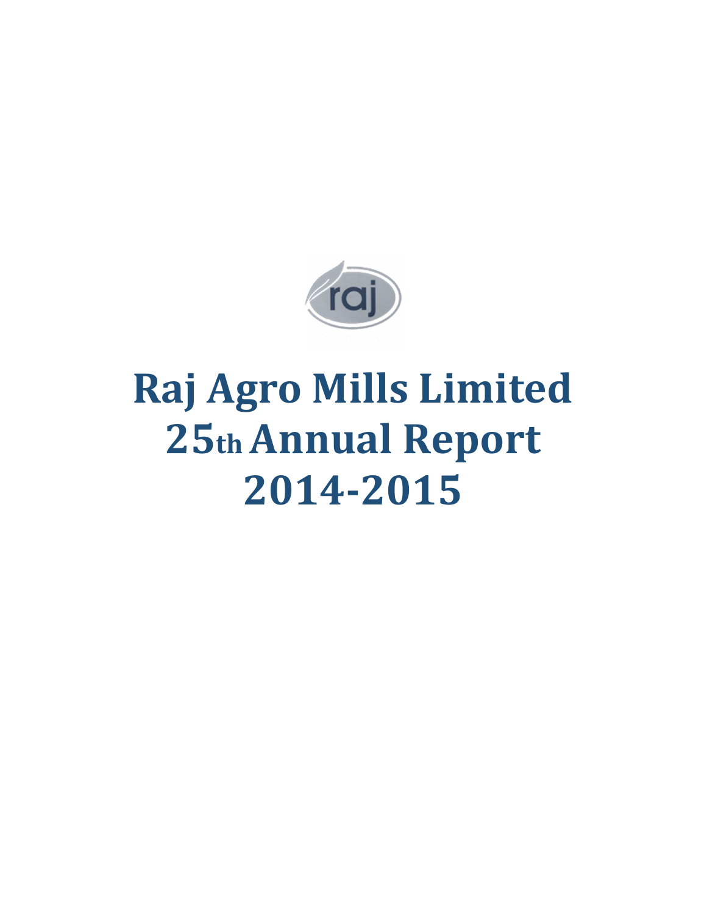raj

# Raj Agro Mills Limited
# 25th Annual Report
# 2014-2015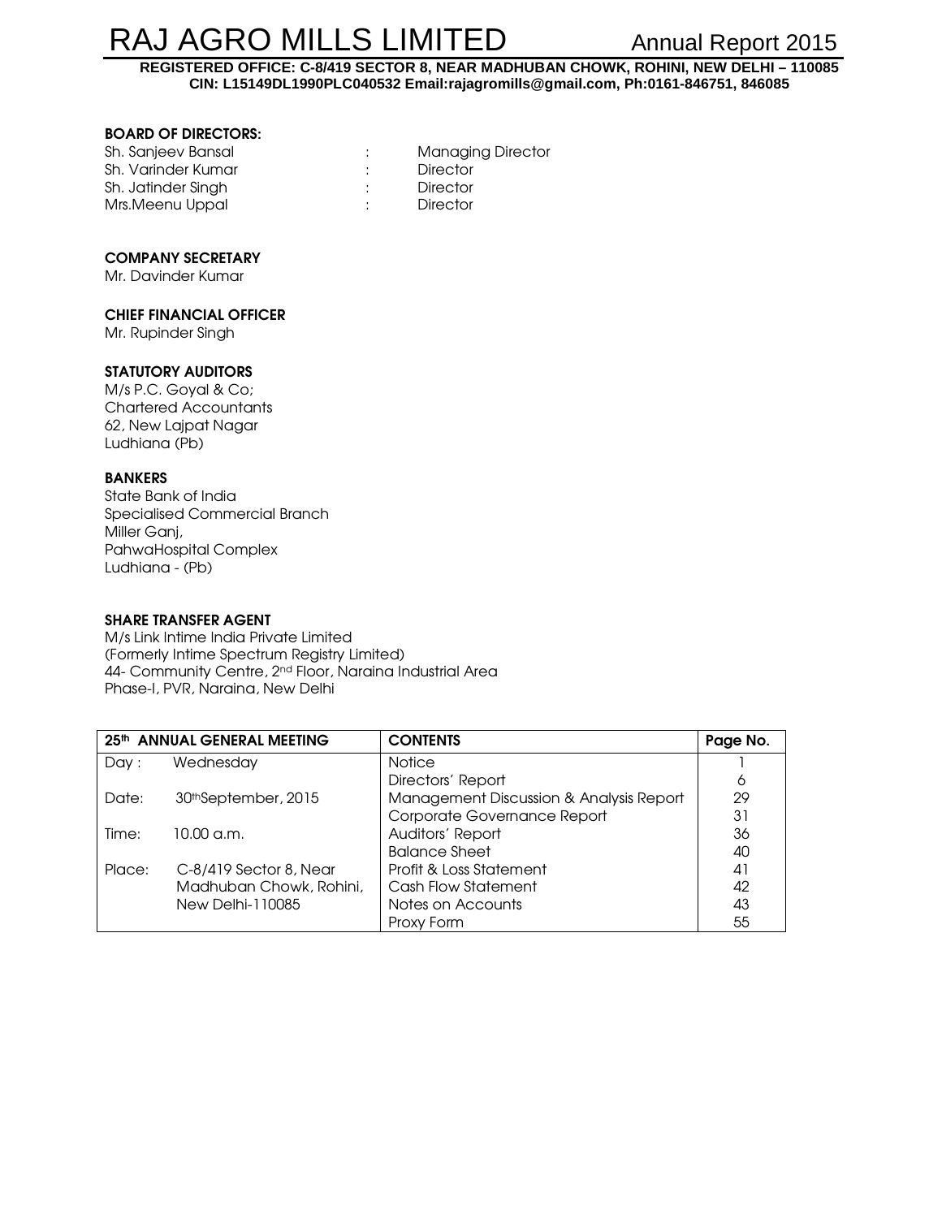# RAJ AGRO MILLS LIMITED

Annual Report 2015

**REGISTERED OFFICE: C-8/419 SECTOR 8, NEAR MADHUBAN CHOWK, ROHINI, NEW DELHI – 110085**
**CIN: L15149DL1990PLC040532 Email:rajagromills@gmail.com, Ph:0161-846751, 846085**

**BOARD OF DIRECTORS:**

| | | |
|---|---|---|
| Sh. Sanjeev Bansal | : | Managing Director |
| Sh. Varinder Kumar | : | Director |
| Sh. Jatinder Singh | : | Director |
| Mrs.Meenu Uppal | : | Director |

**COMPANY SECRETARY**
Mr. Davinder Kumar

**CHIEF FINANCIAL OFFICER**
Mr. Rupinder Singh

**STATUTORY AUDITORS**
M/s P.C. Goyal & Co;
Chartered Accountants
62, New Lajpat Nagar
Ludhiana (Pb)

**BANKERS**
State Bank of India
Specialised Commercial Branch
Miller Ganj,
PahwaHospital Complex
Ludhiana - (Pb)

**SHARE TRANSFER AGENT**
M/s Link Intime India Private Limited
(Formerly Intime Spectrum Registry Limited)
44- Community Centre, 2nd Floor, Naraina Industrial Area
Phase-I, PVR, Naraina, New Delhi

| 25th ANNUAL GENERAL MEETING | | CONTENTS | Page No. |
|---|---|---|---|
| Day : | Wednesday | Notice | 1 |
| | | Directors' Report | 6 |
| Date: | 30thSeptember, 2015 | Management Discussion & Analysis Report | 29 |
| | | Corporate Governance Report | 31 |
| Time: | 10.00 a.m. | Auditors' Report | 36 |
| | | Balance Sheet | 40 |
| Place: | C-8/419 Sector 8, Near | Profit & Loss Statement | 41 |
| | Madhuban Chowk, Rohini, | Cash Flow Statement | 42 |
| | New Delhi-110085 | Notes on Accounts | 43 |
| | | Proxy Form | 55 |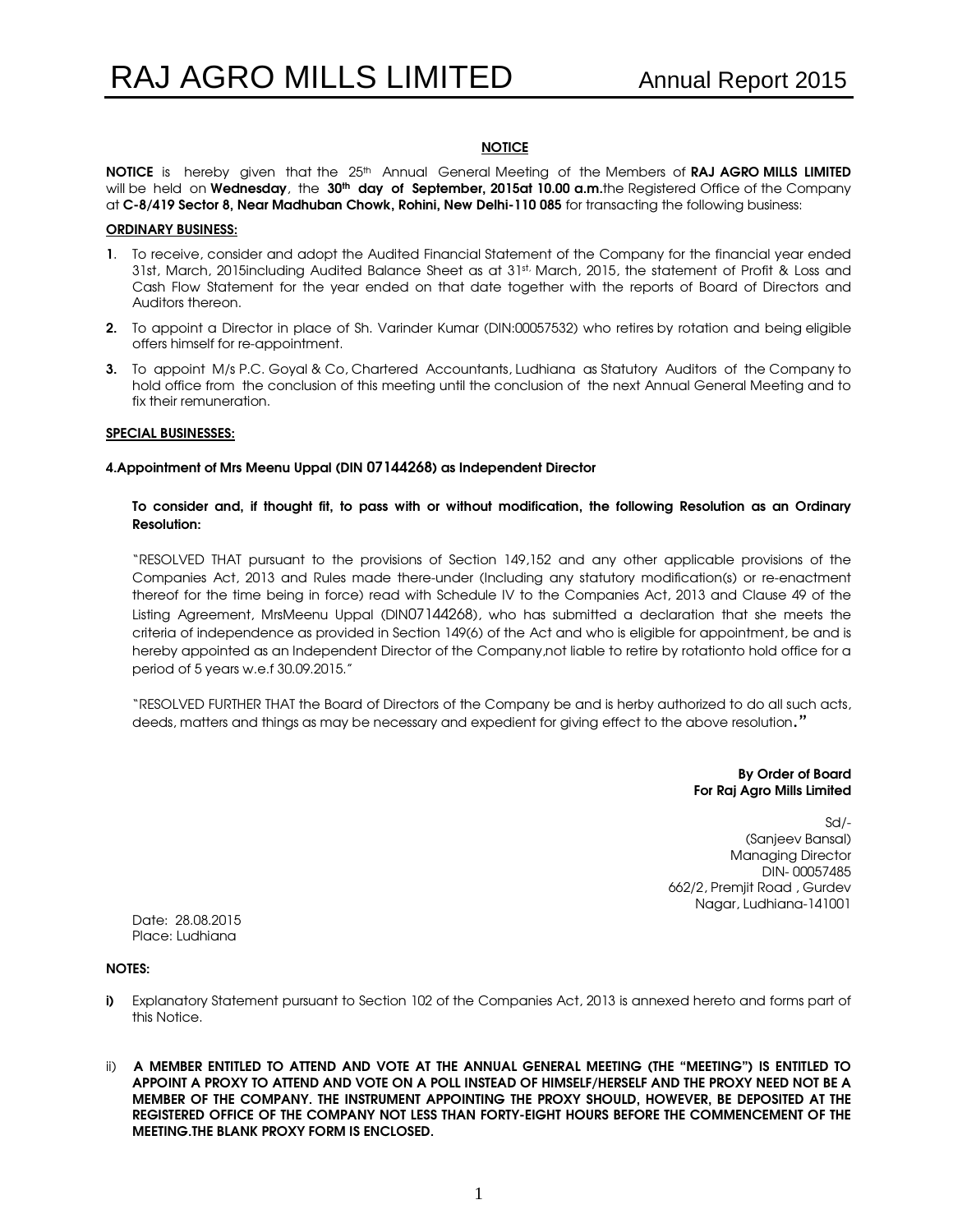## NOTICE

**NOTICE** is hereby given that the 25th Annual General Meeting of the Members of **RAJ AGRO MILLS LIMITED** will be held on **Wednesday**, the **30th day of September, 2015at 10.00 a.m.**the Registered Office of the Company at **C-8/419 Sector 8, Near Madhuban Chowk, Rohini, New Delhi-110 085** for transacting the following business:

**ORDINARY BUSINESS:**

1. To receive, consider and adopt the Audited Financial Statement of the Company for the financial year ended 31st, March, 2015including Audited Balance Sheet as at 31st, March, 2015, the statement of Profit & Loss and Cash Flow Statement for the year ended on that date together with the reports of Board of Directors and Auditors thereon.
2. To appoint a Director in place of Sh. Varinder Kumar (DIN:00057532) who retires by rotation and being eligible offers himself for re-appointment.
3. To appoint M/s P.C. Goyal & Co, Chartered Accountants, Ludhiana as Statutory Auditors of the Company to hold office from the conclusion of this meeting until the conclusion of the next Annual General Meeting and to fix their remuneration.

**SPECIAL BUSINESSES:**

**4.Appointment of Mrs Meenu Uppal (DIN 07144268) as Independent Director**

**To consider and, if thought fit, to pass with or without modification, the following Resolution as an Ordinary Resolution:**

"RESOLVED THAT pursuant to the provisions of Section 149,152 and any other applicable provisions of the Companies Act, 2013 and Rules made there-under (Including any statutory modification(s) or re-enactment thereof for the time being in force) read with Schedule IV to the Companies Act, 2013 and Clause 49 of the Listing Agreement, MrsMeenu Uppal (DIN07144268), who has submitted a declaration that she meets the criteria of independence as provided in Section 149(6) of the Act and who is eligible for appointment, be and is hereby appointed as an Independent Director of the Company,not liable to retire by rotationto hold office for a period of 5 years w.e.f 30.09.2015."

"RESOLVED FURTHER THAT the Board of Directors of the Company be and is herby authorized to do all such acts, deeds, matters and things as may be necessary and expedient for giving effect to the above resolution**."**

**By Order of Board**
**For Raj Agro Mills Limited**

Sd/-
(Sanjeev Bansal)
Managing Director
DIN- 00057485
662/2, Premjit Road , Gurdev
Nagar, Ludhiana-141001

Date: 28.08.2015
Place: Ludhiana

**NOTES:**

**i)** Explanatory Statement pursuant to Section 102 of the Companies Act, 2013 is annexed hereto and forms part of this Notice.

ii) **A MEMBER ENTITLED TO ATTEND AND VOTE AT THE ANNUAL GENERAL MEETING (THE "MEETING") IS ENTITLED TO APPOINT A PROXY TO ATTEND AND VOTE ON A POLL INSTEAD OF HIMSELF/HERSELF AND THE PROXY NEED NOT BE A MEMBER OF THE COMPANY. THE INSTRUMENT APPOINTING THE PROXY SHOULD, HOWEVER, BE DEPOSITED AT THE REGISTERED OFFICE OF THE COMPANY NOT LESS THAN FORTY-EIGHT HOURS BEFORE THE COMMENCEMENT OF THE MEETING.THE BLANK PROXY FORM IS ENCLOSED.**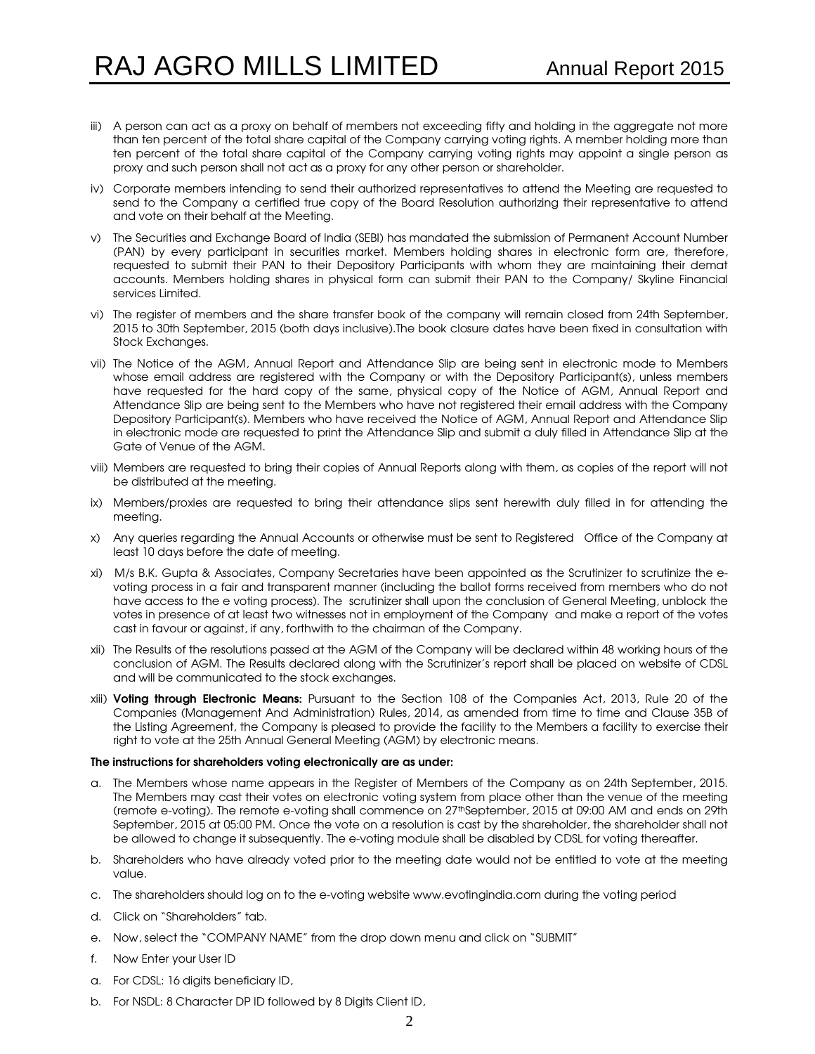iii) A person can act as a proxy on behalf of members not exceeding fifty and holding in the aggregate not more than ten percent of the total share capital of the Company carrying voting rights. A member holding more than ten percent of the total share capital of the Company carrying voting rights may appoint a single person as proxy and such person shall not act as a proxy for any other person or shareholder.

iv) Corporate members intending to send their authorized representatives to attend the Meeting are requested to send to the Company a certified true copy of the Board Resolution authorizing their representative to attend and vote on their behalf at the Meeting.

v) The Securities and Exchange Board of India (SEBI) has mandated the submission of Permanent Account Number (PAN) by every participant in securities market. Members holding shares in electronic form are, therefore, requested to submit their PAN to their Depository Participants with whom they are maintaining their demat accounts. Members holding shares in physical form can submit their PAN to the Company/ Skyline Financial services Limited.

vi) The register of members and the share transfer book of the company will remain closed from 24th September, 2015 to 30th September, 2015 (both days inclusive).The book closure dates have been fixed in consultation with Stock Exchanges.

vii) The Notice of the AGM, Annual Report and Attendance Slip are being sent in electronic mode to Members whose email address are registered with the Company or with the Depository Participant(s), unless members have requested for the hard copy of the same, physical copy of the Notice of AGM, Annual Report and Attendance Slip are being sent to the Members who have not registered their email address with the Company Depository Participant(s). Members who have received the Notice of AGM, Annual Report and Attendance Slip in electronic mode are requested to print the Attendance Slip and submit a duly filled in Attendance Slip at the Gate of Venue of the AGM.

viii) Members are requested to bring their copies of Annual Reports along with them, as copies of the report will not be distributed at the meeting.

ix) Members/proxies are requested to bring their attendance slips sent herewith duly filled in for attending the meeting.

x) Any queries regarding the Annual Accounts or otherwise must be sent to Registered Office of the Company at least 10 days before the date of meeting.

xi) M/s B.K. Gupta & Associates, Company Secretaries have been appointed as the Scrutinizer to scrutinize the e-voting process in a fair and transparent manner (including the ballot forms received from members who do not have access to the e voting process). The scrutinizer shall upon the conclusion of General Meeting, unblock the votes in presence of at least two witnesses not in employment of the Company and make a report of the votes cast in favour or against, if any, forthwith to the chairman of the Company.

xii) The Results of the resolutions passed at the AGM of the Company will be declared within 48 working hours of the conclusion of AGM. The Results declared along with the Scrutinizer's report shall be placed on website of CDSL and will be communicated to the stock exchanges.

xiii) **Voting through Electronic Means:** Pursuant to the Section 108 of the Companies Act, 2013, Rule 20 of the Companies (Management And Administration) Rules, 2014, as amended from time to time and Clause 35B of the Listing Agreement, the Company is pleased to provide the facility to the Members a facility to exercise their right to vote at the 25th Annual General Meeting (AGM) by electronic means.

**The instructions for shareholders voting electronically are as under:**

a. The Members whose name appears in the Register of Members of the Company as on 24th September, 2015. The Members may cast their votes on electronic voting system from place other than the venue of the meeting (remote e-voting). The remote e-voting shall commence on 27thSeptember, 2015 at 09:00 AM and ends on 29th September, 2015 at 05:00 PM. Once the vote on a resolution is cast by the shareholder, the shareholder shall not be allowed to change it subsequently. The e-voting module shall be disabled by CDSL for voting thereafter.

b. Shareholders who have already voted prior to the meeting date would not be entitled to vote at the meeting value.

c. The shareholders should log on to the e-voting website www.evotingindia.com during the voting period

d. Click on "Shareholders" tab.

e. Now, select the "COMPANY NAME" from the drop down menu and click on "SUBMIT"

f. Now Enter your User ID

a. For CDSL: 16 digits beneficiary ID,

b. For NSDL: 8 Character DP ID followed by 8 Digits Client ID,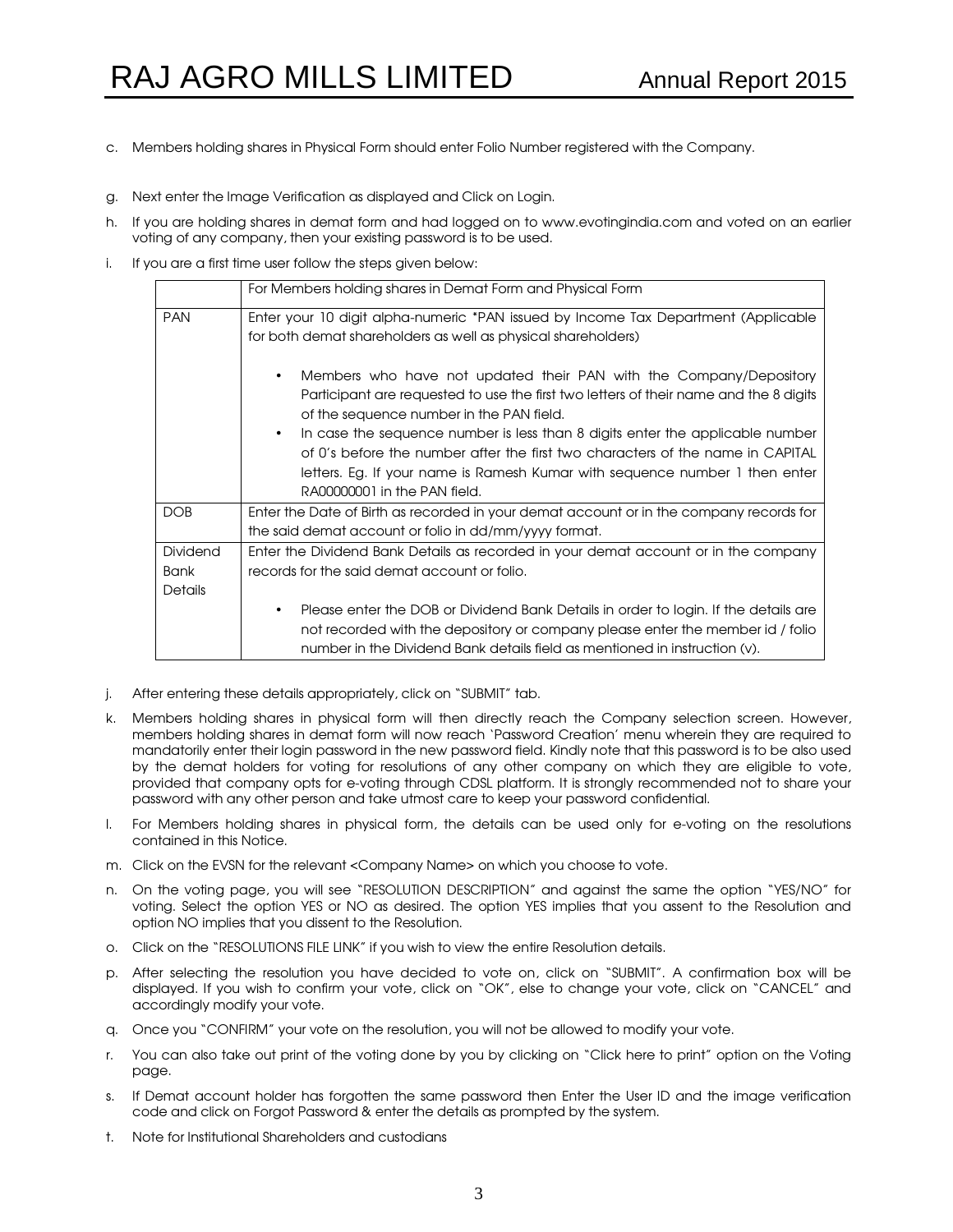c. Members holding shares in Physical Form should enter Folio Number registered with the Company.

g. Next enter the Image Verification as displayed and Click on Login.

h. If you are holding shares in demat form and had logged on to www.evotingindia.com and voted on an earlier voting of any company, then your existing password is to be used.

i. If you are a first time user follow the steps given below:

| | For Members holding shares in Demat Form and Physical Form |
|---|---|
| PAN | Enter your 10 digit alpha-numeric *PAN issued by Income Tax Department (Applicable for both demat shareholders as well as physical shareholders)<br><br>• Members who have not updated their PAN with the Company/Depository Participant are requested to use the first two letters of their name and the 8 digits of the sequence number in the PAN field.<br>• In case the sequence number is less than 8 digits enter the applicable number of 0's before the number after the first two characters of the name in CAPITAL letters. Eg. If your name is Ramesh Kumar with sequence number 1 then enter RA00000001 in the PAN field. |
| DOB | Enter the Date of Birth as recorded in your demat account or in the company records for the said demat account or folio in dd/mm/yyyy format. |
| Dividend Bank Details | Enter the Dividend Bank Details as recorded in your demat account or in the company records for the said demat account or folio.<br><br>• Please enter the DOB or Dividend Bank Details in order to login. If the details are not recorded with the depository or company please enter the member id / folio number in the Dividend Bank details field as mentioned in instruction (v). |

j. After entering these details appropriately, click on "SUBMIT" tab.

k. Members holding shares in physical form will then directly reach the Company selection screen. However, members holding shares in demat form will now reach 'Password Creation' menu wherein they are required to mandatorily enter their login password in the new password field. Kindly note that this password is to be also used by the demat holders for voting for resolutions of any other company on which they are eligible to vote, provided that company opts for e-voting through CDSL platform. It is strongly recommended not to share your password with any other person and take utmost care to keep your password confidential.

l. For Members holding shares in physical form, the details can be used only for e-voting on the resolutions contained in this Notice.

m. Click on the EVSN for the relevant <Company Name> on which you choose to vote.

n. On the voting page, you will see "RESOLUTION DESCRIPTION" and against the same the option "YES/NO" for voting. Select the option YES or NO as desired. The option YES implies that you assent to the Resolution and option NO implies that you dissent to the Resolution.

o. Click on the "RESOLUTIONS FILE LINK" if you wish to view the entire Resolution details.

p. After selecting the resolution you have decided to vote on, click on "SUBMIT". A confirmation box will be displayed. If you wish to confirm your vote, click on "OK", else to change your vote, click on "CANCEL" and accordingly modify your vote.

q. Once you "CONFIRM" your vote on the resolution, you will not be allowed to modify your vote.

r. You can also take out print of the voting done by you by clicking on "Click here to print" option on the Voting page.

s. If Demat account holder has forgotten the same password then Enter the User ID and the image verification code and click on Forgot Password & enter the details as prompted by the system.

t. Note for Institutional Shareholders and custodians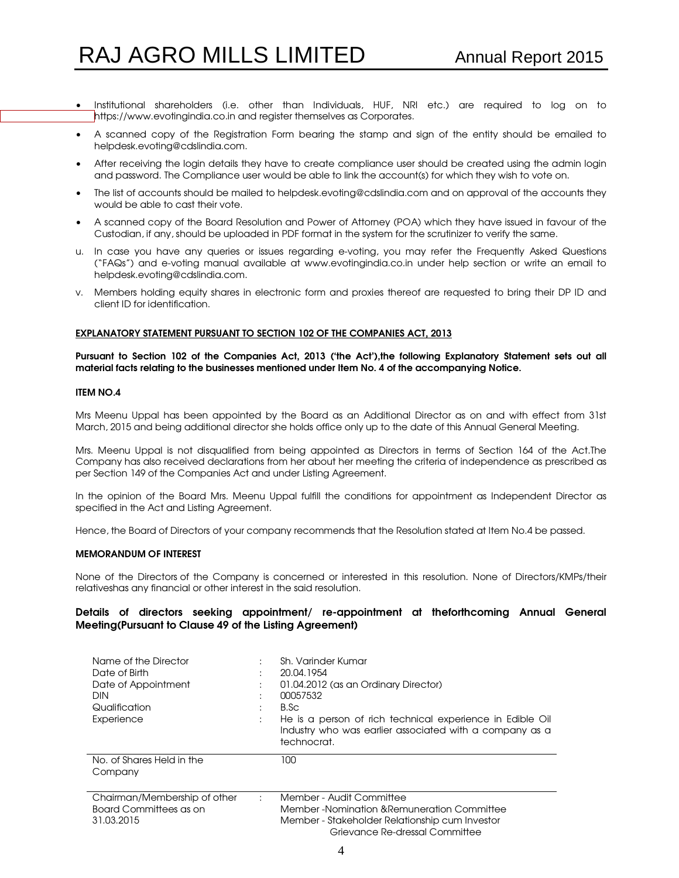- Institutional shareholders (i.e. other than Individuals, HUF, NRI etc.) are required to log on to https://www.evotingindia.co.in and register themselves as Corporates.
- A scanned copy of the Registration Form bearing the stamp and sign of the entity should be emailed to helpdesk.evoting@cdslindia.com.
- After receiving the login details they have to create compliance user should be created using the admin login and password. The Compliance user would be able to link the account(s) for which they wish to vote on.
- The list of accounts should be mailed to helpdesk.evoting@cdslindia.com and on approval of the accounts they would be able to cast their vote.
- A scanned copy of the Board Resolution and Power of Attorney (POA) which they have issued in favour of the Custodian, if any, should be uploaded in PDF format in the system for the scrutinizer to verify the same.

u. In case you have any queries or issues regarding e-voting, you may refer the Frequently Asked Questions ("FAQs") and e-voting manual available at www.evotingindia.co.in under help section or write an email to helpdesk.evoting@cdslindia.com.

v. Members holding equity shares in electronic form and proxies thereof are requested to bring their DP ID and client ID for identification.

**EXPLANATORY STATEMENT PURSUANT TO SECTION 102 OF THE COMPANIES ACT, 2013**

**Pursuant to Section 102 of the Companies Act, 2013 ('the Act'),the following Explanatory Statement sets out all material facts relating to the businesses mentioned under Item No. 4 of the accompanying Notice.**

**ITEM NO.4**

Mrs Meenu Uppal has been appointed by the Board as an Additional Director as on and with effect from 31st March, 2015 and being additional director she holds office only up to the date of this Annual General Meeting.

Mrs. Meenu Uppal is not disqualified from being appointed as Directors in terms of Section 164 of the Act.The Company has also received declarations from her about her meeting the criteria of independence as prescribed as per Section 149 of the Companies Act and under Listing Agreement.

In the opinion of the Board Mrs. Meenu Uppal fulfill the conditions for appointment as Independent Director as specified in the Act and Listing Agreement.

Hence, the Board of Directors of your company recommends that the Resolution stated at Item No.4 be passed.

**MEMORANDUM OF INTEREST**

None of the Directors of the Company is concerned or interested in this resolution. None of Directors/KMPs/their relativeshas any financial or other interest in the said resolution.

**Details of directors seeking appointment/ re-appointment at theforthcoming Annual General Meeting(Pursuant to Clause 49 of the Listing Agreement)**

| | | |
|---|---|---|
| Name of the Director | : | Sh. Varinder Kumar |
| Date of Birth | : | 20.04.1954 |
| Date of Appointment | : | 01.04.2012 (as an Ordinary Director) |
| DIN | : | 00057532 |
| Qualification | : | B.Sc |
| Experience | : | He is a person of rich technical experience in Edible Oil Industry who was earlier associated with a company as a technocrat. |
| No. of Shares Held in the Company | | 100 |
| Chairman/Membership of other Board Committees as on 31.03.2015 | : | Member - Audit Committee<br>Member -Nomination &Remuneration Committee<br>Member - Stakeholder Relationship cum Investor Grievance Re-dressal Committee |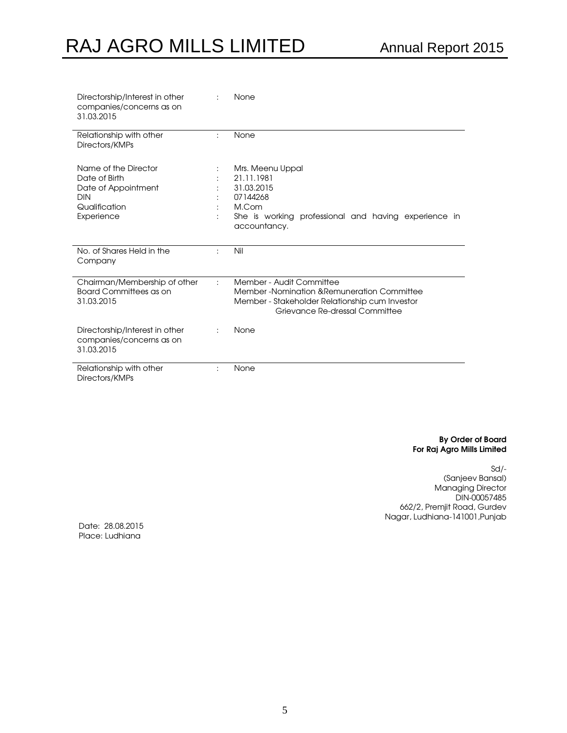| | | |
|---|---|---|
| Directorship/Interest in other companies/concerns as on 31.03.2015 | : | None |
| Relationship with other Directors/KMPs | : | None |
| Name of the Director | : | Mrs. Meenu Uppal |
| Date of Birth | : | 21.11.1981 |
| Date of Appointment | : | 31.03.2015 |
| DIN | : | 07144268 |
| Qualification | : | M.Com |
| Experience | : | She is working professional and having experience in accountancy. |
| No. of Shares Held in the Company | : | Nil |
| Chairman/Membership of other Board Committees as on 31.03.2015 | : | Member - Audit Committee<br>Member -Nomination &Remuneration Committee<br>Member - Stakeholder Relationship cum Investor Grievance Re-dressal Committee |
| Directorship/Interest in other companies/concerns as on 31.03.2015 | : | None |
| Relationship with other Directors/KMPs | : | None |

**By Order of Board**
**For Raj Agro Mills Limited**

Sd/-
(Sanjeev Bansal)
Managing Director
DIN-00057485
662/2, Premjit Road, Gurdev Nagar, Ludhiana-141001,Punjab

Date: 28.08.2015
Place: Ludhiana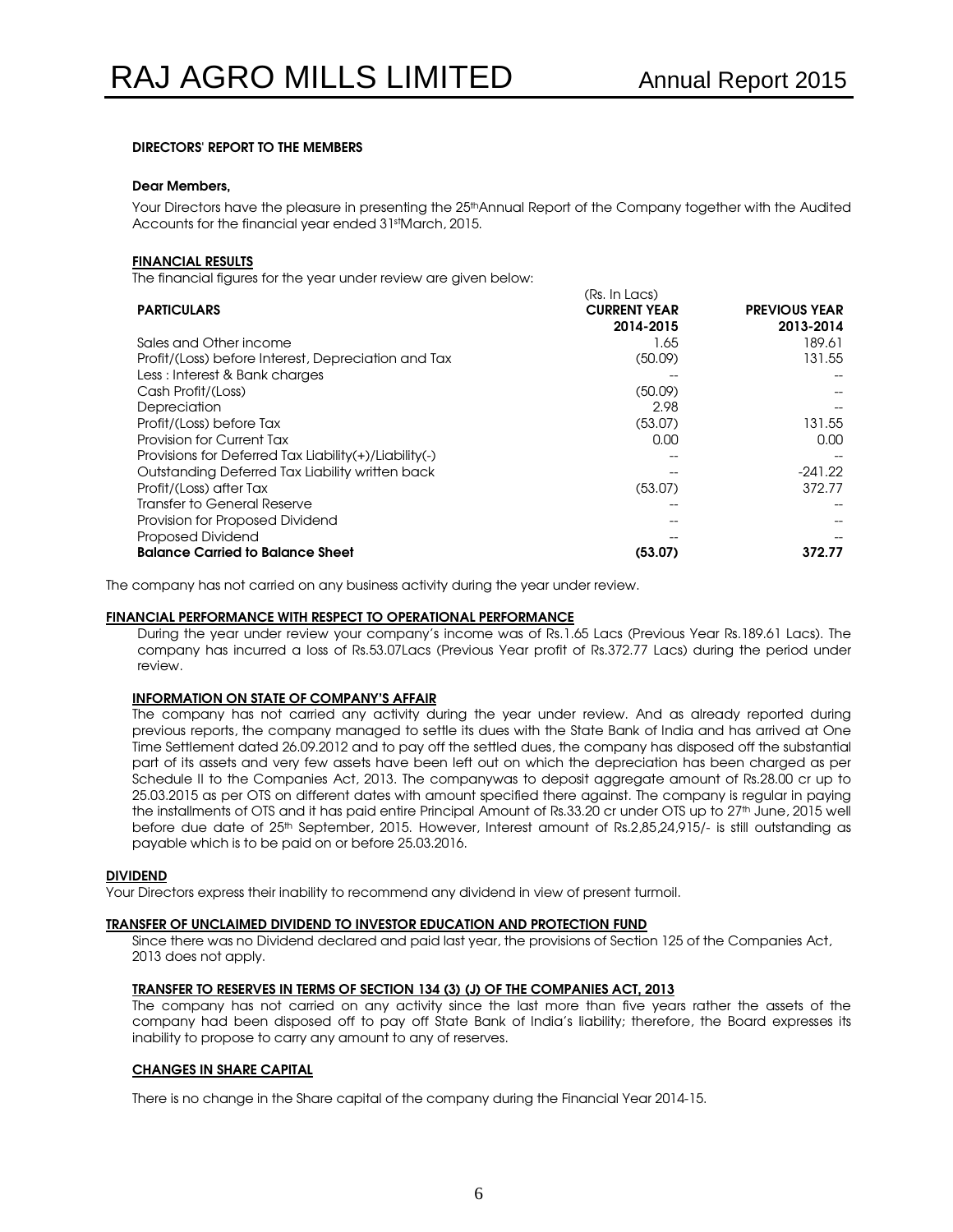## DIRECTORS' REPORT TO THE MEMBERS

**Dear Members,**

Your Directors have the pleasure in presenting the 25th Annual Report of the Company together with the Audited Accounts for the financial year ended 31st March, 2015.

### FINANCIAL RESULTS

The financial figures for the year under review are given below:

| PARTICULARS | (Rs. In Lacs) CURRENT YEAR 2014-2015 | PREVIOUS YEAR 2013-2014 |
|---|---|---|
| Sales and Other income | 1.65 | 189.61 |
| Profit/(Loss) before Interest, Depreciation and Tax | (50.09) | 131.55 |
| Less : Interest & Bank charges | -- | -- |
| Cash Profit/(Loss) | (50.09) | -- |
| Depreciation | 2.98 | -- |
| Profit/(Loss) before Tax | (53.07) | 131.55 |
| Provision for Current Tax | 0.00 | 0.00 |
| Provisions for Deferred Tax Liability(+)/Liability(-) | -- | -- |
| Outstanding Deferred Tax Liability written back | -- | -241.22 |
| Profit/(Loss) after Tax | (53.07) | 372.77 |
| Transfer to General Reserve | -- | -- |
| Provision for Proposed Dividend | -- | -- |
| Proposed Dividend | -- | -- |
| **Balance Carried to Balance Sheet** | **(53.07)** | **372.77** |

The company has not carried on any business activity during the year under review.

### FINANCIAL PERFORMANCE WITH RESPECT TO OPERATIONAL PERFORMANCE

During the year under review your company's income was of Rs.1.65 Lacs (Previous Year Rs.189.61 Lacs). The company has incurred a loss of Rs.53.07Lacs (Previous Year profit of Rs.372.77 Lacs) during the period under review.

### INFORMATION ON STATE OF COMPANY'S AFFAIR

The company has not carried any activity during the year under review. And as already reported during previous reports, the company managed to settle its dues with the State Bank of India and has arrived at One Time Settlement dated 26.09.2012 and to pay off the settled dues, the company has disposed off the substantial part of its assets and very few assets have been left out on which the depreciation has been charged as per Schedule II to the Companies Act, 2013. The companywas to deposit aggregate amount of Rs.28.00 cr up to 25.03.2015 as per OTS on different dates with amount specified there against. The company is regular in paying the installments of OTS and it has paid entire Principal Amount of Rs.33.20 cr under OTS up to 27th June, 2015 well before due date of 25th September, 2015. However, Interest amount of Rs.2,85,24,915/- is still outstanding as payable which is to be paid on or before 25.03.2016.

### DIVIDEND

Your Directors express their inability to recommend any dividend in view of present turmoil.

### TRANSFER OF UNCLAIMED DIVIDEND TO INVESTOR EDUCATION AND PROTECTION FUND

Since there was no Dividend declared and paid last year, the provisions of Section 125 of the Companies Act, 2013 does not apply.

### TRANSFER TO RESERVES IN TERMS OF SECTION 134 (3) (J) OF THE COMPANIES ACT, 2013

The company has not carried on any activity since the last more than five years rather the assets of the company had been disposed off to pay off State Bank of India's liability; therefore, the Board expresses its inability to propose to carry any amount to any of reserves.

### CHANGES IN SHARE CAPITAL

There is no change in the Share capital of the company during the Financial Year 2014-15.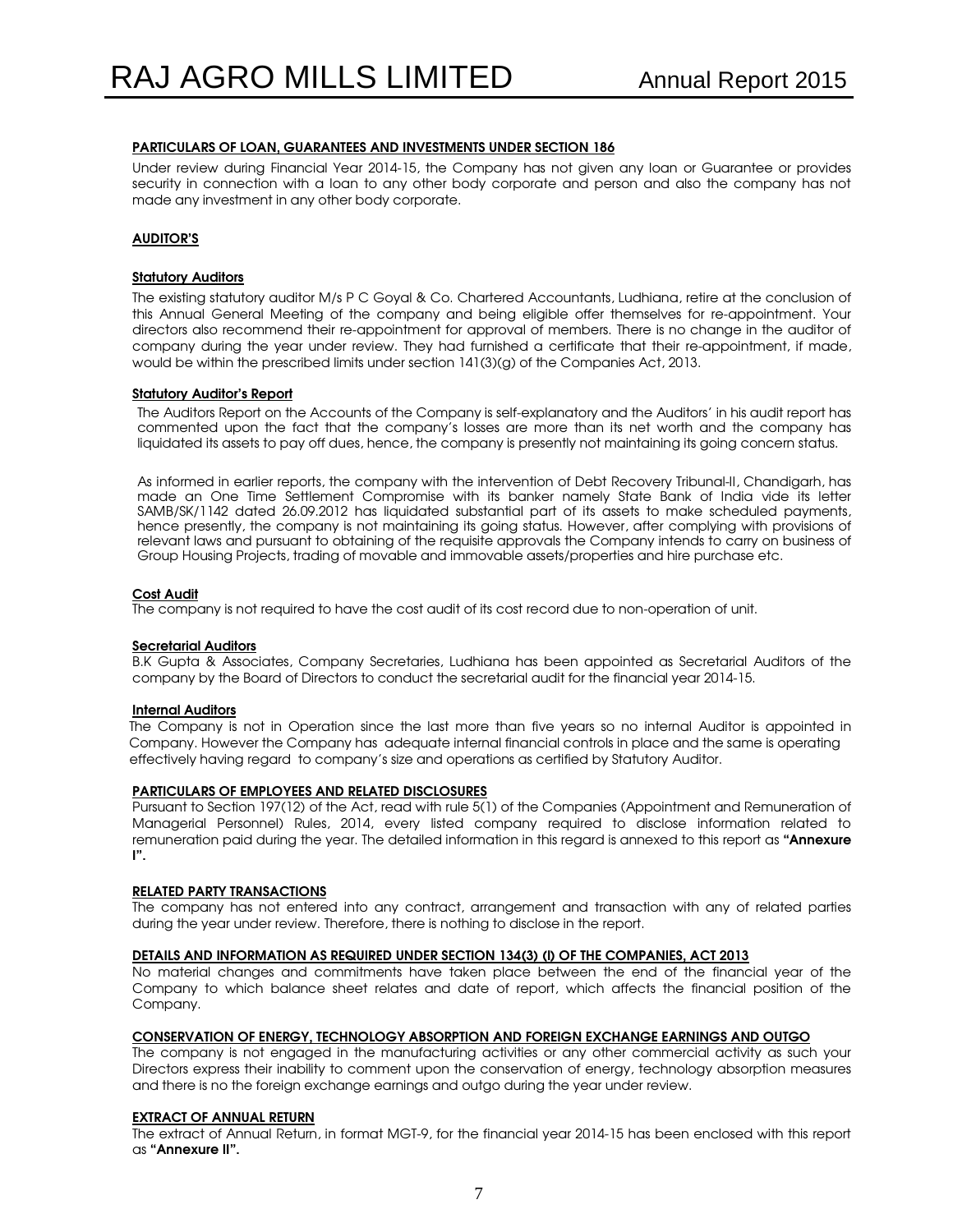**PARTICULARS OF LOAN, GUARANTEES AND INVESTMENTS UNDER SECTION 186**

Under review during Financial Year 2014-15, the Company has not given any loan or Guarantee or provides security in connection with a loan to any other body corporate and person and also the company has not made any investment in any other body corporate.

**AUDITOR'S**

**Statutory Auditors**

The existing statutory auditor M/s P C Goyal & Co. Chartered Accountants, Ludhiana, retire at the conclusion of this Annual General Meeting of the company and being eligible offer themselves for re-appointment. Your directors also recommend their re-appointment for approval of members. There is no change in the auditor of company during the year under review. They had furnished a certificate that their re-appointment, if made, would be within the prescribed limits under section 141(3)(g) of the Companies Act, 2013.

**Statutory Auditor's Report**

The Auditors Report on the Accounts of the Company is self-explanatory and the Auditors' in his audit report has commented upon the fact that the company's losses are more than its net worth and the company has liquidated its assets to pay off dues, hence, the company is presently not maintaining its going concern status.

As informed in earlier reports, the company with the intervention of Debt Recovery Tribunal-II, Chandigarh, has made an One Time Settlement Compromise with its banker namely State Bank of India vide its letter SAMB/SK/1142 dated 26.09.2012 has liquidated substantial part of its assets to make scheduled payments, hence presently, the company is not maintaining its going status. However, after complying with provisions of relevant laws and pursuant to obtaining of the requisite approvals the Company intends to carry on business of Group Housing Projects, trading of movable and immovable assets/properties and hire purchase etc.

**Cost Audit**

The company is not required to have the cost audit of its cost record due to non-operation of unit.

**Secretarial Auditors**

B.K Gupta & Associates, Company Secretaries, Ludhiana has been appointed as Secretarial Auditors of the company by the Board of Directors to conduct the secretarial audit for the financial year 2014-15.

**Internal Auditors**

The Company is not in Operation since the last more than five years so no internal Auditor is appointed in Company. However the Company has adequate internal financial controls in place and the same is operating effectively having regard to company's size and operations as certified by Statutory Auditor.

**PARTICULARS OF EMPLOYEES AND RELATED DISCLOSURES**

Pursuant to Section 197(12) of the Act, read with rule 5(1) of the Companies (Appointment and Remuneration of Managerial Personnel) Rules, 2014, every listed company required to disclose information related to remuneration paid during the year. The detailed information in this regard is annexed to this report as **"Annexure I".**

**RELATED PARTY TRANSACTIONS**

The company has not entered into any contract, arrangement and transaction with any of related parties during the year under review. Therefore, there is nothing to disclose in the report.

**DETAILS AND INFORMATION AS REQUIRED UNDER SECTION 134(3) (l) OF THE COMPANIES, ACT 2013**

No material changes and commitments have taken place between the end of the financial year of the Company to which balance sheet relates and date of report, which affects the financial position of the Company.

**CONSERVATION OF ENERGY, TECHNOLOGY ABSORPTION AND FOREIGN EXCHANGE EARNINGS AND OUTGO**

The company is not engaged in the manufacturing activities or any other commercial activity as such your Directors express their inability to comment upon the conservation of energy, technology absorption measures and there is no the foreign exchange earnings and outgo during the year under review.

**EXTRACT OF ANNUAL RETURN**

The extract of Annual Return, in format MGT-9, for the financial year 2014-15 has been enclosed with this report as **"Annexure II".**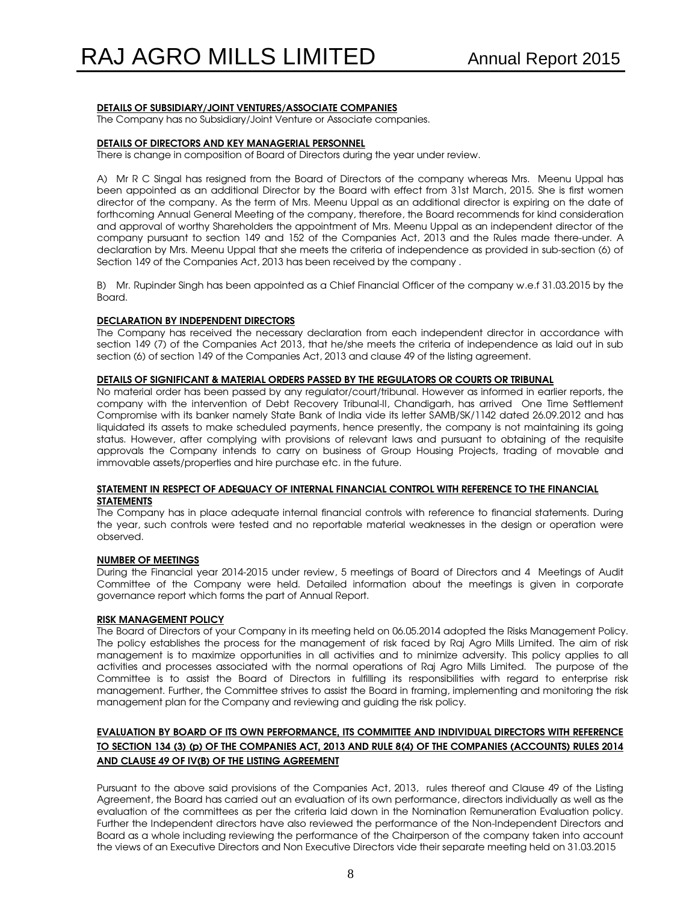#### DETAILS OF SUBSIDIARY/JOINT VENTURES/ASSOCIATE COMPANIES

The Company has no Subsidiary/Joint Venture or Associate companies.

#### DETAILS OF DIRECTORS AND KEY MANAGERIAL PERSONNEL

There is change in composition of Board of Directors during the year under review.

A) Mr R C Singal has resigned from the Board of Directors of the company whereas Mrs. Meenu Uppal has been appointed as an additional Director by the Board with effect from 31st March, 2015. She is first women director of the company. As the term of Mrs. Meenu Uppal as an additional director is expiring on the date of forthcoming Annual General Meeting of the company, therefore, the Board recommends for kind consideration and approval of worthy Shareholders the appointment of Mrs. Meenu Uppal as an independent director of the company pursuant to section 149 and 152 of the Companies Act, 2013 and the Rules made there-under. A declaration by Mrs. Meenu Uppal that she meets the criteria of independence as provided in sub-section (6) of Section 149 of the Companies Act, 2013 has been received by the company .

B) Mr. Rupinder Singh has been appointed as a Chief Financial Officer of the company w.e.f 31.03.2015 by the Board.

#### DECLARATION BY INDEPENDENT DIRECTORS

The Company has received the necessary declaration from each independent director in accordance with section 149 (7) of the Companies Act 2013, that he/she meets the criteria of independence as laid out in sub section (6) of section 149 of the Companies Act, 2013 and clause 49 of the listing agreement.

#### DETAILS OF SIGNIFICANT & MATERIAL ORDERS PASSED BY THE REGULATORS OR COURTS OR TRIBUNAL

No material order has been passed by any regulator/court/tribunal. However as informed in earlier reports, the company with the intervention of Debt Recovery Tribunal-II, Chandigarh, has arrived One Time Settlement Compromise with its banker namely State Bank of India vide its letter SAMB/SK/1142 dated 26.09.2012 and has liquidated its assets to make scheduled payments, hence presently, the company is not maintaining its going status. However, after complying with provisions of relevant laws and pursuant to obtaining of the requisite approvals the Company intends to carry on business of Group Housing Projects, trading of movable and immovable assets/properties and hire purchase etc. in the future.

#### STATEMENT IN RESPECT OF ADEQUACY OF INTERNAL FINANCIAL CONTROL WITH REFERENCE TO THE FINANCIAL STATEMENTS

The Company has in place adequate internal financial controls with reference to financial statements. During the year, such controls were tested and no reportable material weaknesses in the design or operation were observed.

#### NUMBER OF MEETINGS

During the Financial year 2014-2015 under review, 5 meetings of Board of Directors and 4 Meetings of Audit Committee of the Company were held. Detailed information about the meetings is given in corporate governance report which forms the part of Annual Report.

#### RISK MANAGEMENT POLICY

The Board of Directors of your Company in its meeting held on 06.05.2014 adopted the Risks Management Policy. The policy establishes the process for the management of risk faced by Raj Agro Mills Limited. The aim of risk management is to maximize opportunities in all activities and to minimize adversity. This policy applies to all activities and processes associated with the normal operations of Raj Agro Mills Limited. The purpose of the Committee is to assist the Board of Directors in fulfilling its responsibilities with regard to enterprise risk management. Further, the Committee strives to assist the Board in framing, implementing and monitoring the risk management plan for the Company and reviewing and guiding the risk policy.

#### EVALUATION BY BOARD OF ITS OWN PERFORMANCE, ITS COMMITTEE AND INDIVIDUAL DIRECTORS WITH REFERENCE TO SECTION 134 (3) (p) OF THE COMPANIES ACT, 2013 AND RULE 8(4) OF THE COMPANIES (ACCOUNTS) RULES 2014 AND CLAUSE 49 OF IV(B) OF THE LISTING AGREEMENT

Pursuant to the above said provisions of the Companies Act, 2013, rules thereof and Clause 49 of the Listing Agreement, the Board has carried out an evaluation of its own performance, directors individually as well as the evaluation of the committees as per the criteria laid down in the Nomination Remuneration Evaluation policy. Further the Independent directors have also reviewed the performance of the Non-Independent Directors and Board as a whole including reviewing the performance of the Chairperson of the company taken into account the views of an Executive Directors and Non Executive Directors vide their separate meeting held on 31.03.2015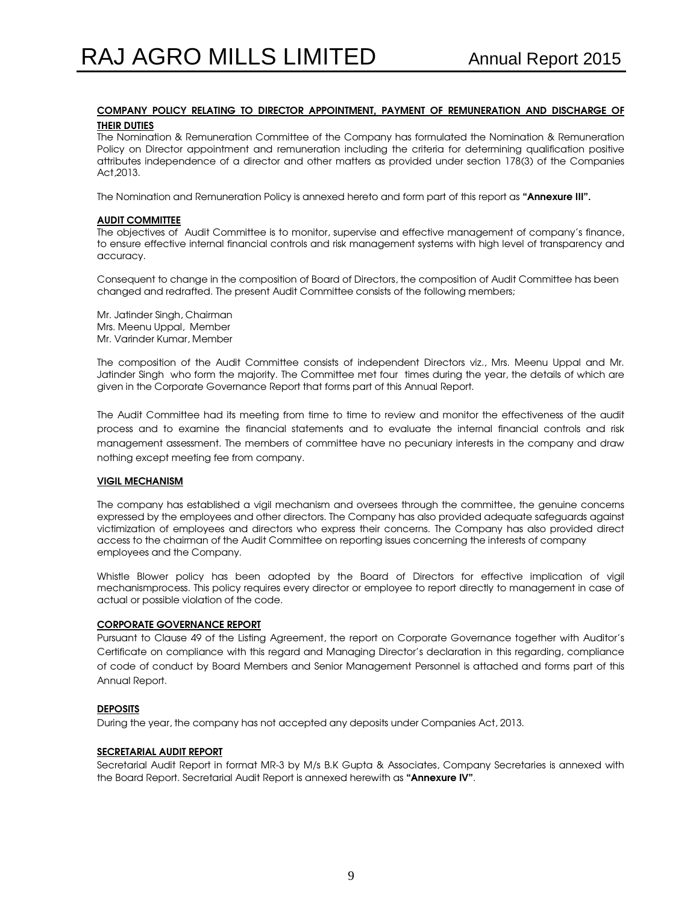## COMPANY POLICY RELATING TO DIRECTOR APPOINTMENT, PAYMENT OF REMUNERATION AND DISCHARGE OF THEIR DUTIES

The Nomination & Remuneration Committee of the Company has formulated the Nomination & Remuneration Policy on Director appointment and remuneration including the criteria for determining qualification positive attributes independence of a director and other matters as provided under section 178(3) of the Companies Act,2013.

The Nomination and Remuneration Policy is annexed hereto and form part of this report as **"Annexure III".**

## AUDIT COMMITTEE

The objectives of Audit Committee is to monitor, supervise and effective management of company's finance, to ensure effective internal financial controls and risk management systems with high level of transparency and accuracy.

Consequent to change in the composition of Board of Directors, the composition of Audit Committee has been changed and redrafted. The present Audit Committee consists of the following members;

Mr. Jatinder Singh, Chairman
Mrs. Meenu Uppal, Member
Mr. Varinder Kumar, Member

The composition of the Audit Committee consists of independent Directors viz., Mrs. Meenu Uppal and Mr. Jatinder Singh who form the majority. The Committee met four times during the year, the details of which are given in the Corporate Governance Report that forms part of this Annual Report.

The Audit Committee had its meeting from time to time to review and monitor the effectiveness of the audit process and to examine the financial statements and to evaluate the internal financial controls and risk management assessment. The members of committee have no pecuniary interests in the company and draw nothing except meeting fee from company.

## VIGIL MECHANISM

The company has established a vigil mechanism and oversees through the committee, the genuine concerns expressed by the employees and other directors. The Company has also provided adequate safeguards against victimization of employees and directors who express their concerns. The Company has also provided direct access to the chairman of the Audit Committee on reporting issues concerning the interests of company employees and the Company.

Whistle Blower policy has been adopted by the Board of Directors for effective implication of vigil mechanismprocess. This policy requires every director or employee to report directly to management in case of actual or possible violation of the code.

## CORPORATE GOVERNANCE REPORT

Pursuant to Clause 49 of the Listing Agreement, the report on Corporate Governance together with Auditor's Certificate on compliance with this regard and Managing Director's declaration in this regarding, compliance of code of conduct by Board Members and Senior Management Personnel is attached and forms part of this Annual Report.

## DEPOSITS

During the year, the company has not accepted any deposits under Companies Act, 2013.

## SECRETARIAL AUDIT REPORT

Secretarial Audit Report in format MR-3 by M/s B.K Gupta & Associates, Company Secretaries is annexed with the Board Report. Secretarial Audit Report is annexed herewith as **"Annexure IV"**.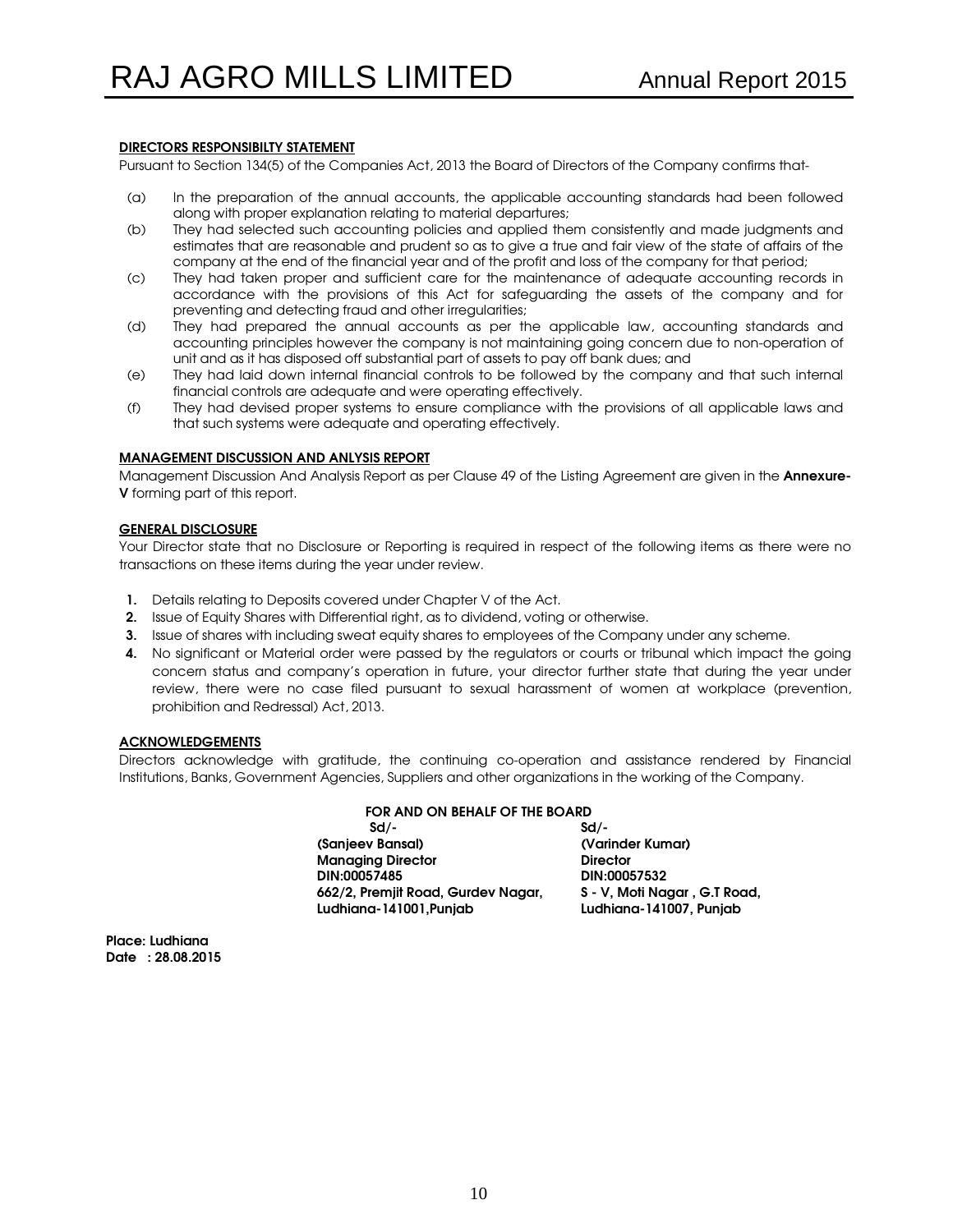**DIRECTORS RESPONSIBILTY STATEMENT**

Pursuant to Section 134(5) of the Companies Act, 2013 the Board of Directors of the Company confirms that-

(a) In the preparation of the annual accounts, the applicable accounting standards had been followed along with proper explanation relating to material departures;

(b) They had selected such accounting policies and applied them consistently and made judgments and estimates that are reasonable and prudent so as to give a true and fair view of the state of affairs of the company at the end of the financial year and of the profit and loss of the company for that period;

(c) They had taken proper and sufficient care for the maintenance of adequate accounting records in accordance with the provisions of this Act for safeguarding the assets of the company and for preventing and detecting fraud and other irregularities;

(d) They had prepared the annual accounts as per the applicable law, accounting standards and accounting principles however the company is not maintaining going concern due to non-operation of unit and as it has disposed off substantial part of assets to pay off bank dues; and

(e) They had laid down internal financial controls to be followed by the company and that such internal financial controls are adequate and were operating effectively.

(f) They had devised proper systems to ensure compliance with the provisions of all applicable laws and that such systems were adequate and operating effectively.

**MANAGEMENT DISCUSSION AND ANLYSIS REPORT**

Management Discussion And Analysis Report as per Clause 49 of the Listing Agreement are given in the **Annexure-V** forming part of this report.

**GENERAL DISCLOSURE**

Your Director state that no Disclosure or Reporting is required in respect of the following items as there were no transactions on these items during the year under review.

1. Details relating to Deposits covered under Chapter V of the Act.
2. Issue of Equity Shares with Differential right, as to dividend, voting or otherwise.
3. Issue of shares with including sweat equity shares to employees of the Company under any scheme.
4. No significant or Material order were passed by the regulators or courts or tribunal which impact the going concern status and company's operation in future, your director further state that during the year under review, there were no case filed pursuant to sexual harassment of women at workplace (prevention, prohibition and Redressal) Act, 2013.

**ACKNOWLEDGEMENTS**

Directors acknowledge with gratitude, the continuing co-operation and assistance rendered by Financial Institutions, Banks, Government Agencies, Suppliers and other organizations in the working of the Company.

**FOR AND ON BEHALF OF THE BOARD**

| | |
|---|---|
| **Sd/-** | **Sd/-** |
| **(Sanjeev Bansal)** | **(Varinder Kumar)** |
| **Managing Director** | **Director** |
| **DIN:00057485** | **DIN:00057532** |
| **662/2, Premjit Road, Gurdev Nagar,** | **S - V, Moti Nagar , G.T Road,** |
| **Ludhiana-141001,Punjab** | **Ludhiana-141007, Punjab** |

**Place: Ludhiana**
**Date : 28.08.2015**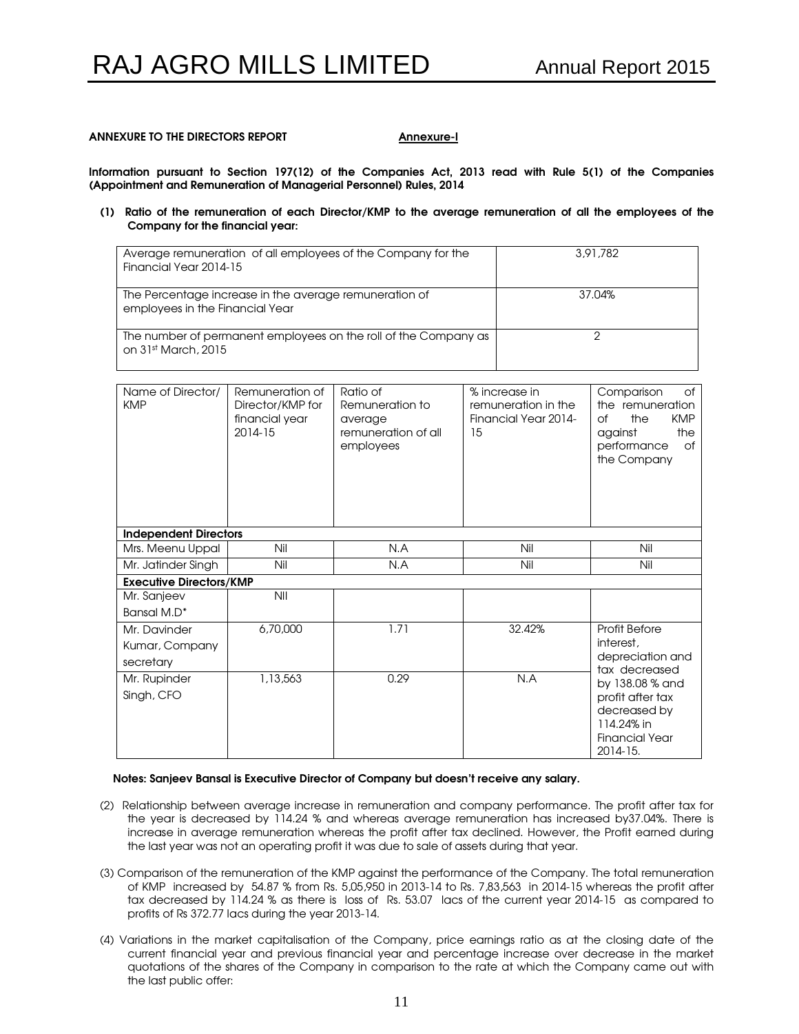**ANNEXURE TO THE DIRECTORS REPORT** **Annexure-I**

**Information pursuant to Section 197(12) of the Companies Act, 2013 read with Rule 5(1) of the Companies (Appointment and Remuneration of Managerial Personnel) Rules, 2014**

**(1) Ratio of the remuneration of each Director/KMP to the average remuneration of all the employees of the Company for the financial year:**

| | |
|---|---|
| Average remuneration of all employees of the Company for the Financial Year 2014-15 | 3,91,782 |
| The Percentage increase in the average remuneration of employees in the Financial Year | 37.04% |
| The number of permanent employees on the roll of the Company as on 31st March, 2015 | 2 |

| Name of Director/ KMP | Remuneration of Director/KMP for financial year 2014-15 | Ratio of Remuneration to average remuneration of all employees | % increase in remuneration in the Financial Year 2014-15 | Comparison of the remuneration of the KMP against the performance of the Company |
|---|---|---|---|---|
| **Independent Directors** | | | | |
| Mrs. Meenu Uppal | Nil | N.A | Nil | Nil |
| Mr. Jatinder Singh | Nil | N.A | Nil | Nil |
| **Executive Directors/KMP** | | | | |
| Mr. Sanjeev Bansal M.D* | NIl | | | |
| Mr. Davinder Kumar, Company secretary | 6,70,000 | 1.71 | 32.42% | Profit Before interest, depreciation and tax decreased by 138.08 % and profit after tax decreased by 114.24% in Financial Year 2014-15. |
| Mr. Rupinder Singh, CFO | 1,13,563 | 0.29 | N.A | |

**Notes: Sanjeev Bansal is Executive Director of Company but doesn't receive any salary.**

(2) Relationship between average increase in remuneration and company performance. The profit after tax for the year is decreased by 114.24 % and whereas average remuneration has increased by37.04%. There is increase in average remuneration whereas the profit after tax declined. However, the Profit earned during the last year was not an operating profit it was due to sale of assets during that year.

(3) Comparison of the remuneration of the KMP against the performance of the Company. The total remuneration of KMP increased by 54.87 % from Rs. 5,05,950 in 2013-14 to Rs. 7,83,563 in 2014-15 whereas the profit after tax decreased by 114.24 % as there is loss of Rs. 53.07 lacs of the current year 2014-15 as compared to profits of Rs 372.77 lacs during the year 2013-14.

(4) Variations in the market capitalisation of the Company, price earnings ratio as at the closing date of the current financial year and previous financial year and percentage increase over decrease in the market quotations of the shares of the Company in comparison to the rate at which the Company came out with the last public offer: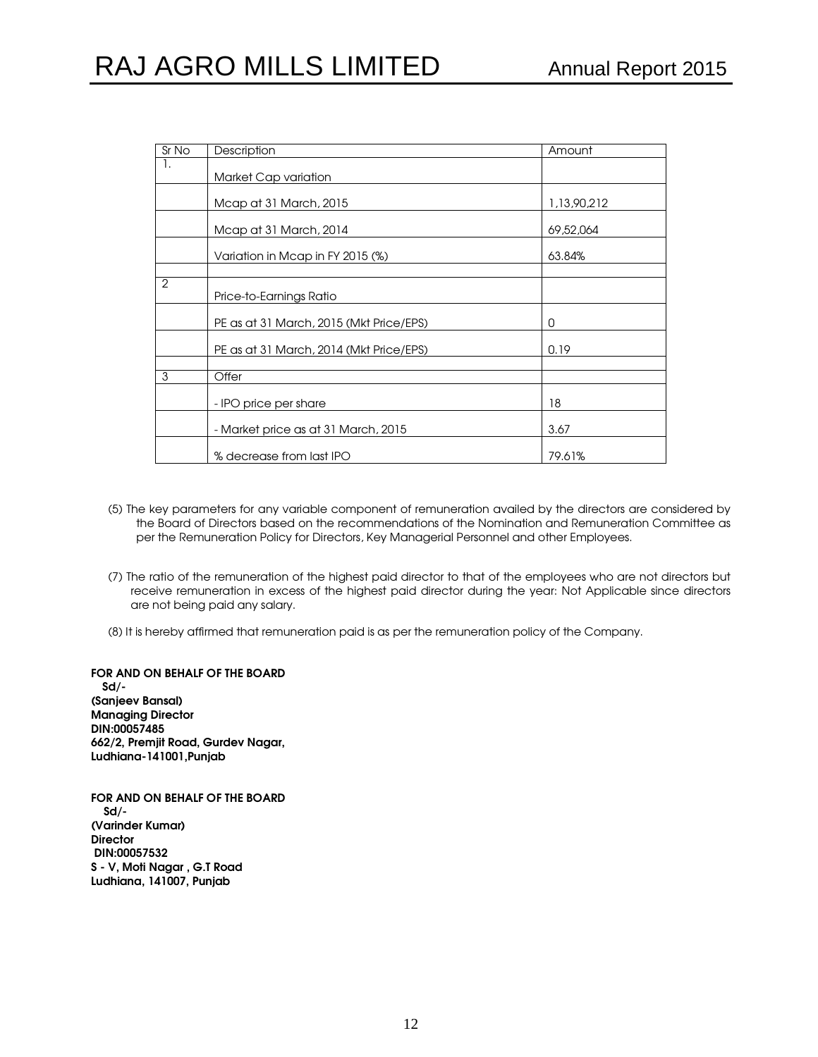| Sr No | Description | Amount |
|---|---|---|
| 1. | Market Cap variation | |
| | Mcap at 31 March, 2015 | 1,13,90,212 |
| | Mcap at 31 March, 2014 | 69,52,064 |
| | Variation in Mcap in FY 2015 (%) | 63.84% |
| | | |
| 2 | Price-to-Earnings Ratio | |
| | PE as at 31 March, 2015 (Mkt Price/EPS) | 0 |
| | PE as at 31 March, 2014 (Mkt Price/EPS) | 0.19 |
| | | |
| 3 | Offer | |
| | - IPO price per share | 18 |
| | - Market price as at 31 March, 2015 | 3.67 |
| | % decrease from last IPO | 79.61% |

(5) The key parameters for any variable component of remuneration availed by the directors are considered by the Board of Directors based on the recommendations of the Nomination and Remuneration Committee as per the Remuneration Policy for Directors, Key Managerial Personnel and other Employees.

(7) The ratio of the remuneration of the highest paid director to that of the employees who are not directors but receive remuneration in excess of the highest paid director during the year: Not Applicable since directors are not being paid any salary.

(8) It is hereby affirmed that remuneration paid is as per the remuneration policy of the Company.

**FOR AND ON BEHALF OF THE BOARD**
**Sd/-**
**(Sanjeev Bansal)**
**Managing Director**
**DIN:00057485**
**662/2, Premjit Road, Gurdev Nagar,**
**Ludhiana-141001,Punjab**

**FOR AND ON BEHALF OF THE BOARD**
**Sd/-**
**(Varinder Kumar)**
**Director**
**DIN:00057532**
**S - V, Moti Nagar , G.T Road**
**Ludhiana, 141007, Punjab**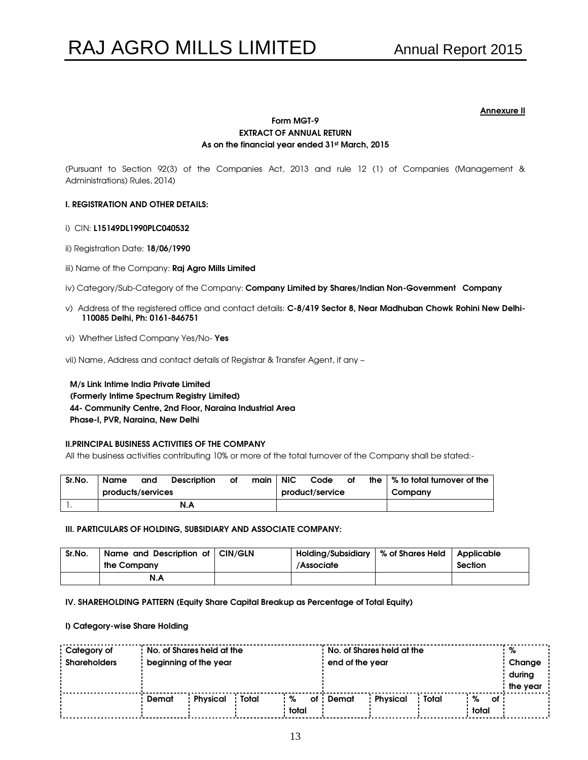Annexure II

**Form MGT-9**
**EXTRACT OF ANNUAL RETURN**
**As on the financial year ended 31st March, 2015**

(Pursuant to Section 92(3) of the Companies Act, 2013 and rule 12 (1) of Companies (Management & Administrations) Rules, 2014)

**I. REGISTRATION AND OTHER DETAILS:**

i) CIN: **L15149DL1990PLC040532**

ii) Registration Date: **18/06/1990**

iii) Name of the Company: **Raj Agro Mills Limited**

iv) Category/Sub-Category of the Company: **Company Limited by Shares/Indian Non-Government Company**

v) Address of the registered office and contact details: **C-8/419 Sector 8, Near Madhuban Chowk Rohini New Delhi-110085 Delhi, Ph: 0161-846751**

vi) Whether Listed Company Yes/No- **Yes**

vii) Name, Address and contact details of Registrar & Transfer Agent, if any –

**M/s Link Intime India Private Limited**
**(Formerly Intime Spectrum Registry Limited)**
**44- Community Centre, 2nd Floor, Naraina Industrial Area**
**Phase-I, PVR, Naraina, New Delhi**

**II.PRINCIPAL BUSINESS ACTIVITIES OF THE COMPANY**

All the business activities contributing 10% or more of the total turnover of the Company shall be stated:-

| Sr.No. | Name and Description of main products/services | NIC Code of the product/service | % to total turnover of the Company |
|---|---|---|---|
| 1. | N.A | | |

**III. PARTICULARS OF HOLDING, SUBSIDIARY AND ASSOCIATE COMPANY:**

| Sr.No. | Name and Description of the Company | CIN/GLN | Holding/Subsidiary /Associate | % of Shares Held | Applicable Section |
|---|---|---|---|---|---|
| | N.A | | | | |

**IV. SHAREHOLDING PATTERN (Equity Share Capital Breakup as Percentage of Total Equity)**

**I) Category-wise Share Holding**

| Category of Shareholders | No. of Shares held at the beginning of the year | | | | No. of Shares held at the end of the year | | | | % Change during the year |
|---|---|---|---|---|---|---|---|---|---|
| | Demat | Physical | Total | % of total | Demat | Physical | Total | % of total | |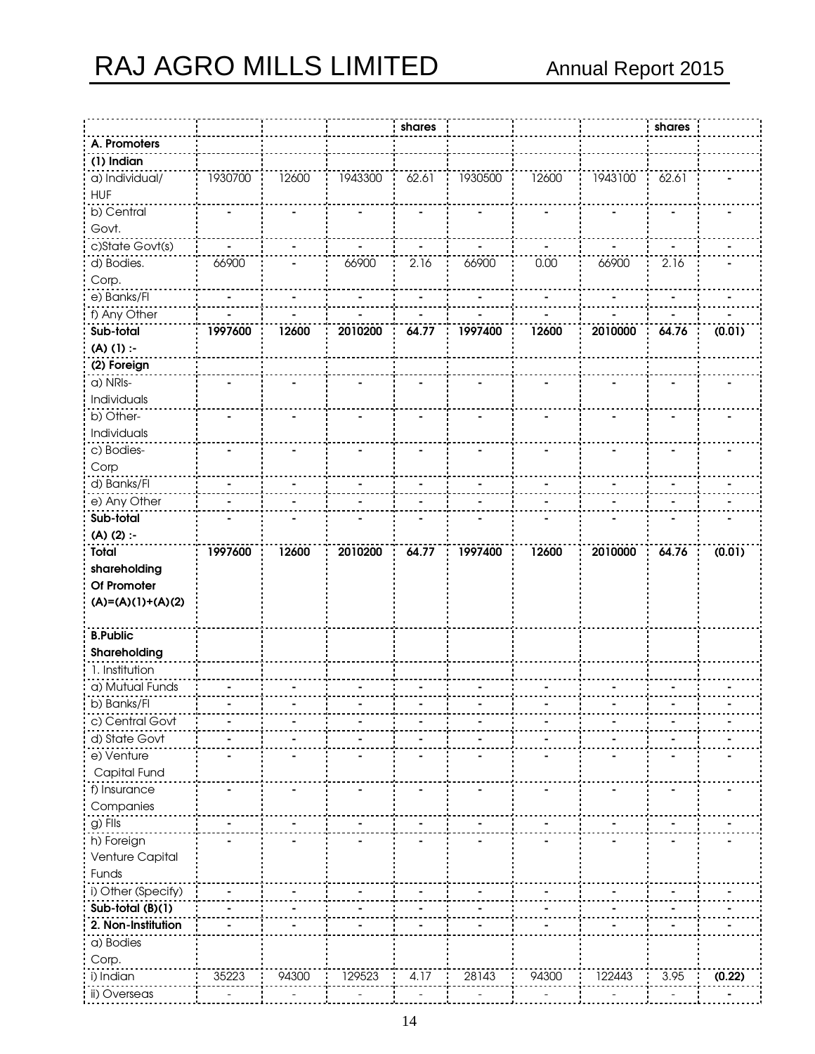| | | | | shares | | | | shares | |
|---|---|---|---|---|---|---|---|---|---|
| A. Promoters | | | | | | | | | |
| (1) Indian | | | | | | | | | |
| a) Individual/ HUF | 1930700 | 12600 | 1943300 | 62.61 | 1930500 | 12600 | 1943100 | 62.61 | - |
| b) Central Govt. | - | - | - | - | - | - | - | - | - |
| c)State Govt(s) | - | - | - | - | - | - | - | - | - |
| d) Bodies. Corp. | 66900 | - | 66900 | 2.16 | 66900 | 0.00 | 66900 | 2.16 | - |
| e) Banks/FI | - | - | - | - | - | - | - | - | - |
| f) Any Other | - | - | - | - | - | - | - | - | - |
| **Sub-total (A) (1) :-** | **1997600** | **12600** | **2010200** | **64.77** | **1997400** | **12600** | **2010000** | **64.76** | **(0.01)** |
| **(2) Foreign** | | | | | | | | | |
| a) NRIs- Individuals | - | - | - | - | - | - | - | - | - |
| b) Other- Individuals | - | - | - | - | - | - | - | - | - |
| c) Bodies- Corp | - | - | - | - | - | - | - | - | - |
| d) Banks/FI | - | - | - | - | - | - | - | - | - |
| e) Any Other | - | - | - | - | - | - | - | - | - |
| **Sub-total (A) (2) :-** | - | - | - | - | - | - | - | - | - |
| **Total shareholding Of Promoter (A)=(A)(1)+(A)(2)** | **1997600** | **12600** | **2010200** | **64.77** | **1997400** | **12600** | **2010000** | **64.76** | **(0.01)** |
| **B.Public Shareholding** | | | | | | | | | |
| 1. Institution | | | | | | | | | |
| a) Mutual Funds | - | - | - | - | - | - | - | - | - |
| b) Banks/FI | - | - | - | - | - | - | - | - | - |
| c) Central Govt | - | - | - | - | - | - | - | - | - |
| d) State Govt | - | - | - | - | - | - | - | - | - |
| e) Venture Capital Fund | - | - | - | - | - | - | - | - | - |
| f) Insurance Companies | - | - | - | - | - | - | - | - | - |
| g) FIIs | - | - | - | - | - | - | - | - | - |
| h) Foreign Venture Capital Funds | - | - | - | - | - | - | - | - | - |
| i) Other (Specify) | - | - | - | - | - | - | - | - | - |
| **Sub-total (B)(1)** | - | - | - | - | - | - | - | - | - |
| **2. Non-Institution** | - | - | - | - | - | - | - | - | - |
| a) Bodies Corp. | | | | | | | | | |
| i) Indian | 35223 | 94300 | 129523 | 4.17 | 28143 | 94300 | 122443 | 3.95 | **(0.22)** |
| ii) Overseas | - | - | - | - | - | - | - | - | - |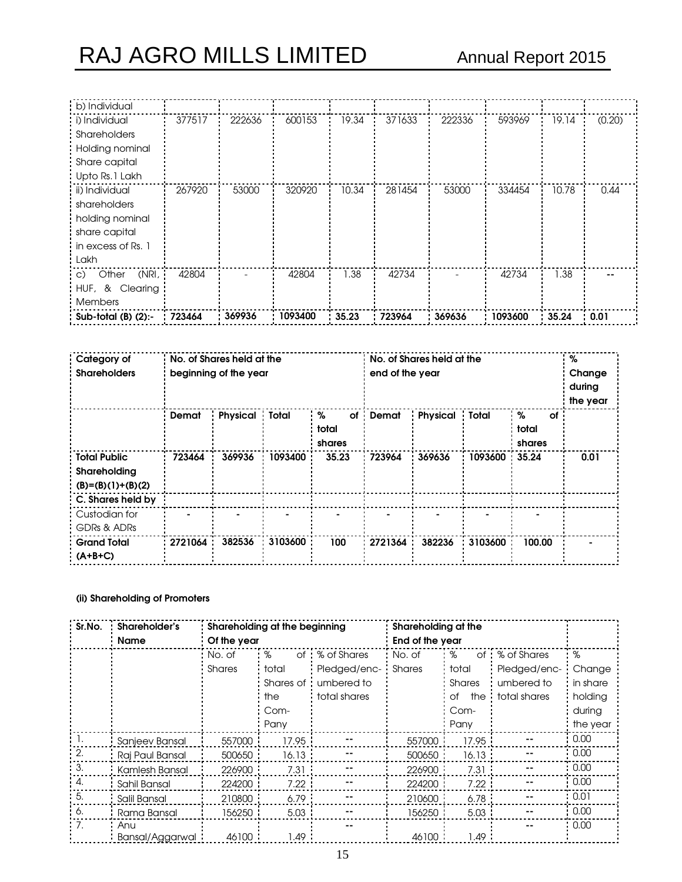| | | | | | | | | | |
|---|---|---|---|---|---|---|---|---|---|
| b) Individual | | | | | | | | | |
| i) Individual Shareholders Holding nominal Share capital Upto Rs.1 Lakh | 377517 | 222636 | 600153 | 19.34 | 371633 | 222336 | 593969 | 19.14 | (0.20) |
| ii) Individual shareholders holding nominal share capital in excess of Rs. 1 Lakh | 267920 | 53000 | 320920 | 10.34 | 281454 | 53000 | 334454 | 10.78 | 0.44 |
| c) Other (NRI, HUF, & Clearing Members | 42804 | - | 42804 | 1.38 | 42734 | - | 42734 | 1.38 | -- |
| **Sub-total (B) (2):-** | **723464** | **369936** | **1093400** | **35.23** | **723964** | **369636** | **1093600** | **35.24** | **0.01** |

| **Category of Shareholders** | **No. of Shares held at the beginning of the year** | | | | **No. of Shares held at the end of the year** | | | | **% Change during the year** |
|---|---|---|---|---|---|---|---|---|---|
| | **Demat** | **Physical** | **Total** | **% of total shares** | **Demat** | **Physical** | **Total** | **% of total shares** | |
| **Total Public Shareholding (B)=(B)(1)+(B)(2)** | **723464** | **369936** | **1093400** | **35.23** | **723964** | **369636** | **1093600** | **35.24** | **0.01** |
| **C. Shares held by** | | | | | | | | | |
| Custodian for GDRs & ADRs | - | - | - | - | - | - | - | - | |
| **Grand Total (A+B+C)** | **2721064** | **382536** | **3103600** | **100** | **2721364** | **382236** | **3103600** | **100.00** | - |

**(ii) Shareholding of Promoters**

| **Sr.No.** | **Shareholder's Name** | **Shareholding at the beginning Of the year** | | | **Shareholding at the End of the year** | | | |
|---|---|---|---|---|---|---|---|---|
| | | No. of Shares | % of total Shares of the Com-Pany | % of Shares Pledged/enc-umbered to total shares | No. of Shares | % of total Shares of the Com-Pany | % of Shares Pledged/enc-umbered to total shares | % Change in share holding during the year |
| 1. | Sanjeev Bansal | 557000 | 17.95 | -- | 557000 | 17.95 | -- | 0.00 |
| 2. | Raj Paul Bansal | 500650 | 16.13 | -- | 500650 | 16.13 | -- | 0.00 |
| 3. | Kamlesh Bansal | 226900 | 7.31 | -- | 226900 | 7.31 | -- | 0.00 |
| 4. | Sahil Bansal | 224200 | 7.22 | -- | 224200 | 7.22 | -- | 0.00 |
| 5. | Salil Bansal | 210800 | 6.79 | -- | 210600 | 6.78 | -- | 0.01 |
| 6. | Rama Bansal | 156250 | 5.03 | -- | 156250 | 5.03 | -- | 0.00 |
| 7. | Anu Bansal/Aggarwal | 46100 | 1.49 | -- | 46100 | 1.49 | -- | 0.00 |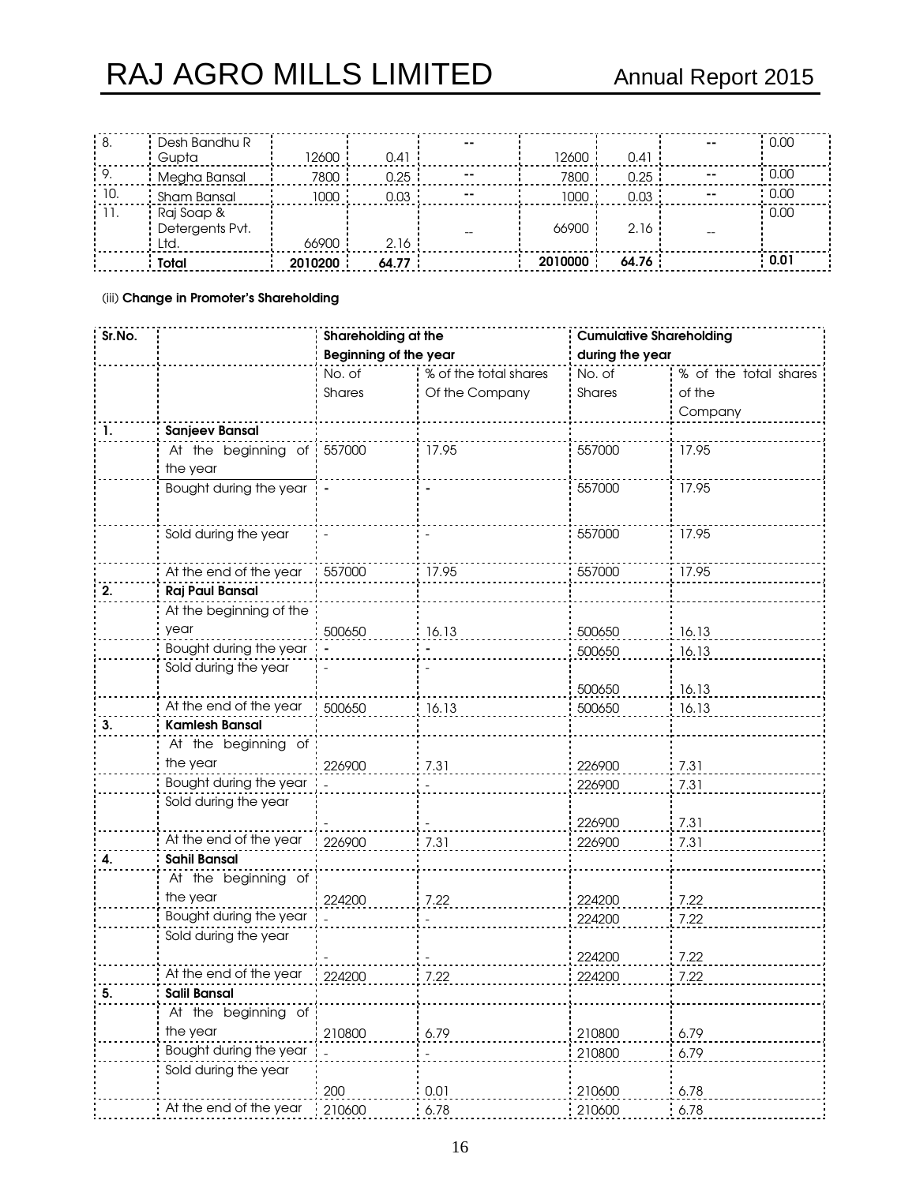| | | | | | | | | |
|---|---|---|---|---|---|---|---|---|
| 8. | Desh Bandhu R Gupta | 12600 | 0.41 | -- | 12600 | 0.41 | -- | 0.00 |
| 9. | Megha Bansal | 7800 | 0.25 | -- | 7800 | 0.25 | -- | 0.00 |
| 10. | Sham Bansal | 1000 | 0.03 | -- | 1000 | 0.03 | -- | 0.00 |
| 11. | Raj Soap & Detergents Pvt. Ltd. | 66900 | 2.16 | -- | 66900 | 2.16 | -- | 0.00 |
| | **Total** | **2010200** | **64.77** | | **2010000** | **64.76** | | **0.01** |

(iii) **Change in Promoter's Shareholding**

| Sr.No. | | Shareholding at the Beginning of the year | | Cumulative Shareholding during the year | |
|---|---|---|---|---|---|
| | | No. of Shares | % of the total shares Of the Company | No. of Shares | % of the total shares of the Company |
| **1.** | **Sanjeev Bansal** | | | | |
| | At the beginning of the year | 557000 | 17.95 | 557000 | 17.95 |
| | Bought during the year | - | - | 557000 | 17.95 |
| | Sold during the year | - | - | 557000 | 17.95 |
| | At the end of the year | 557000 | 17.95 | 557000 | 17.95 |
| **2.** | **Raj Paul Bansal** | | | | |
| | At the beginning of the year | 500650 | 16.13 | 500650 | 16.13 |
| | Bought during the year | - | - | 500650 | 16.13 |
| | Sold during the year | - | - | 500650 | 16.13 |
| | At the end of the year | 500650 | 16.13 | 500650 | 16.13 |
| **3.** | **Kamlesh Bansal** | | | | |
| | At the beginning of the year | 226900 | 7.31 | 226900 | 7.31 |
| | Bought during the year | - | - | 226900 | 7.31 |
| | Sold during the year | - | - | 226900 | 7.31 |
| | At the end of the year | 226900 | 7.31 | 226900 | 7.31 |
| **4.** | **Sahil Bansal** | | | | |
| | At the beginning of the year | 224200 | 7.22 | 224200 | 7.22 |
| | Bought during the year | - | - | 224200 | 7.22 |
| | Sold during the year | - | - | 224200 | 7.22 |
| | At the end of the year | 224200 | 7.22 | 224200 | 7.22 |
| **5.** | **Salil Bansal** | | | | |
| | At the beginning of the year | 210800 | 6.79 | 210800 | 6.79 |
| | Bought during the year | - | - | 210800 | 6.79 |
| | Sold during the year | 200 | 0.01 | 210600 | 6.78 |
| | At the end of the year | 210600 | 6.78 | 210600 | 6.78 |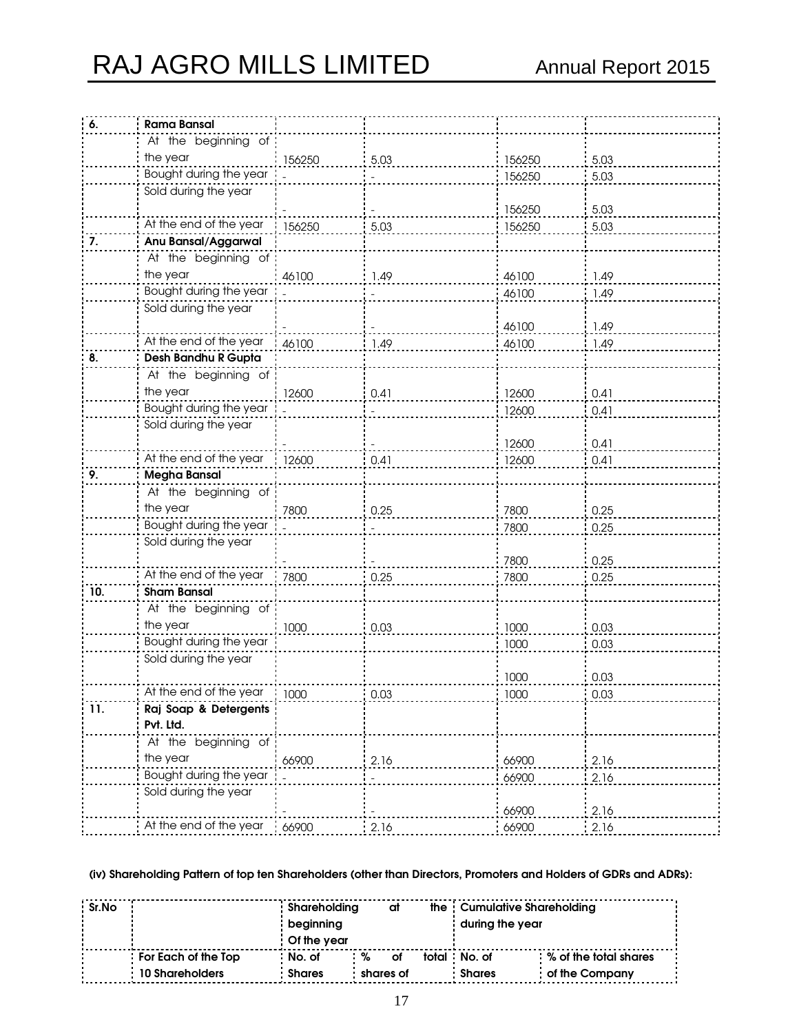| | | | | | |
|---|---|---|---|---|---|
| 6. | **Rama Bansal** | | | | |
| | At the beginning of the year | 156250 | 5.03 | 156250 | 5.03 |
| | Bought during the year | - | - | 156250 | 5.03 |
| | Sold during the year | - | - | 156250 | 5.03 |
| | At the end of the year | 156250 | 5.03 | 156250 | 5.03 |
| 7. | **Anu Bansal/Aggarwal** | | | | |
| | At the beginning of the year | 46100 | 1.49 | 46100 | 1.49 |
| | Bought during the year | - | - | 46100 | 1.49 |
| | Sold during the year | - | - | 46100 | 1.49 |
| | At the end of the year | 46100 | 1.49 | 46100 | 1.49 |
| 8. | **Desh Bandhu R Gupta** | | | | |
| | At the beginning of the year | 12600 | 0.41 | 12600 | 0.41 |
| | Bought during the year | - | - | 12600 | 0.41 |
| | Sold during the year | - | - | 12600 | 0.41 |
| | At the end of the year | 12600 | 0.41 | 12600 | 0.41 |
| 9. | **Megha Bansal** | | | | |
| | At the beginning of the year | 7800 | 0.25 | 7800 | 0.25 |
| | Bought during the year | - | - | 7800 | 0.25 |
| | Sold during the year | - | - | 7800 | 0.25 |
| | At the end of the year | 7800 | 0.25 | 7800 | 0.25 |
| 10. | **Sham Bansal** | | | | |
| | At the beginning of the year | 1000 | 0.03 | 1000 | 0.03 |
| | Bought during the year | | | 1000 | 0.03 |
| | Sold during the year | | | 1000 | 0.03 |
| | At the end of the year | 1000 | 0.03 | 1000 | 0.03 |
| 11. | **Raj Soap & Detergents Pvt. Ltd.** | | | | |
| | At the beginning of the year | 66900 | 2.16 | 66900 | 2.16 |
| | Bought during the year | - | - | 66900 | 2.16 |
| | Sold during the year | - | - | 66900 | 2.16 |
| | At the end of the year | 66900 | 2.16 | 66900 | 2.16 |

**(iv) Shareholding Pattern of top ten Shareholders (other than Directors, Promoters and Holders of GDRs and ADRs):**

| Sr.No | | Shareholding at the beginning Of the year | | Cumulative Shareholding during the year | |
|---|---|---|---|---|---|
| | **For Each of the Top 10 Shareholders** | **No. of Shares** | **% of total shares of** | **No. of Shares** | **% of the total shares of the Company** |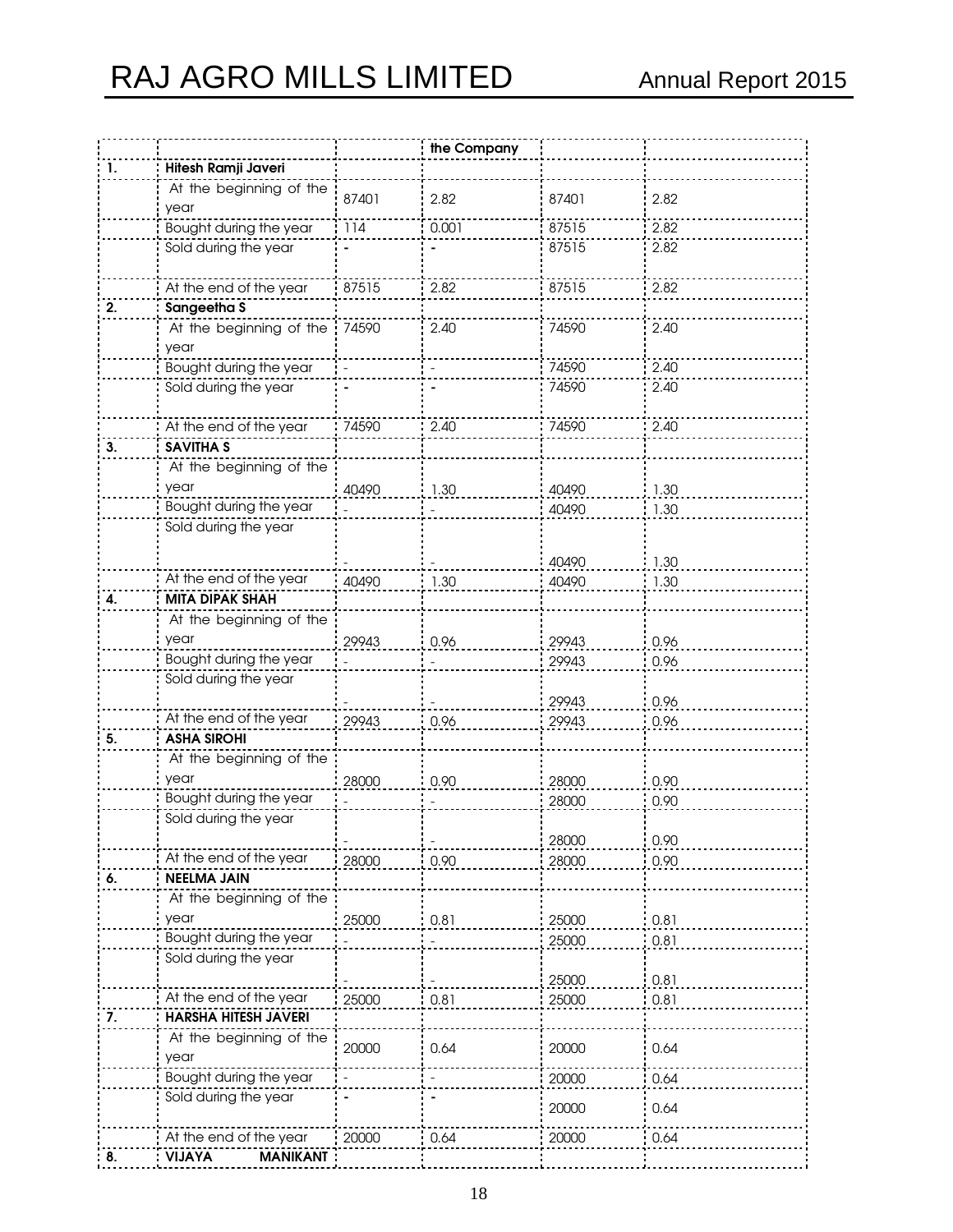| | | | the Company | | |
|---|---|---|---|---|---|
| 1. | Hitesh Ramji Javeri | | | | |
| | At the beginning of the year | 87401 | 2.82 | 87401 | 2.82 |
| | Bought during the year | 114 | 0.001 | 87515 | 2.82 |
| | Sold during the year | - | - | 87515 | 2.82 |
| | At the end of the year | 87515 | 2.82 | 87515 | 2.82 |
| 2. | Sangeetha S | | | | |
| | At the beginning of the year | 74590 | 2.40 | 74590 | 2.40 |
| | Bought during the year | - | - | 74590 | 2.40 |
| | Sold during the year | - | - | 74590 | 2.40 |
| | At the end of the year | 74590 | 2.40 | 74590 | 2.40 |
| 3. | SAVITHA S | | | | |
| | At the beginning of the year | 40490 | 1.30 | 40490 | 1.30 |
| | Bought during the year | - | - | 40490 | 1.30 |
| | Sold during the year | - | - | 40490 | 1.30 |
| | At the end of the year | 40490 | 1.30 | 40490 | 1.30 |
| 4. | MITA DIPAK SHAH | | | | |
| | At the beginning of the year | 29943 | 0.96 | 29943 | 0.96 |
| | Bought during the year | - | - | 29943 | 0.96 |
| | Sold during the year | - | - | 29943 | 0.96 |
| | At the end of the year | 29943 | 0.96 | 29943 | 0.96 |
| 5. | ASHA SIROHI | | | | |
| | At the beginning of the year | 28000 | 0.90 | 28000 | 0.90 |
| | Bought during the year | - | - | 28000 | 0.90 |
| | Sold during the year | - | - | 28000 | 0.90 |
| | At the end of the year | 28000 | 0.90 | 28000 | 0.90 |
| 6. | NEELMA JAIN | | | | |
| | At the beginning of the year | 25000 | 0.81 | 25000 | 0.81 |
| | Bought during the year | - | - | 25000 | 0.81 |
| | Sold during the year | - | - | 25000 | 0.81 |
| | At the end of the year | 25000 | 0.81 | 25000 | 0.81 |
| 7. | HARSHA HITESH JAVERI | | | | |
| | At the beginning of the year | 20000 | 0.64 | 20000 | 0.64 |
| | Bought during the year | - | - | 20000 | 0.64 |
| | Sold during the year | - | - | 20000 | 0.64 |
| | At the end of the year | 20000 | 0.64 | 20000 | 0.64 |
| 8. | VIJAYA MANIKANT | | | | |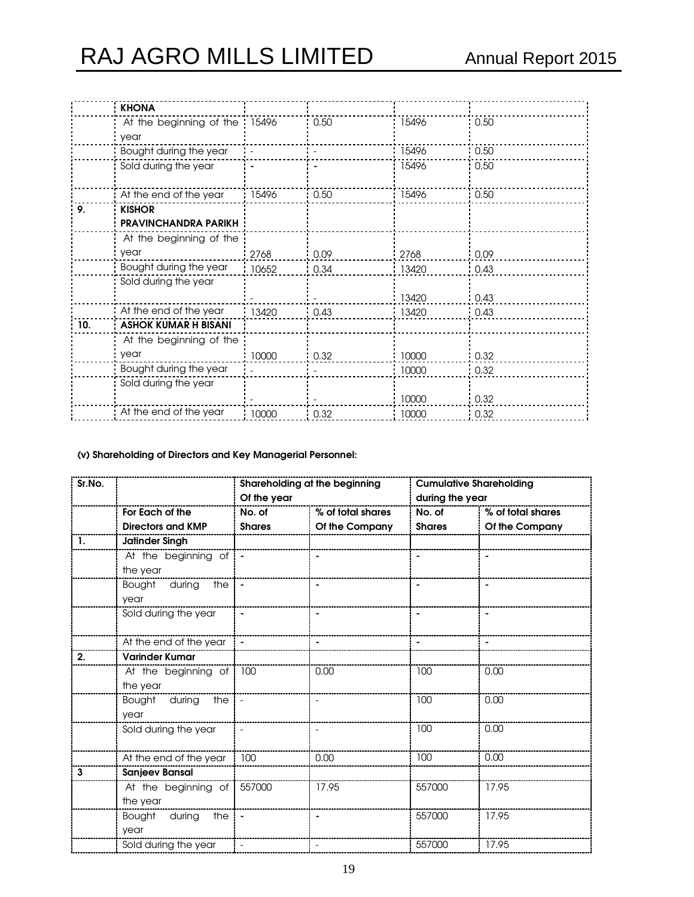| | | | | | |
|---|---|---|---|---|---|
| | **KHONA** | | | | |
| | At the beginning of the year | 15496 | 0.50 | 15496 | 0.50 |
| | Bought during the year | - | - | 15496 | 0.50 |
| | Sold during the year | - | - | 15496 | 0.50 |
| | At the end of the year | 15496 | 0.50 | 15496 | 0.50 |
| **9.** | **KISHOR PRAVINCHANDRA PARIKH** | | | | |
| | At the beginning of the year | 2768 | 0.09 | 2768 | 0.09 |
| | Bought during the year | 10652 | 0.34 | 13420 | 0.43 |
| | Sold during the year | - | - | 13420 | 0.43 |
| | At the end of the year | 13420 | 0.43 | 13420 | 0.43 |
| **10.** | **ASHOK KUMAR H BISANI** | | | | |
| | At the beginning of the year | 10000 | 0.32 | 10000 | 0.32 |
| | Bought during the year | - | - | 10000 | 0.32 |
| | Sold during the year | - | - | 10000 | 0.32 |
| | At the end of the year | 10000 | 0.32 | 10000 | 0.32 |

**(v) Shareholding of Directors and Key Managerial Personnel:**

| **Sr.No.** | | **Shareholding at the beginning Of the year** | | **Cumulative Shareholding during the year** | |
|---|---|---|---|---|---|
| | **For Each of the Directors and KMP** | **No. of Shares** | **% of total shares Of the Company** | **No. of Shares** | **% of total shares Of the Company** |
| **1.** | **Jatinder Singh** | | | | |
| | At the beginning of the year | - | - | - | - |
| | Bought during the year | - | - | - | - |
| | Sold during the year | - | - | - | - |
| | At the end of the year | - | - | - | - |
| **2.** | **Varinder Kumar** | | | | |
| | At the beginning of the year | 100 | 0.00 | 100 | 0.00 |
| | Bought during the year | - | - | 100 | 0.00 |
| | Sold during the year | - | - | 100 | 0.00 |
| | At the end of the year | 100 | 0.00 | 100 | 0.00 |
| **3** | **Sanjeev Bansal** | | | | |
| | At the beginning of the year | 557000 | 17.95 | 557000 | 17.95 |
| | Bought during the year | - | - | 557000 | 17.95 |
| | Sold during the year | - | - | 557000 | 17.95 |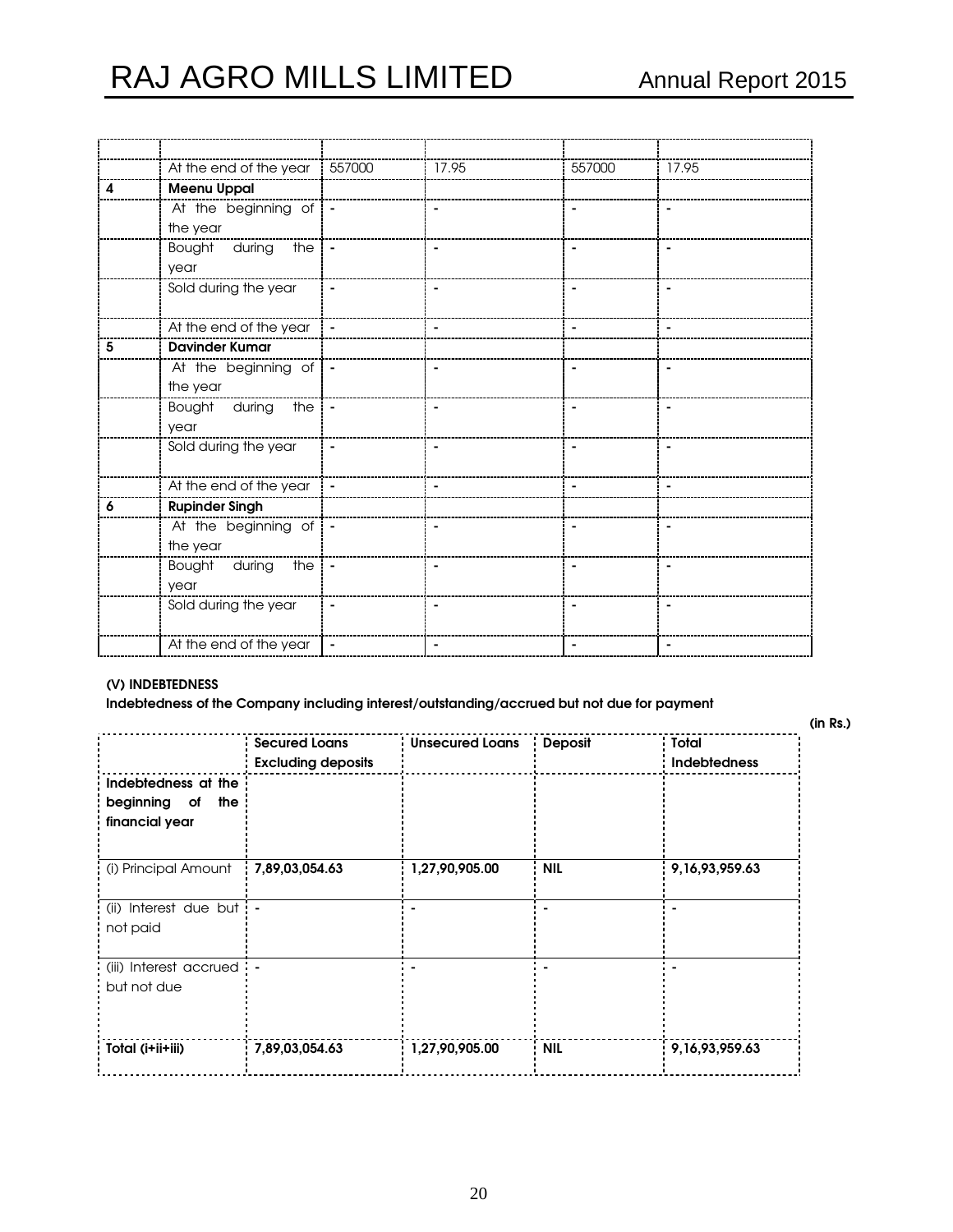| | | | | | |
|---|---|---|---|---|---|
| | | | | | |
| | At the end of the year | 557000 | 17.95 | 557000 | 17.95 |
| **4** | **Meenu Uppal** | | | | |
| | At the beginning of the year | - | - | - | - |
| | Bought during the year | - | - | - | - |
| | Sold during the year | - | - | - | - |
| | At the end of the year | - | - | - | - |
| **5** | **Davinder Kumar** | | | | |
| | At the beginning of the year | - | - | - | - |
| | Bought during the year | - | - | - | - |
| | Sold during the year | - | - | - | - |
| | At the end of the year | - | - | - | - |
| **6** | **Rupinder Singh** | | | | |
| | At the beginning of the year | - | - | - | - |
| | Bought during the year | - | - | - | - |
| | Sold during the year | - | - | - | - |
| | At the end of the year | - | - | - | - |

**(V) INDEBTEDNESS**

**Indebtedness of the Company including interest/outstanding/accrued but not due for payment**

**(in Rs.)**

| | **Secured Loans Excluding deposits** | **Unsecured Loans** | **Deposit** | **Total Indebtedness** |
|---|---|---|---|---|
| **Indebtedness at the beginning of the financial year** | | | | |
| (i) Principal Amount | **7,89,03,054.63** | **1,27,90,905.00** | **NIL** | **9,16,93,959.63** |
| (ii) Interest due but not paid | - | - | - | - |
| (iii) Interest accrued but not due | - | - | - | - |
| **Total (i+ii+iii)** | **7,89,03,054.63** | **1,27,90,905.00** | **NIL** | **9,16,93,959.63** |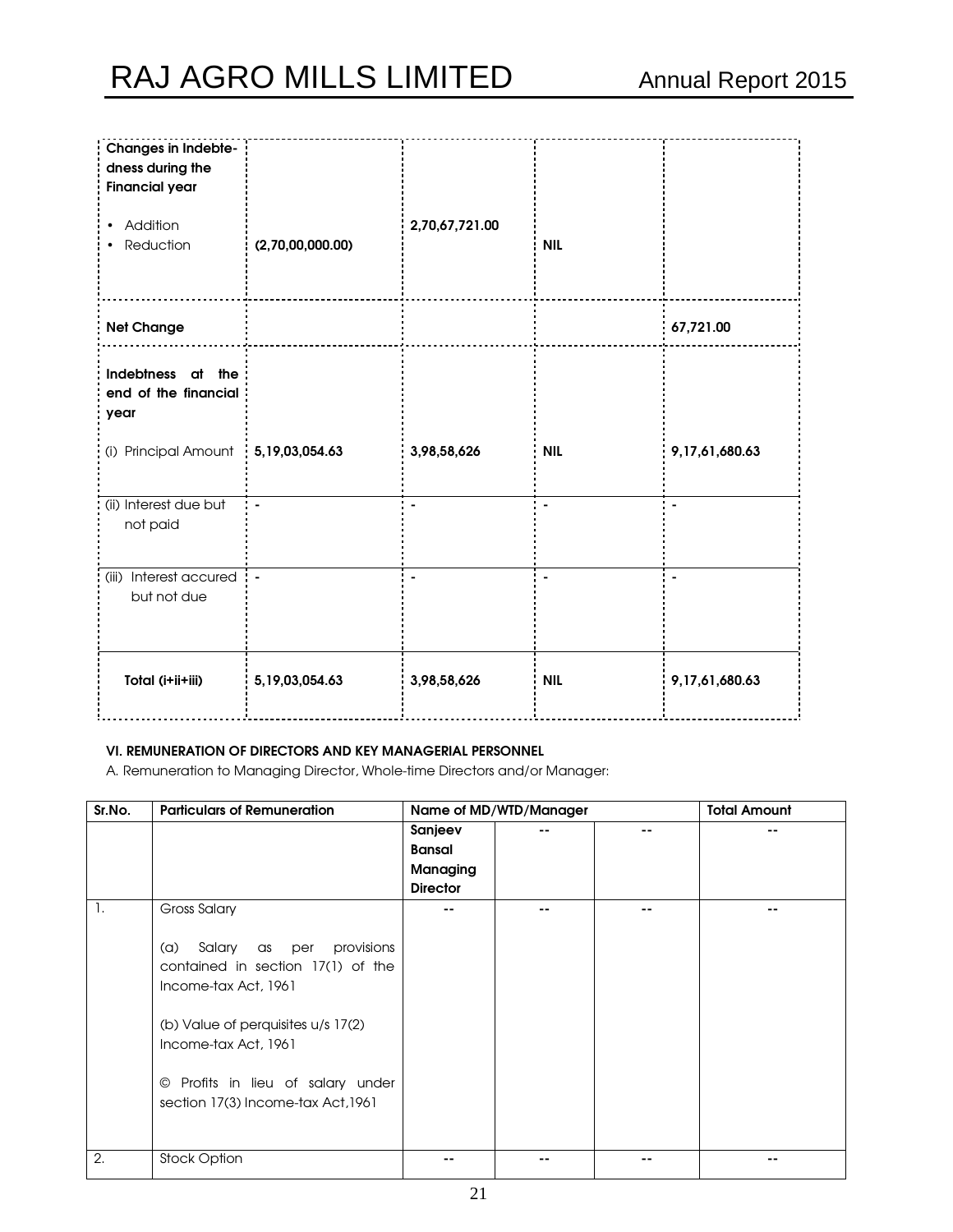| | | | | |
|---|---|---|---|---|
| **Changes in Indebtedness during the Financial year**<br>• Addition<br>• Reduction | **(2,70,00,000.00)** | **2,70,67,721.00** | **NIL** | |
| **Net Change** | | | | **67,721.00** |
| **Indebtness at the end of the financial year**<br>(i) Principal Amount | **5,19,03,054.63** | **3,98,58,626** | **NIL** | **9,17,61,680.63** |
| (ii) Interest due but not paid | - | - | - | - |
| (iii) Interest accured but not due | - | - | - | - |
| **Total (i+ii+iii)** | **5,19,03,054.63** | **3,98,58,626** | **NIL** | **9,17,61,680.63** |

**VI. REMUNERATION OF DIRECTORS AND KEY MANAGERIAL PERSONNEL**

A. Remuneration to Managing Director, Whole-time Directors and/or Manager:

| **Sr.No.** | **Particulars of Remuneration** | **Name of MD/WTD/Manager** | | | **Total Amount** |
|---|---|---|---|---|---|
| | | **Sanjeev Bansal Managing Director** | -- | -- | -- |
| 1. | Gross Salary<br><br>(a) Salary as per provisions contained in section 17(1) of the Income-tax Act, 1961<br><br>(b) Value of perquisites u/s 17(2) Income-tax Act, 1961<br><br>© Profits in lieu of salary under section 17(3) Income-tax Act,1961 | -- | -- | -- | -- |
| 2. | Stock Option | -- | -- | -- | -- |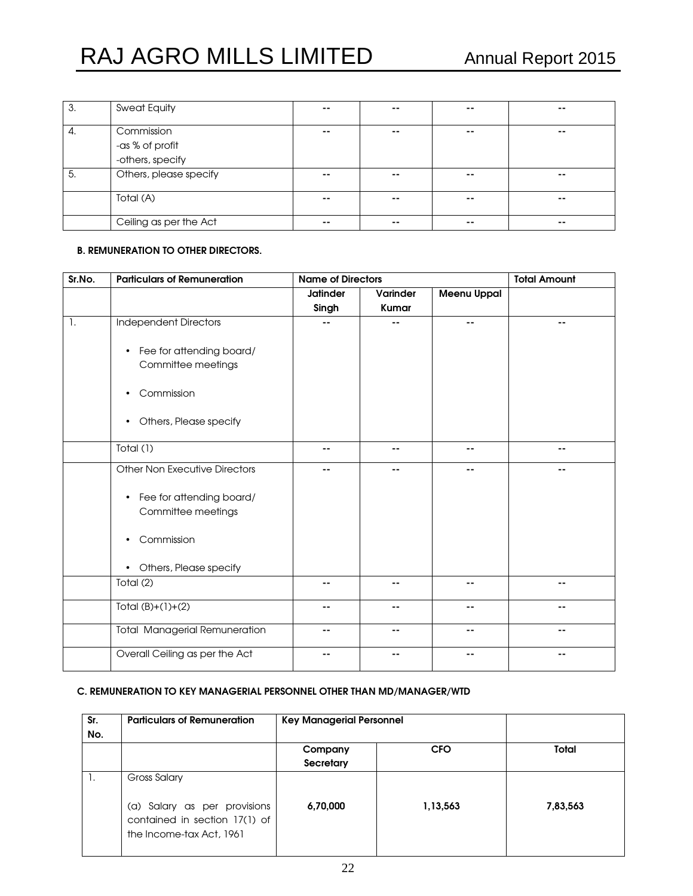| 3. | Sweat Equity | -- | -- | -- | -- |
|---|---|---|---|---|---|
| 4. | Commission<br>-as % of profit<br>-others, specify | -- | -- | -- | -- |
| 5. | Others, please specify | -- | -- | -- | -- |
| | Total (A) | -- | -- | -- | -- |
| | Ceiling as per the Act | -- | -- | -- | -- |

**B. REMUNERATION TO OTHER DIRECTORS.**

| Sr.No. | Particulars of Remuneration | Name of Directors | | | Total Amount |
|---|---|---|---|---|---|
| | | Jatinder Singh | Varinder Kumar | Meenu Uppal | |
| 1. | Independent Directors<br><br>• Fee for attending board/ Committee meetings<br><br>• Commission<br><br>• Others, Please specify | -- | -- | -- | -- |
| | Total (1) | -- | -- | -- | -- |
| | Other Non Executive Directors<br><br>• Fee for attending board/ Committee meetings<br><br>• Commission<br><br>• Others, Please specify | -- | -- | -- | -- |
| | Total (2) | -- | -- | -- | -- |
| | Total (B)+(1)+(2) | -- | -- | -- | -- |
| | Total Managerial Remuneration | -- | -- | -- | -- |
| | Overall Ceiling as per the Act | -- | -- | -- | -- |

**C. REMUNERATION TO KEY MANAGERIAL PERSONNEL OTHER THAN MD/MANAGER/WTD**

| Sr. No. | Particulars of Remuneration | Key Managerial Personnel | | |
|---|---|---|---|---|
| | | Company Secretary | CFO | Total |
| 1. | Gross Salary<br><br>(a) Salary as per provisions contained in section 17(1) of the Income-tax Act, 1961 | **6,70,000** | **1,13,563** | **7,83,563** |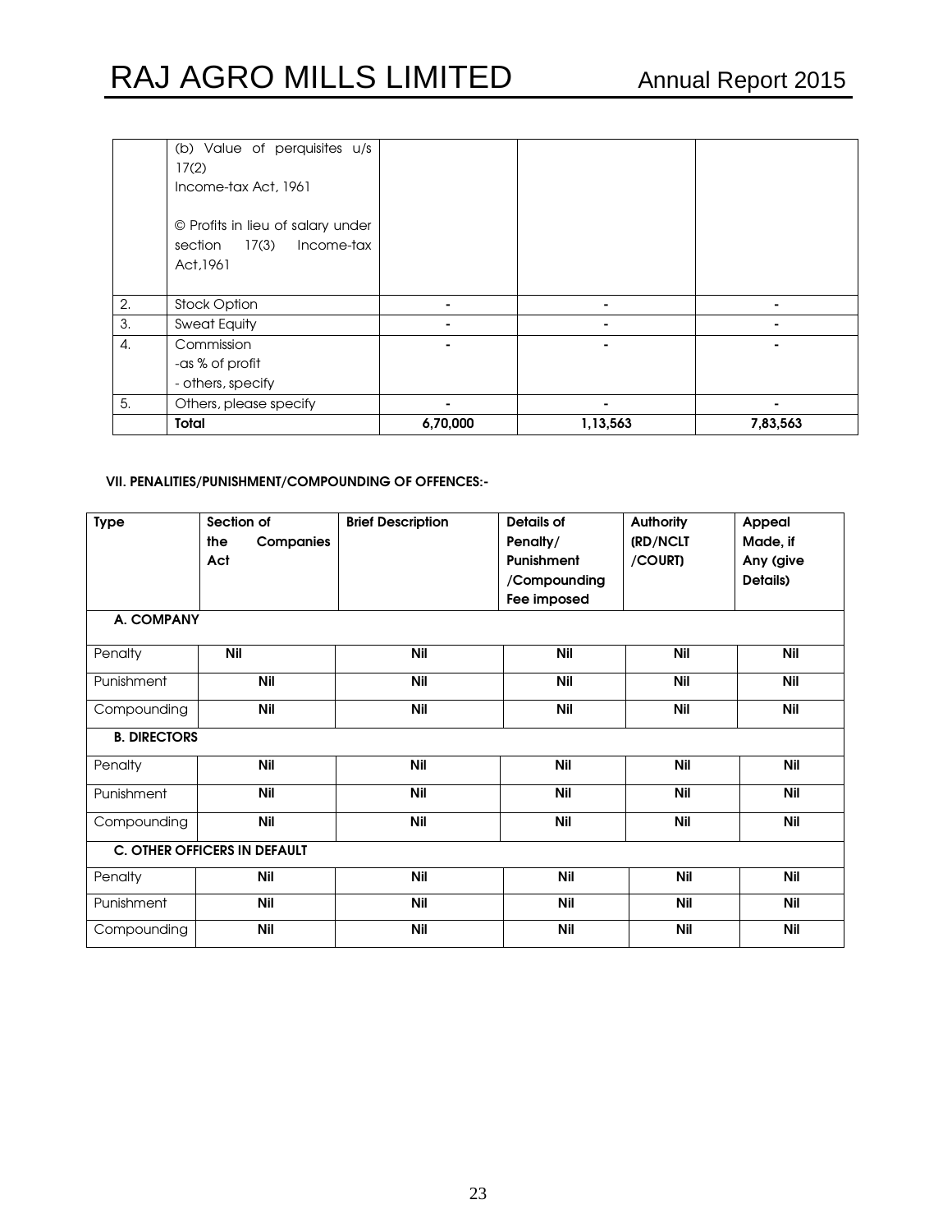| | | | | |
|---|---|---|---|---|
| | (b) Value of perquisites u/s 17(2) Income-tax Act, 1961<br><br>© Profits in lieu of salary under section 17(3) Income-tax Act,1961 | | | |
| 2. | Stock Option | - | - | - |
| 3. | Sweat Equity | - | - | - |
| 4. | Commission<br>-as % of profit<br>- others, specify | - | - | - |
| 5. | Others, please specify | - | - | - |
| | **Total** | **6,70,000** | **1,13,563** | **7,83,563** |

**VII. PENALITIES/PUNISHMENT/COMPOUNDING OF OFFENCES:-**

| **Type** | **Section of the Companies Act** | **Brief Description** | **Details of Penalty/ Punishment /Compounding Fee imposed** | **Authority (RD/NCLT /COURT)** | **Appeal Made, if Any (give Details)** |
|---|---|---|---|---|---|
| **A. COMPANY** | | | | | |
| Penalty | **Nil** | **Nil** | **Nil** | **Nil** | **Nil** |
| Punishment | **Nil** | **Nil** | **Nil** | **Nil** | **Nil** |
| Compounding | **Nil** | **Nil** | **Nil** | **Nil** | **Nil** |
| **B. DIRECTORS** | | | | | |
| Penalty | **Nil** | **Nil** | **Nil** | **Nil** | **Nil** |
| Punishment | **Nil** | **Nil** | **Nil** | **Nil** | **Nil** |
| Compounding | **Nil** | **Nil** | **Nil** | **Nil** | **Nil** |
| **C. OTHER OFFICERS IN DEFAULT** | | | | | |
| Penalty | **Nil** | **Nil** | **Nil** | **Nil** | **Nil** |
| Punishment | **Nil** | **Nil** | **Nil** | **Nil** | **Nil** |
| Compounding | **Nil** | **Nil** | **Nil** | **Nil** | **Nil** |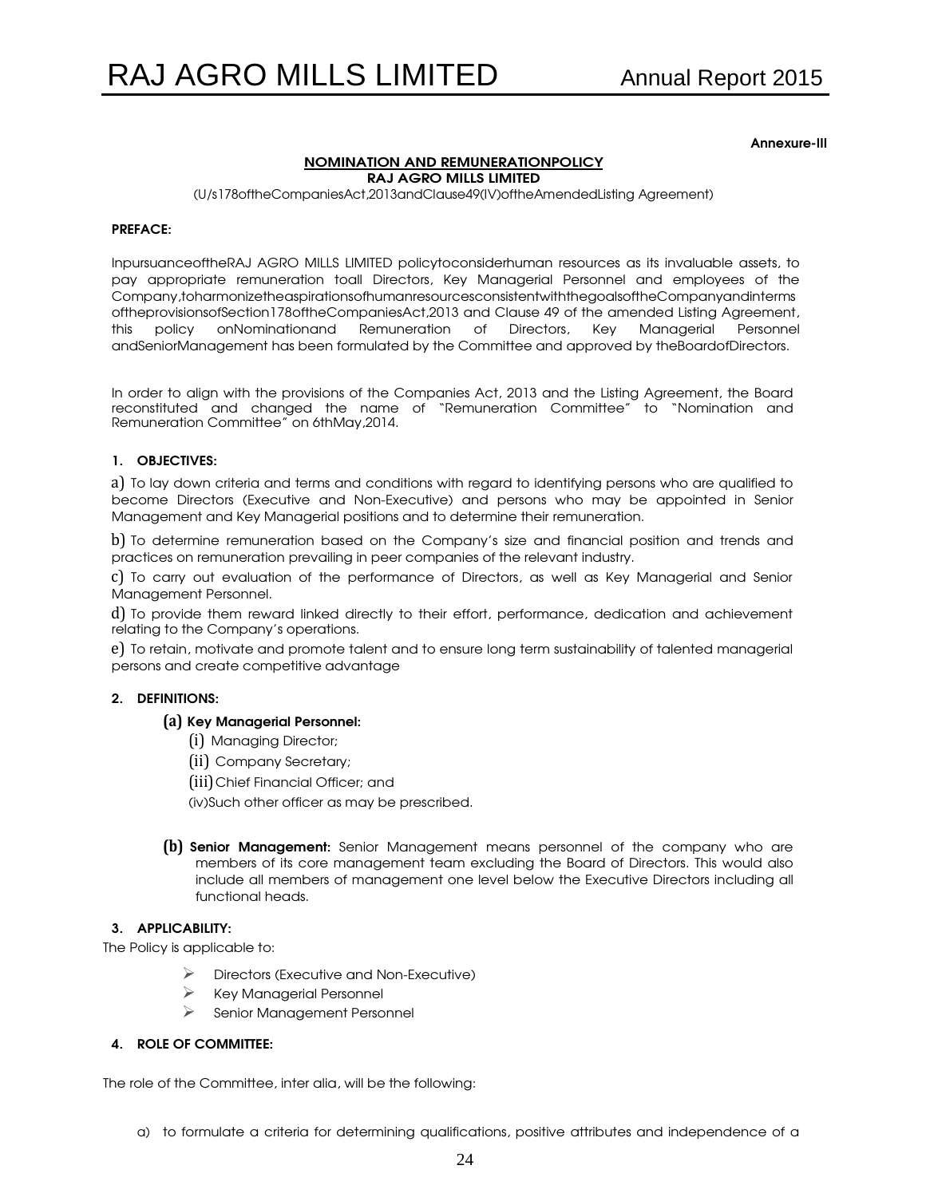Annexure-III

**NOMINATION AND REMUNERATIONPOLICY**
**RAJ AGRO MILLS LIMITED**
(U/s178oftheCompaniesAct,2013andClause49(IV)oftheAmendedListing Agreement)

**PREFACE:**

InpursuanceoftheRAJ AGRO MILLS LIMITED policytoconsiderhuman resources as its invaluable assets, to pay appropriate remuneration toall Directors, Key Managerial Personnel and employees of the Company,toharmonizetheaspirationsofhumanresourcesconsistentwiththegoalsoftheCompanyandinterms oftheprovisionsofSection178oftheCompaniesAct,2013 and Clause 49 of the amended Listing Agreement, this policy onNominationand Remuneration of Directors, Key Managerial Personnel andSeniorManagement has been formulated by the Committee and approved by theBoardofDirectors.

In order to align with the provisions of the Companies Act, 2013 and the Listing Agreement, the Board reconstituted and changed the name of "Remuneration Committee" to "Nomination and Remuneration Committee" on 6thMay,2014.

**1. OBJECTIVES:**

a) To lay down criteria and terms and conditions with regard to identifying persons who are qualified to become Directors (Executive and Non-Executive) and persons who may be appointed in Senior Management and Key Managerial positions and to determine their remuneration.

b) To determine remuneration based on the Company's size and financial position and trends and practices on remuneration prevailing in peer companies of the relevant industry.

c) To carry out evaluation of the performance of Directors, as well as Key Managerial and Senior Management Personnel.

d) To provide them reward linked directly to their effort, performance, dedication and achievement relating to the Company's operations.

e) To retain, motivate and promote talent and to ensure long term sustainability of talented managerial persons and create competitive advantage

**2. DEFINITIONS:**

**(a) Key Managerial Personnel:**

(i) Managing Director;

(ii) Company Secretary;

(iii) Chief Financial Officer; and

(iv)Such other officer as may be prescribed.

**(b) Senior Management:** Senior Management means personnel of the company who are members of its core management team excluding the Board of Directors. This would also include all members of management one level below the Executive Directors including all functional heads.

**3. APPLICABILITY:**

The Policy is applicable to:

- Directors (Executive and Non-Executive)
- Key Managerial Personnel
- Senior Management Personnel

**4. ROLE OF COMMITTEE:**

The role of the Committee, inter alia, will be the following:

a) to formulate a criteria for determining qualifications, positive attributes and independence of a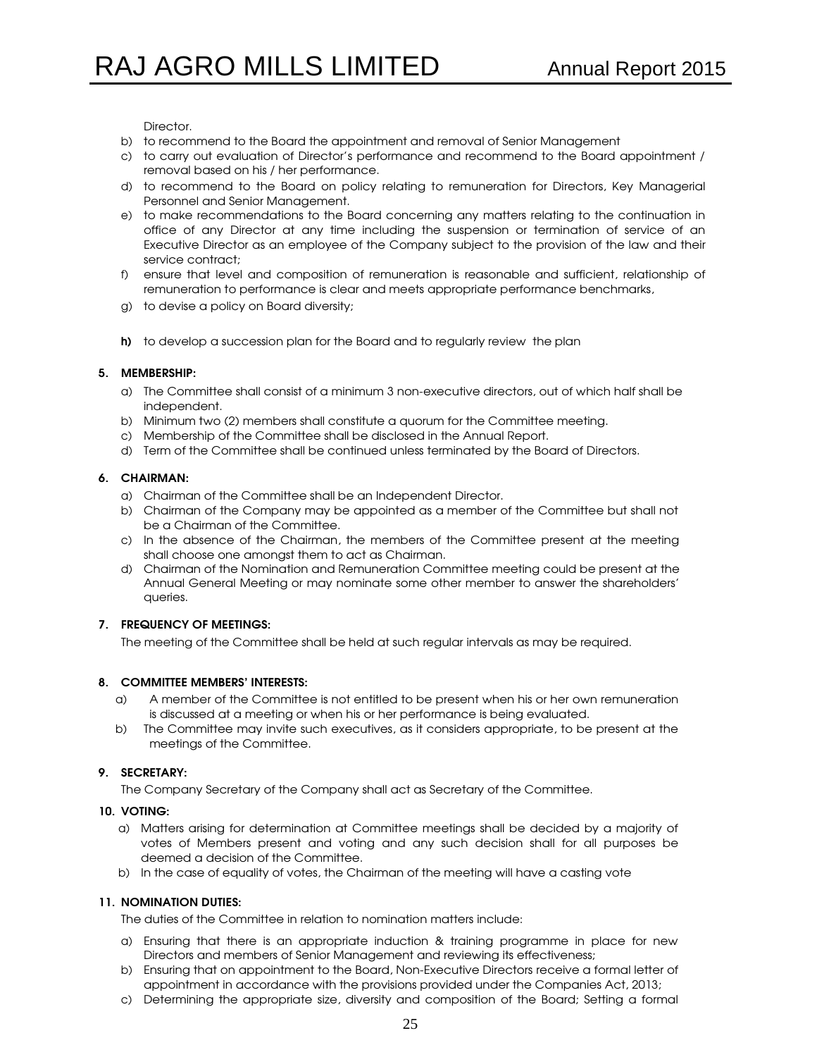Director.

b) to recommend to the Board the appointment and removal of Senior Management
c) to carry out evaluation of Director's performance and recommend to the Board appointment / removal based on his / her performance.
d) to recommend to the Board on policy relating to remuneration for Directors, Key Managerial Personnel and Senior Management.
e) to make recommendations to the Board concerning any matters relating to the continuation in office of any Director at any time including the suspension or termination of service of an Executive Director as an employee of the Company subject to the provision of the law and their service contract;
f) ensure that level and composition of remuneration is reasonable and sufficient, relationship of remuneration to performance is clear and meets appropriate performance benchmarks,
g) to devise a policy on Board diversity;

**h)** to develop a succession plan for the Board and to regularly review the plan

**5. MEMBERSHIP:**

a) The Committee shall consist of a minimum 3 non-executive directors, out of which half shall be independent.
b) Minimum two (2) members shall constitute a quorum for the Committee meeting.
c) Membership of the Committee shall be disclosed in the Annual Report.
d) Term of the Committee shall be continued unless terminated by the Board of Directors.

**6. CHAIRMAN:**

a) Chairman of the Committee shall be an Independent Director.
b) Chairman of the Company may be appointed as a member of the Committee but shall not be a Chairman of the Committee.
c) In the absence of the Chairman, the members of the Committee present at the meeting shall choose one amongst them to act as Chairman.
d) Chairman of the Nomination and Remuneration Committee meeting could be present at the Annual General Meeting or may nominate some other member to answer the shareholders' queries.

**7. FREQUENCY OF MEETINGS:**

The meeting of the Committee shall be held at such regular intervals as may be required.

**8. COMMITTEE MEMBERS' INTERESTS:**

a) A member of the Committee is not entitled to be present when his or her own remuneration is discussed at a meeting or when his or her performance is being evaluated.
b) The Committee may invite such executives, as it considers appropriate, to be present at the meetings of the Committee.

**9. SECRETARY:**

The Company Secretary of the Company shall act as Secretary of the Committee.

**10. VOTING:**

a) Matters arising for determination at Committee meetings shall be decided by a majority of votes of Members present and voting and any such decision shall for all purposes be deemed a decision of the Committee.
b) In the case of equality of votes, the Chairman of the meeting will have a casting vote

**11. NOMINATION DUTIES:**

The duties of the Committee in relation to nomination matters include:

a) Ensuring that there is an appropriate induction & training programme in place for new Directors and members of Senior Management and reviewing its effectiveness;
b) Ensuring that on appointment to the Board, Non-Executive Directors receive a formal letter of appointment in accordance with the provisions provided under the Companies Act, 2013;
c) Determining the appropriate size, diversity and composition of the Board; Setting a formal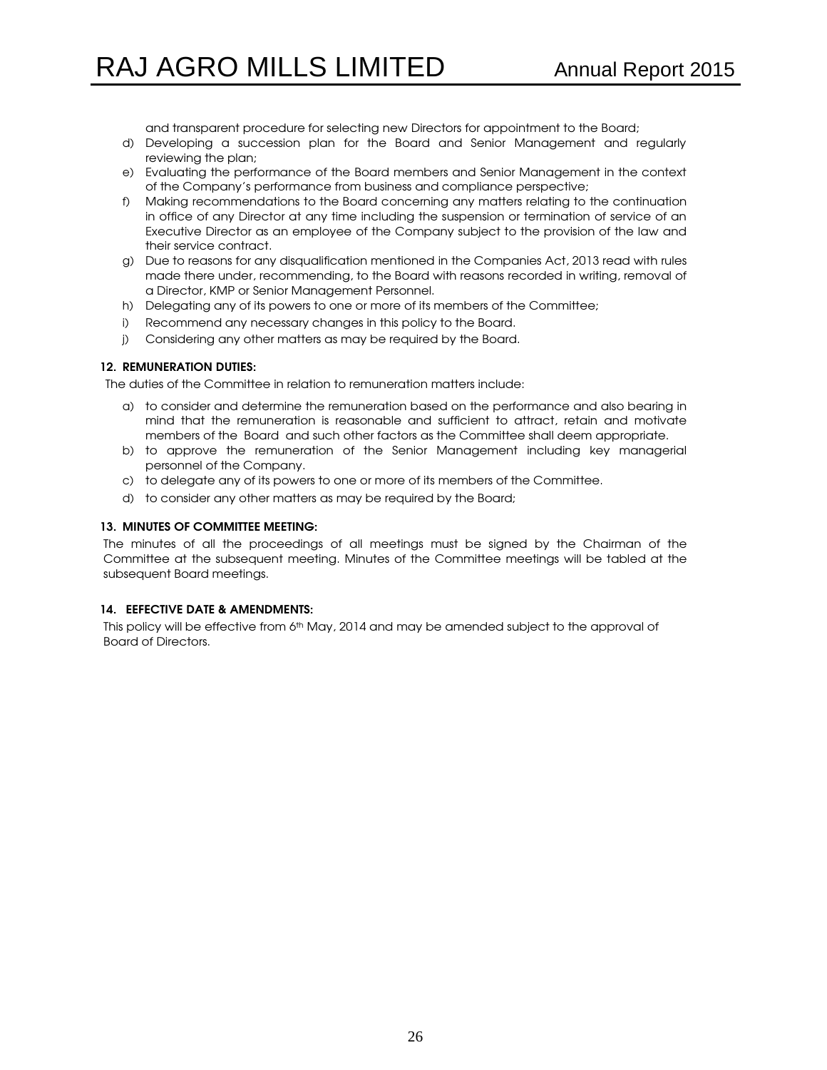and transparent procedure for selecting new Directors for appointment to the Board;

d) Developing a succession plan for the Board and Senior Management and regularly reviewing the plan;

e) Evaluating the performance of the Board members and Senior Management in the context of the Company's performance from business and compliance perspective;

f) Making recommendations to the Board concerning any matters relating to the continuation in office of any Director at any time including the suspension or termination of service of an Executive Director as an employee of the Company subject to the provision of the law and their service contract.

g) Due to reasons for any disqualification mentioned in the Companies Act, 2013 read with rules made there under, recommending, to the Board with reasons recorded in writing, removal of a Director, KMP or Senior Management Personnel.

h) Delegating any of its powers to one or more of its members of the Committee;

i) Recommend any necessary changes in this policy to the Board.

j) Considering any other matters as may be required by the Board.

**12. REMUNERATION DUTIES:**

The duties of the Committee in relation to remuneration matters include:

a) to consider and determine the remuneration based on the performance and also bearing in mind that the remuneration is reasonable and sufficient to attract, retain and motivate members of the Board and such other factors as the Committee shall deem appropriate.

b) to approve the remuneration of the Senior Management including key managerial personnel of the Company.

c) to delegate any of its powers to one or more of its members of the Committee.

d) to consider any other matters as may be required by the Board;

**13. MINUTES OF COMMITTEE MEETING:**

The minutes of all the proceedings of all meetings must be signed by the Chairman of the Committee at the subsequent meeting. Minutes of the Committee meetings will be tabled at the subsequent Board meetings.

**14. EEFECTIVE DATE & AMENDMENTS:**

This policy will be effective from 6th May, 2014 and may be amended subject to the approval of Board of Directors.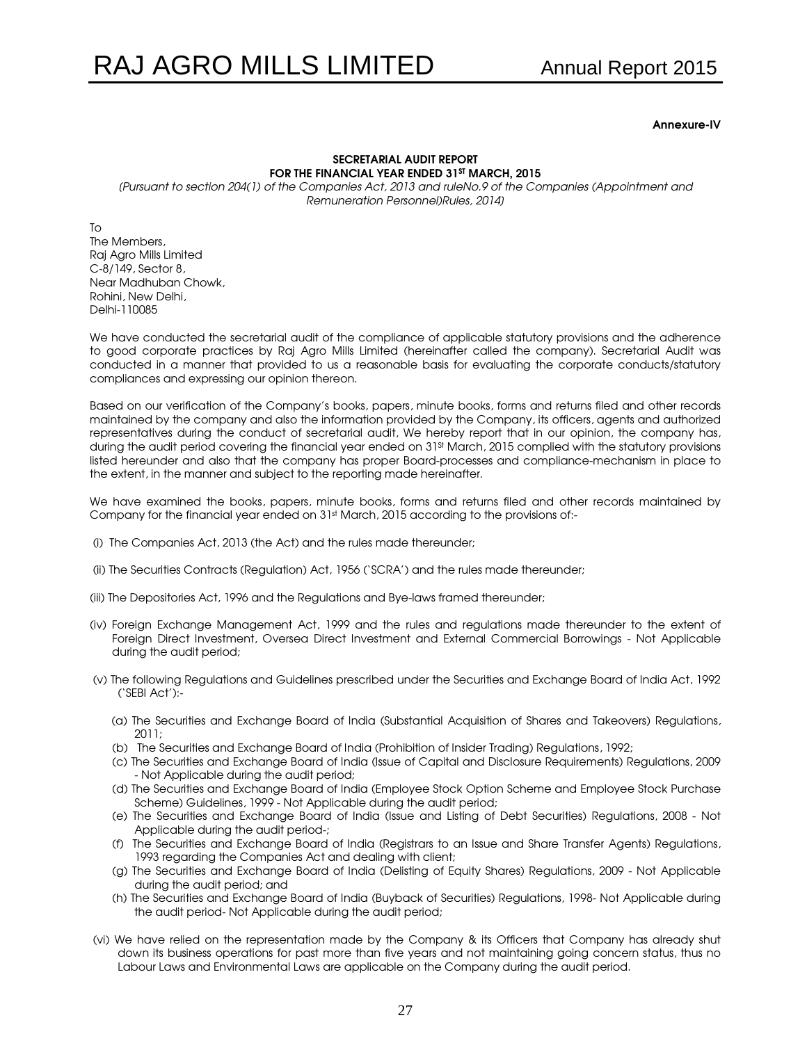**Annexure-IV**

**SECRETARIAL AUDIT REPORT**
**FOR THE FINANCIAL YEAR ENDED 31ST MARCH, 2015**

*(Pursuant to section 204(1) of the Companies Act, 2013 and ruleNo.9 of the Companies (Appointment and Remuneration Personnel)Rules, 2014)*

To
The Members,
Raj Agro Mills Limited
C-8/149, Sector 8,
Near Madhuban Chowk,
Rohini, New Delhi,
Delhi-110085

We have conducted the secretarial audit of the compliance of applicable statutory provisions and the adherence to good corporate practices by Raj Agro Mills Limited (hereinafter called the company). Secretarial Audit was conducted in a manner that provided to us a reasonable basis for evaluating the corporate conducts/statutory compliances and expressing our opinion thereon.

Based on our verification of the Company's books, papers, minute books, forms and returns filed and other records maintained by the company and also the information provided by the Company, its officers, agents and authorized representatives during the conduct of secretarial audit, We hereby report that in our opinion, the company has, during the audit period covering the financial year ended on 31st March, 2015 complied with the statutory provisions listed hereunder and also that the company has proper Board-processes and compliance-mechanism in place to the extent, in the manner and subject to the reporting made hereinafter.

We have examined the books, papers, minute books, forms and returns filed and other records maintained by Company for the financial year ended on 31st March, 2015 according to the provisions of:-

(i) The Companies Act, 2013 (the Act) and the rules made thereunder;

(ii) The Securities Contracts (Regulation) Act, 1956 ('SCRA') and the rules made thereunder;

(iii) The Depositories Act, 1996 and the Regulations and Bye-laws framed thereunder;

(iv) Foreign Exchange Management Act, 1999 and the rules and regulations made thereunder to the extent of Foreign Direct Investment, Oversea Direct Investment and External Commercial Borrowings - Not Applicable during the audit period;

(v) The following Regulations and Guidelines prescribed under the Securities and Exchange Board of India Act, 1992 ('SEBI Act'):-

(a) The Securities and Exchange Board of India (Substantial Acquisition of Shares and Takeovers) Regulations, 2011;
(b) The Securities and Exchange Board of India (Prohibition of Insider Trading) Regulations, 1992;
(c) The Securities and Exchange Board of India (Issue of Capital and Disclosure Requirements) Regulations, 2009 - Not Applicable during the audit period;
(d) The Securities and Exchange Board of India (Employee Stock Option Scheme and Employee Stock Purchase Scheme) Guidelines, 1999 - Not Applicable during the audit period;
(e) The Securities and Exchange Board of India (Issue and Listing of Debt Securities) Regulations, 2008 - Not Applicable during the audit period-;
(f) The Securities and Exchange Board of India (Registrars to an Issue and Share Transfer Agents) Regulations, 1993 regarding the Companies Act and dealing with client;
(g) The Securities and Exchange Board of India (Delisting of Equity Shares) Regulations, 2009 - Not Applicable during the audit period; and
(h) The Securities and Exchange Board of India (Buyback of Securities) Regulations, 1998- Not Applicable during the audit period- Not Applicable during the audit period;

(vi) We have relied on the representation made by the Company & its Officers that Company has already shut down its business operations for past more than five years and not maintaining going concern status, thus no Labour Laws and Environmental Laws are applicable on the Company during the audit period.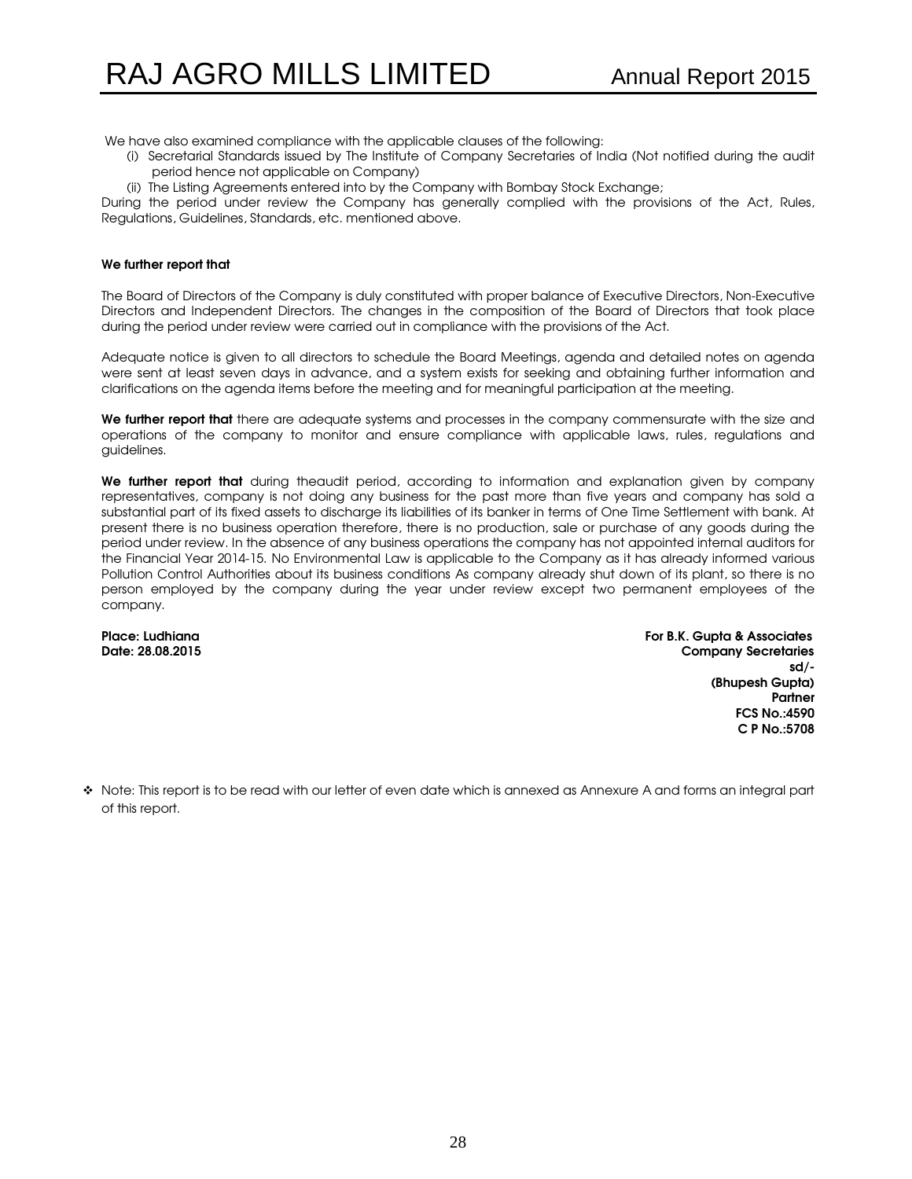We have also examined compliance with the applicable clauses of the following:

(i) Secretarial Standards issued by The Institute of Company Secretaries of India (Not notified during the audit period hence not applicable on Company)

(ii) The Listing Agreements entered into by the Company with Bombay Stock Exchange;

During the period under review the Company has generally complied with the provisions of the Act, Rules, Regulations, Guidelines, Standards, etc. mentioned above.

**We further report that**

The Board of Directors of the Company is duly constituted with proper balance of Executive Directors, Non-Executive Directors and Independent Directors. The changes in the composition of the Board of Directors that took place during the period under review were carried out in compliance with the provisions of the Act.

Adequate notice is given to all directors to schedule the Board Meetings, agenda and detailed notes on agenda were sent at least seven days in advance, and a system exists for seeking and obtaining further information and clarifications on the agenda items before the meeting and for meaningful participation at the meeting.

**We further report that** there are adequate systems and processes in the company commensurate with the size and operations of the company to monitor and ensure compliance with applicable laws, rules, regulations and guidelines.

**We further report that** during theaudit period, according to information and explanation given by company representatives, company is not doing any business for the past more than five years and company has sold a substantial part of its fixed assets to discharge its liabilities of its banker in terms of One Time Settlement with bank. At present there is no business operation therefore, there is no production, sale or purchase of any goods during the period under review. In the absence of any business operations the company has not appointed internal auditors for the Financial Year 2014-15. No Environmental Law is applicable to the Company as it has already informed various Pollution Control Authorities about its business conditions As company already shut down of its plant, so there is no person employed by the company during the year under review except two permanent employees of the company.

**Place: Ludhiana**
**Date: 28.08.2015**

**For B.K. Gupta & Associates**
**Company Secretaries**
**sd/-**
**(Bhupesh Gupta)**
**Partner**
**FCS No.:4590**
**C P No.:5708**

- Note: This report is to be read with our letter of even date which is annexed as Annexure A and forms an integral part of this report.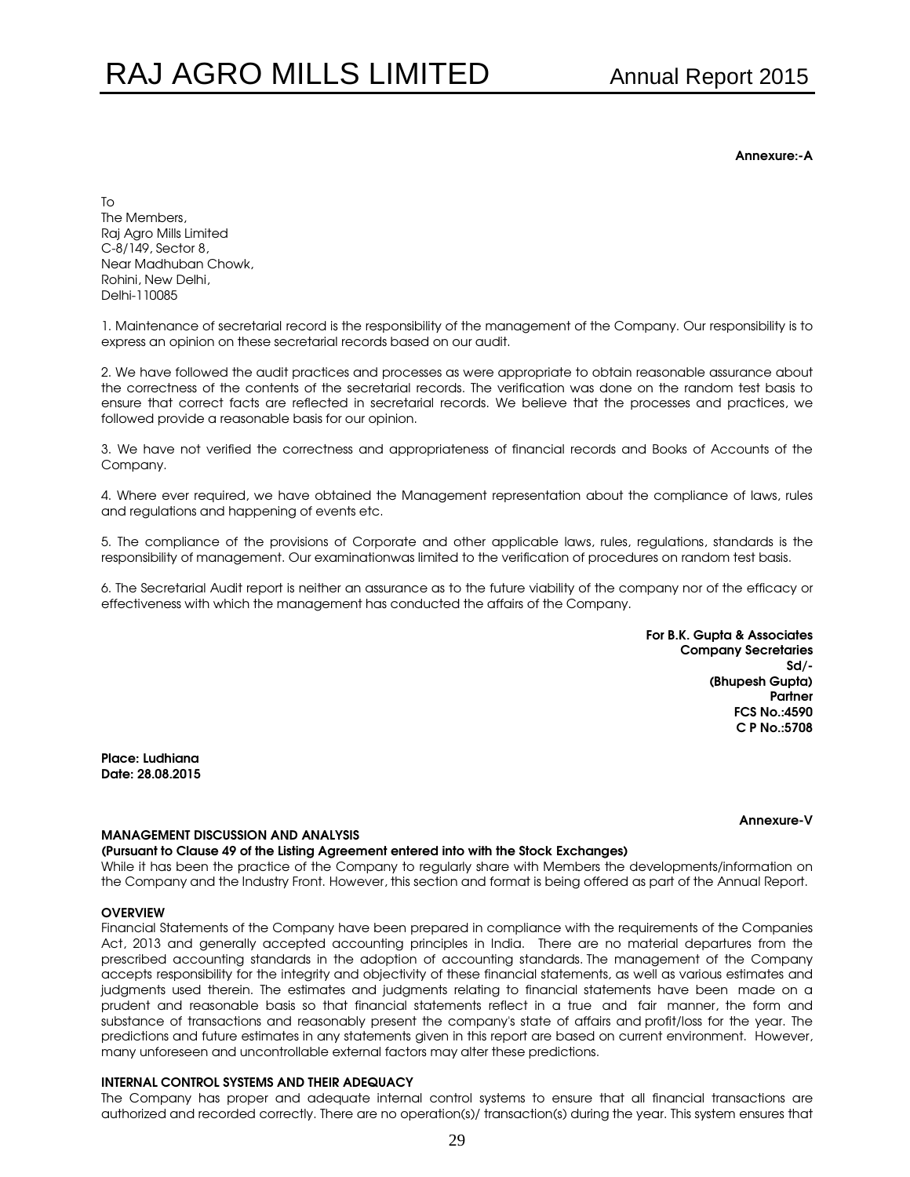**Annexure:-A**

To
The Members,
Raj Agro Mills Limited
C-8/149, Sector 8,
Near Madhuban Chowk,
Rohini, New Delhi,
Delhi-110085

1. Maintenance of secretarial record is the responsibility of the management of the Company. Our responsibility is to express an opinion on these secretarial records based on our audit.

2. We have followed the audit practices and processes as were appropriate to obtain reasonable assurance about the correctness of the contents of the secretarial records. The verification was done on the random test basis to ensure that correct facts are reflected in secretarial records. We believe that the processes and practices, we followed provide a reasonable basis for our opinion.

3. We have not verified the correctness and appropriateness of financial records and Books of Accounts of the Company.

4. Where ever required, we have obtained the Management representation about the compliance of laws, rules and regulations and happening of events etc.

5. The compliance of the provisions of Corporate and other applicable laws, rules, regulations, standards is the responsibility of management. Our examinationwas limited to the verification of procedures on random test basis.

6. The Secretarial Audit report is neither an assurance as to the future viability of the company nor of the efficacy or effectiveness with which the management has conducted the affairs of the Company.

**For B.K. Gupta & Associates**
**Company Secretaries**
**Sd/-**
**(Bhupesh Gupta)**
**Partner**
**FCS No.:4590**
**C P No.:5708**

**Place: Ludhiana**
**Date: 28.08.2015**

**Annexure-V**

## MANAGEMENT DISCUSSION AND ANALYSIS

**(Pursuant to Clause 49 of the Listing Agreement entered into with the Stock Exchanges)**

While it has been the practice of the Company to regularly share with Members the developments/information on the Company and the Industry Front. However, this section and format is being offered as part of the Annual Report.

### OVERVIEW

Financial Statements of the Company have been prepared in compliance with the requirements of the Companies Act, 2013 and generally accepted accounting principles in India. There are no material departures from the prescribed accounting standards in the adoption of accounting standards. The management of the Company accepts responsibility for the integrity and objectivity of these financial statements, as well as various estimates and judgments used therein. The estimates and judgments relating to financial statements have been made on a prudent and reasonable basis so that financial statements reflect in a true and fair manner, the form and substance of transactions and reasonably present the company's state of affairs and profit/loss for the year. The predictions and future estimates in any statements given in this report are based on current environment. However, many unforeseen and uncontrollable external factors may alter these predictions.

### INTERNAL CONTROL SYSTEMS AND THEIR ADEQUACY

The Company has proper and adequate internal control systems to ensure that all financial transactions are authorized and recorded correctly. There are no operation(s)/ transaction(s) during the year. This system ensures that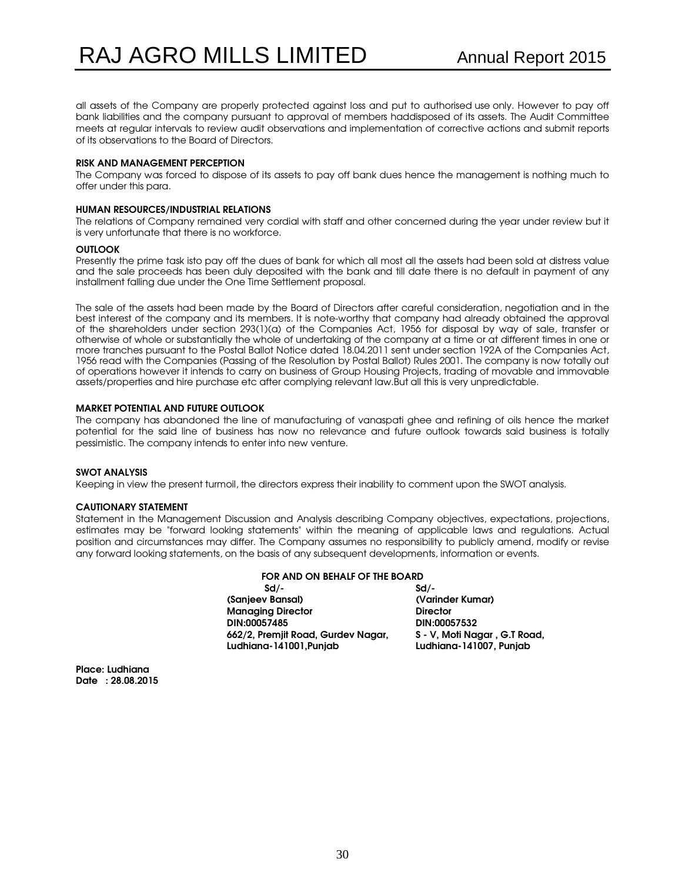all assets of the Company are properly protected against loss and put to authorised use only. However to pay off bank liabilities and the company pursuant to approval of members haddisposed of its assets. The Audit Committee meets at regular intervals to review audit observations and implementation of corrective actions and submit reports of its observations to the Board of Directors.

**RISK AND MANAGEMENT PERCEPTION**

The Company was forced to dispose of its assets to pay off bank dues hence the management is nothing much to offer under this para.

**HUMAN RESOURCES/INDUSTRIAL RELATIONS**

The relations of Company remained very cordial with staff and other concerned during the year under review but it is very unfortunate that there is no workforce.

**OUTLOOK**

Presently the prime task isto pay off the dues of bank for which all most all the assets had been sold at distress value and the sale proceeds has been duly deposited with the bank and till date there is no default in payment of any installment falling due under the One Time Settlement proposal.

The sale of the assets had been made by the Board of Directors after careful consideration, negotiation and in the best interest of the company and its members. It is note-worthy that company had already obtained the approval of the shareholders under section 293(1)(a) of the Companies Act, 1956 for disposal by way of sale, transfer or otherwise of whole or substantially the whole of undertaking of the company at a time or at different times in one or more tranches pursuant to the Postal Ballot Notice dated 18.04.2011 sent under section 192A of the Companies Act, 1956 read with the Companies (Passing of the Resolution by Postal Ballot) Rules 2001. The company is now totally out of operations however it intends to carry on business of Group Housing Projects, trading of movable and immovable assets/properties and hire purchase etc after complying relevant law.But all this is very unpredictable.

**MARKET POTENTIAL AND FUTURE OUTLOOK**

The company has abandoned the line of manufacturing of vanaspati ghee and refining of oils hence the market potential for the said line of business has now no relevance and future outlook towards said business is totally pessimistic. The company intends to enter into new venture.

**SWOT ANALYSIS**

Keeping in view the present turmoil, the directors express their inability to comment upon the SWOT analysis.

**CAUTIONARY STATEMENT**

Statement in the Management Discussion and Analysis describing Company objectives, expectations, projections, estimates may be "forward looking statements" within the meaning of applicable laws and regulations. Actual position and circumstances may differ. The Company assumes no responsibility to publicly amend, modify or revise any forward looking statements, on the basis of any subsequent developments, information or events.

**FOR AND ON BEHALF OF THE BOARD**

| | |
|---|---|
| **Sd/-** | **Sd/-** |
| **(Sanjeev Bansal)** | **(Varinder Kumar)** |
| **Managing Director** | **Director** |
| **DIN:00057485** | **DIN:00057532** |
| **662/2, Premjit Road, Gurdev Nagar,** | **S - V, Moti Nagar , G.T Road,** |
| **Ludhiana-141001,Punjab** | **Ludhiana-141007, Punjab** |

**Place: Ludhiana**
**Date : 28.08.2015**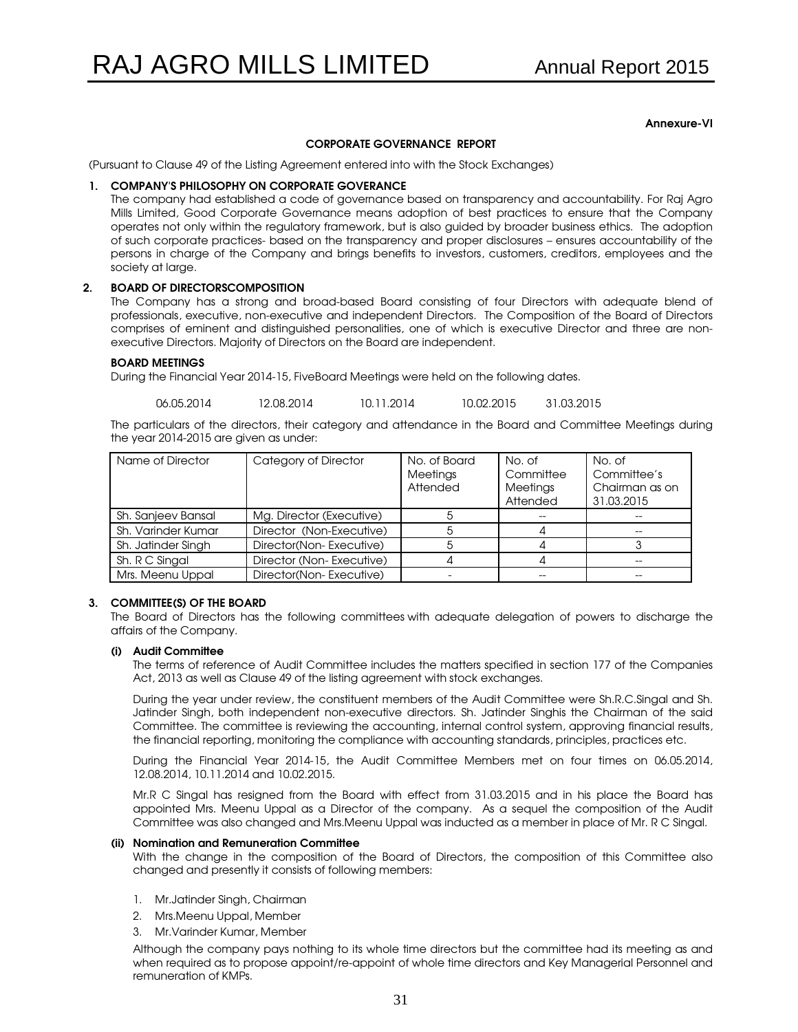**Annexure-VI**

## CORPORATE GOVERNANCE REPORT

(Pursuant to Clause 49 of the Listing Agreement entered into with the Stock Exchanges)

### 1. COMPANY'S PHILOSOPHY ON CORPORATE GOVERANCE

The company had established a code of governance based on transparency and accountability. For Raj Agro Mills Limited, Good Corporate Governance means adoption of best practices to ensure that the Company operates not only within the regulatory framework, but is also guided by broader business ethics. The adoption of such corporate practices- based on the transparency and proper disclosures – ensures accountability of the persons in charge of the Company and brings benefits to investors, customers, creditors, employees and the society at large.

### 2. BOARD OF DIRECTORSCOMPOSITION

The Company has a strong and broad-based Board consisting of four Directors with adequate blend of professionals, executive, non-executive and independent Directors. The Composition of the Board of Directors comprises of eminent and distinguished personalities, one of which is executive Director and three are non-executive Directors. Majority of Directors on the Board are independent.

**BOARD MEETINGS**

During the Financial Year 2014-15, FiveBoard Meetings were held on the following dates.

06.05.2014 12.08.2014 10.11.2014 10.02.2015 31.03.2015

The particulars of the directors, their category and attendance in the Board and Committee Meetings during the year 2014-2015 are given as under:

| Name of Director | Category of Director | No. of Board Meetings Attended | No. of Committee Meetings Attended | No. of Committee's Chairman as on 31.03.2015 |
|---|---|---|---|---|
| Sh. Sanjeev Bansal | Mg. Director (Executive) | 5 | -- | -- |
| Sh. Varinder Kumar | Director (Non-Executive) | 5 | 4 | -- |
| Sh. Jatinder Singh | Director(Non- Executive) | 5 | 4 | 3 |
| Sh. R C Singal | Director (Non- Executive) | 4 | 4 | -- |
| Mrs. Meenu Uppal | Director(Non- Executive) | - | -- | -- |

### 3. COMMITTEE(S) OF THE BOARD

The Board of Directors has the following committees with adequate delegation of powers to discharge the affairs of the Company.

#### (i) Audit Committee

The terms of reference of Audit Committee includes the matters specified in section 177 of the Companies Act, 2013 as well as Clause 49 of the listing agreement with stock exchanges.

During the year under review, the constituent members of the Audit Committee were Sh.R.C.Singal and Sh. Jatinder Singh, both independent non-executive directors. Sh. Jatinder Singhis the Chairman of the said Committee. The committee is reviewing the accounting, internal control system, approving financial results, the financial reporting, monitoring the compliance with accounting standards, principles, practices etc.

During the Financial Year 2014-15, the Audit Committee Members met on four times on 06.05.2014, 12.08.2014, 10.11.2014 and 10.02.2015.

Mr.R C Singal has resigned from the Board with effect from 31.03.2015 and in his place the Board has appointed Mrs. Meenu Uppal as a Director of the company. As a sequel the composition of the Audit Committee was also changed and Mrs.Meenu Uppal was inducted as a member in place of Mr. R C Singal.

#### (ii) Nomination and Remuneration Committee

With the change in the composition of the Board of Directors, the composition of this Committee also changed and presently it consists of following members:

1. Mr.Jatinder Singh, Chairman
2. Mrs.Meenu Uppal, Member
3. Mr.Varinder Kumar, Member

Although the company pays nothing to its whole time directors but the committee had its meeting as and when required as to propose appoint/re-appoint of whole time directors and Key Managerial Personnel and remuneration of KMPs.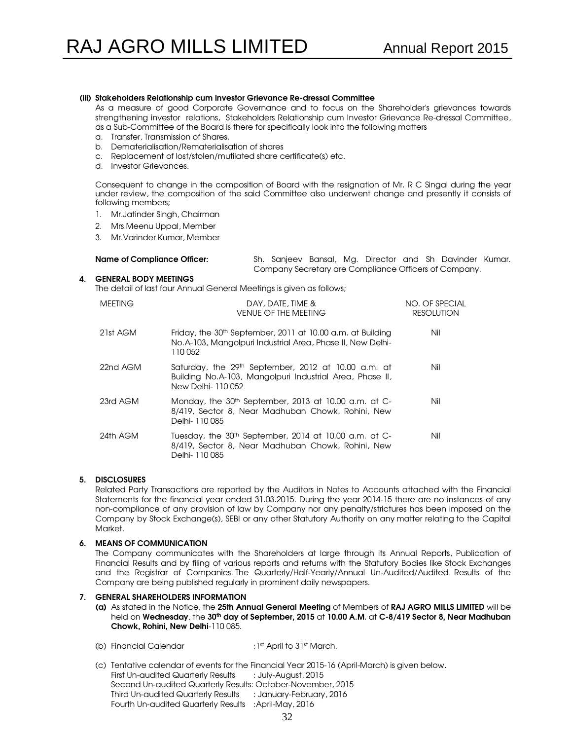**(iii) Stakeholders Relationship cum Investor Grievance Re-dressal Committee**

As a measure of good Corporate Governance and to focus on the Shareholder's grievances towards strengthening investor relations, Stakeholders Relationship cum Investor Grievance Re-dressal Committee, as a Sub-Committee of the Board is there for specifically look into the following matters

a. Transfer, Transmission of Shares.
b. Dematerialisation/Rematerialisation of shares
c. Replacement of lost/stolen/mutilated share certificate(s) etc.
d. Investor Grievances.

Consequent to change in the composition of Board with the resignation of Mr. R C Singal during the year under review, the composition of the said Committee also underwent change and presently it consists of following members;

1. Mr.Jatinder Singh, Chairman
2. Mrs.Meenu Uppal, Member
3. Mr.Varinder Kumar, Member

**Name of Compliance Officer:** Sh. Sanjeev Bansal, Mg. Director and Sh Davinder Kumar. Company Secretary are Compliance Officers of Company.

**4. GENERAL BODY MEETINGS**

The detail of last four Annual General Meetings is given as follows;

| MEETING | DAY, DATE, TIME & VENUE OF THE MEETING | NO. OF SPECIAL RESOLUTION |
|---|---|---|
| 21st AGM | Friday, the 30th September, 2011 at 10.00 a.m. at Building No.A-103, Mangolpuri Industrial Area, Phase II, New Delhi-110 052 | Nil |
| 22nd AGM | Saturday, the 29th September, 2012 at 10.00 a.m. at Building No.A-103, Mangolpuri Industrial Area, Phase II, New Delhi- 110 052 | Nil |
| 23rd AGM | Monday, the 30th September, 2013 at 10.00 a.m. at C-8/419, Sector 8, Near Madhuban Chowk, Rohini, New Delhi- 110 085 | Nil |
| 24th AGM | Tuesday, the 30th September, 2014 at 10.00 a.m. at C-8/419, Sector 8, Near Madhuban Chowk, Rohini, New Delhi- 110 085 | Nil |

**5. DISCLOSURES**

Related Party Transactions are reported by the Auditors in Notes to Accounts attached with the Financial Statements for the financial year ended 31.03.2015. During the year 2014-15 there are no instances of any non-compliance of any provision of law by Company nor any penalty/strictures has been imposed on the Company by Stock Exchange(s), SEBI or any other Statutory Authority on any matter relating to the Capital Market.

**6. MEANS OF COMMUNICATION**

The Company communicates with the Shareholders at large through its Annual Reports, Publication of Financial Results and by filing of various reports and returns with the Statutory Bodies like Stock Exchanges and the Registrar of Companies. The Quarterly/Half-Yearly/Annual Un-Audited/Audited Results of the Company are being published regularly in prominent daily newspapers.

**7. GENERAL SHAREHOLDERS INFORMATION**

**(a)** As stated in the Notice, the **25th Annual General Meeting** of Members of **RAJ AGRO MILLS LIMITED** will be held on **Wednesday**, the **30th day of September, 2015** at **10.00 A.M**. at **C-8/419 Sector 8, Near Madhuban Chowk, Rohini, New Delhi**-110 085.

(b) Financial Calendar : 1st April to 31st March.

(c) Tentative calendar of events for the Financial Year 2015-16 (April-March) is given below.

First Un-audited Quarterly Results : July-August, 2015
Second Un-audited Quarterly Results: October-November, 2015
Third Un-audited Quarterly Results : January-February, 2016
Fourth Un-audited Quarterly Results : April-May, 2016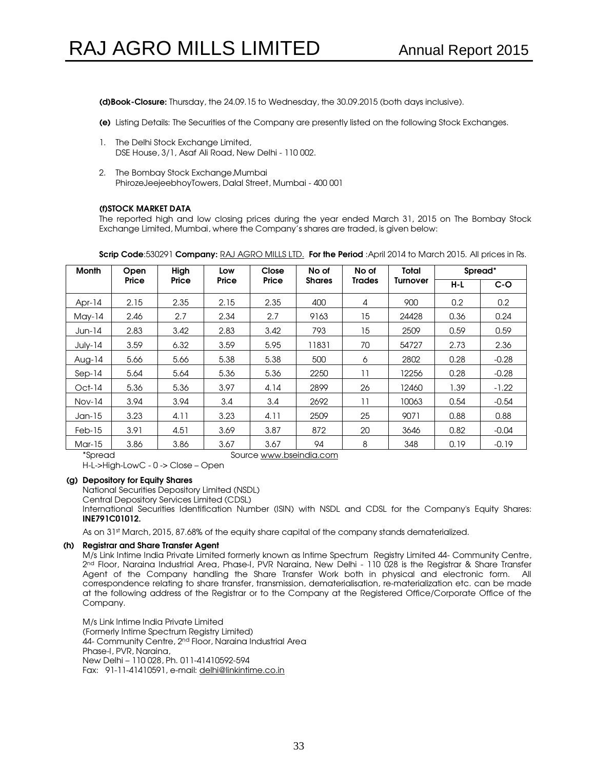**(d)Book-Closure:** Thursday, the 24.09.15 to Wednesday, the 30.09.2015 (both days inclusive).

**(e)** Listing Details: The Securities of the Company are presently listed on the following Stock Exchanges.

1. The Delhi Stock Exchange Limited,
   DSE House, 3/1, Asaf Ali Road, New Delhi - 110 002.

2. The Bombay Stock Exchange,Mumbai
   PhirozeJeejeebhoyTowers, Dalal Street, Mumbai - 400 001

**(f)STOCK MARKET DATA**

The reported high and low closing prices during the year ended March 31, 2015 on The Bombay Stock Exchange Limited, Mumbai, where the Company's shares are traded, is given below:

**Scrip Code**:530291 **Company:** RAJ AGRO MILLS LTD. **For the Period** :April 2014 to March 2015. All prices in Rs.

| Month | Open Price | High Price | Low Price | Close Price | No of Shares | No of Trades | Total Turnover | Spread* | |
|---|---|---|---|---|---|---|---|---|---|
| | | | | | | | | H-L | C-O |
| Apr-14 | 2.15 | 2.35 | 2.15 | 2.35 | 400 | 4 | 900 | 0.2 | 0.2 |
| May-14 | 2.46 | 2.7 | 2.34 | 2.7 | 9163 | 15 | 24428 | 0.36 | 0.24 |
| Jun-14 | 2.83 | 3.42 | 2.83 | 3.42 | 793 | 15 | 2509 | 0.59 | 0.59 |
| July-14 | 3.59 | 6.32 | 3.59 | 5.95 | 11831 | 70 | 54727 | 2.73 | 2.36 |
| Aug-14 | 5.66 | 5.66 | 5.38 | 5.38 | 500 | 6 | 2802 | 0.28 | -0.28 |
| Sep-14 | 5.64 | 5.64 | 5.36 | 5.36 | 2250 | 11 | 12256 | 0.28 | -0.28 |
| Oct-14 | 5.36 | 5.36 | 3.97 | 4.14 | 2899 | 26 | 12460 | 1.39 | -1.22 |
| Nov-14 | 3.94 | 3.94 | 3.4 | 3.4 | 2692 | 11 | 10063 | 0.54 | -0.54 |
| Jan-15 | 3.23 | 4.11 | 3.23 | 4.11 | 2509 | 25 | 9071 | 0.88 | 0.88 |
| Feb-15 | 3.91 | 4.51 | 3.69 | 3.87 | 872 | 20 | 3646 | 0.82 | -0.04 |
| Mar-15 | 3.86 | 3.86 | 3.67 | 3.67 | 94 | 8 | 348 | 0.19 | -0.19 |

*Spread Source www.bseindia.com

H-L->High-LowC - 0 -> Close – Open

**(g) Depository for Equity Shares**

National Securities Depository Limited (NSDL)
Central Depository Services Limited (CDSL)
International Securities Identification Number (ISIN) with NSDL and CDSL for the Company's Equity Shares: **INE791C01012.**

As on 31st March, 2015, 87.68% of the equity share capital of the company stands dematerialized.

**(h) Registrar and Share Transfer Agent**

M/s Link Intime India Private Limited formerly known as Intime Spectrum Registry Limited 44- Community Centre, 2nd Floor, Naraina Industrial Area, Phase-I, PVR Naraina, New Delhi - 110 028 is the Registrar & Share Transfer Agent of the Company handling the Share Transfer Work both in physical and electronic form. All correspondence relating to share transfer, transmission, dematerialisation, re-materialization etc. can be made at the following address of the Registrar or to the Company at the Registered Office/Corporate Office of the Company.

M/s Link Intime India Private Limited
(Formerly Intime Spectrum Registry Limited)
44- Community Centre, 2nd Floor, Naraina Industrial Area
Phase-I, PVR, Naraina,
New Delhi – 110 028, Ph. 011-41410592-594
Fax: 91-11-41410591, e-mail: delhi@linkintime.co.in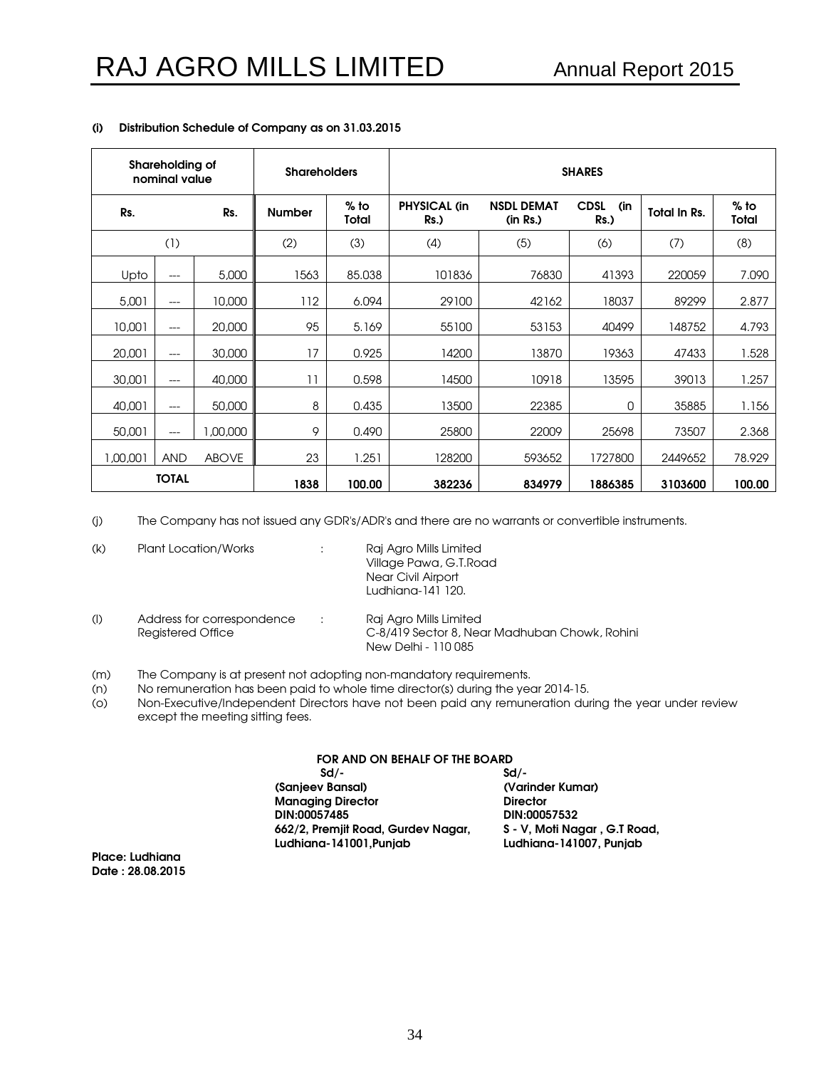**(i) Distribution Schedule of Company as on 31.03.2015**

| Shareholding of nominal value | | | Shareholders | | SHARES | | | | |
|---|---|---|---|---|---|---|---|---|---|
| Rs. | | Rs. | Number | % to Total | PHYSICAL (in Rs.) | NSDL DEMAT (in Rs.) | CDSL (in Rs.) | Total In Rs. | % to Total |
| (1) | | | (2) | (3) | (4) | (5) | (6) | (7) | (8) |
| Upto | --- | 5,000 | 1563 | 85.038 | 101836 | 76830 | 41393 | 220059 | 7.090 |
| 5,001 | --- | 10,000 | 112 | 6.094 | 29100 | 42162 | 18037 | 89299 | 2.877 |
| 10,001 | --- | 20,000 | 95 | 5.169 | 55100 | 53153 | 40499 | 148752 | 4.793 |
| 20,001 | --- | 30,000 | 17 | 0.925 | 14200 | 13870 | 19363 | 47433 | 1.528 |
| 30,001 | --- | 40,000 | 11 | 0.598 | 14500 | 10918 | 13595 | 39013 | 1.257 |
| 40,001 | --- | 50,000 | 8 | 0.435 | 13500 | 22385 | 0 | 35885 | 1.156 |
| 50,001 | --- | 1,00,000 | 9 | 0.490 | 25800 | 22009 | 25698 | 73507 | 2.368 |
| 1,00,001 | AND | ABOVE | 23 | 1.251 | 128200 | 593652 | 1727800 | 2449652 | 78.929 |
| **TOTAL** | | | **1838** | **100.00** | **382236** | **834979** | **1886385** | **3103600** | **100.00** |

(j) The Company has not issued any GDR's/ADR's and there are no warrants or convertible instruments.

(k) Plant Location/Works : Raj Agro Mills Limited
Village Pawa, G.T.Road
Near Civil Airport
Ludhiana-141 120.

(l) Address for correspondence Registered Office : Raj Agro Mills Limited
C-8/419 Sector 8, Near Madhuban Chowk, Rohini
New Delhi - 110 085

(m) The Company is at present not adopting non-mandatory requirements.

(n) No remuneration has been paid to whole time director(s) during the year 2014-15.

(o) Non-Executive/Independent Directors have not been paid any remuneration during the year under review except the meeting sitting fees.

**FOR AND ON BEHALF OF THE BOARD**

| | |
|---|---|
| **Sd/-** | **Sd/-** |
| **(Sanjeev Bansal)** | **(Varinder Kumar)** |
| **Managing Director** | **Director** |
| **DIN:00057485** | **DIN:00057532** |
| **662/2, Premjit Road, Gurdev Nagar,** | **S - V, Moti Nagar , G.T Road,** |
| **Ludhiana-141001,Punjab** | **Ludhiana-141007, Punjab** |

**Place: Ludhiana**
**Date : 28.08.2015**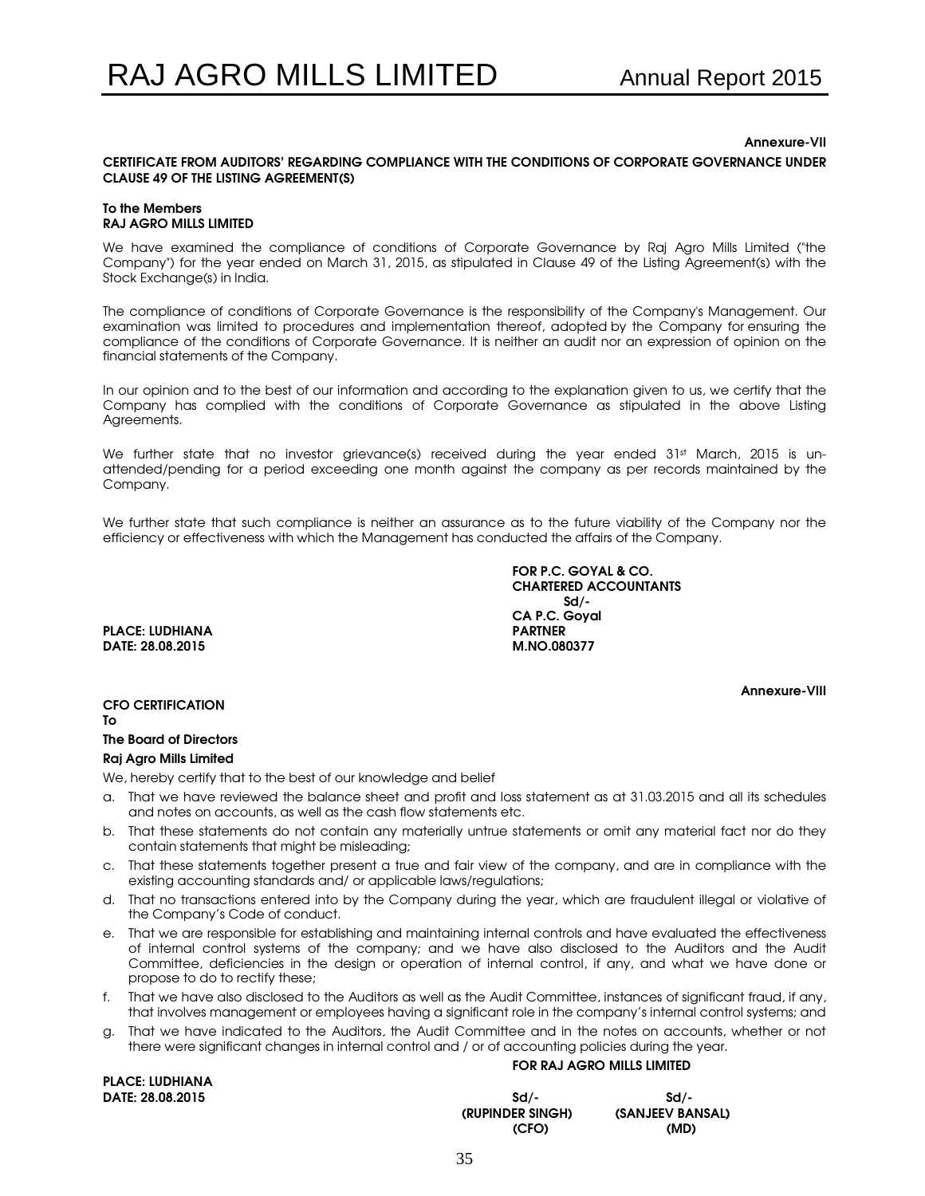Annexure-VII

**CERTIFICATE FROM AUDITORS' REGARDING COMPLIANCE WITH THE CONDITIONS OF CORPORATE GOVERNANCE UNDER CLAUSE 49 OF THE LISTING AGREEMENT(S)**

**To the Members**
**RAJ AGRO MILLS LIMITED**

We have examined the compliance of conditions of Corporate Governance by Raj Agro Mills Limited ("the Company") for the year ended on March 31, 2015, as stipulated in Clause 49 of the Listing Agreement(s) with the Stock Exchange(s) in India.

The compliance of conditions of Corporate Governance is the responsibility of the Company's Management. Our examination was limited to procedures and implementation thereof, adopted by the Company for ensuring the compliance of the conditions of Corporate Governance. It is neither an audit nor an expression of opinion on the financial statements of the Company.

In our opinion and to the best of our information and according to the explanation given to us, we certify that the Company has complied with the conditions of Corporate Governance as stipulated in the above Listing Agreements.

We further state that no investor grievance(s) received during the year ended 31st March, 2015 is un-attended/pending for a period exceeding one month against the company as per records maintained by the Company.

We further state that such compliance is neither an assurance as to the future viability of the Company nor the efficiency or effectiveness with which the Management has conducted the affairs of the Company.

**FOR P.C. GOYAL & CO.**
**CHARTERED ACCOUNTANTS**
**Sd/-**
**CA P.C. Goyal**
**PARTNER**
**M.NO.080377**

**PLACE: LUDHIANA**
**DATE: 28.08.2015**

Annexure-VIII

**CFO CERTIFICATION**

**To**

**The Board of Directors**

**Raj Agro Mills Limited**

We, hereby certify that to the best of our knowledge and belief

a. That we have reviewed the balance sheet and profit and loss statement as at 31.03.2015 and all its schedules and notes on accounts, as well as the cash flow statements etc.

b. That these statements do not contain any materially untrue statements or omit any material fact nor do they contain statements that might be misleading;

c. That these statements together present a true and fair view of the company, and are in compliance with the existing accounting standards and/ or applicable laws/regulations;

d. That no transactions entered into by the Company during the year, which are fraudulent illegal or violative of the Company's Code of conduct.

e. That we are responsible for establishing and maintaining internal controls and have evaluated the effectiveness of internal control systems of the company; and we have also disclosed to the Auditors and the Audit Committee, deficiencies in the design or operation of internal control, if any, and what we have done or propose to do to rectify these;

f. That we have also disclosed to the Auditors as well as the Audit Committee, instances of significant fraud, if any, that involves management or employees having a significant role in the company's internal control systems; and

g. That we have indicated to the Auditors, the Audit Committee and in the notes on accounts, whether or not there were significant changes in internal control and / or of accounting policies during the year.

**FOR RAJ AGRO MILLS LIMITED**

**PLACE: LUDHIANA**
**DATE: 28.08.2015**

| | |
|---|---|
| Sd/- | Sd/- |
| **(RUPINDER SINGH)** | **(SANJEEV BANSAL)** |
| **(CFO)** | **(MD)** |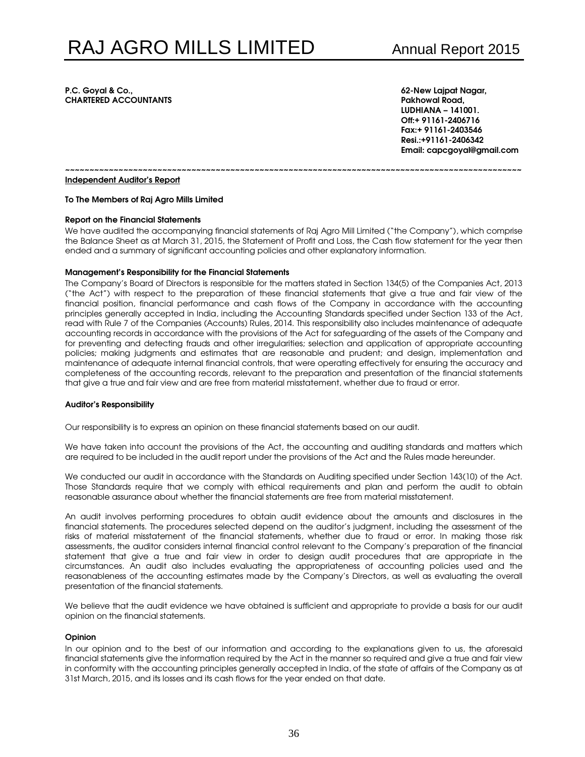**P.C. Goyal & Co.,**
**CHARTERED ACCOUNTANTS**

**62-New Lajpat Nagar,**
**Pakhowal Road,**
**LUDHIANA – 141001.**
**Off:+ 91161-2406716**
**Fax:+ 91161-2403546**
**Resi.:+91161-2406342**
**Email: capcgoyal@gmail.com**

~~~~~~~~~~~~~~~~~~~~~~~~~~~~~~~~~~~~~~~~~~~~~~~~~~~~~~~~~~~~~~~~~~~~~~~~~~~~~~~~~~~~~~~~~~~~

**Independent Auditor's Report**

**To The Members of Raj Agro Mills Limited**

**Report on the Financial Statements**

We have audited the accompanying financial statements of Raj Agro Mill Limited ("the Company"), which comprise the Balance Sheet as at March 31, 2015, the Statement of Profit and Loss, the Cash flow statement for the year then ended and a summary of significant accounting policies and other explanatory information.

**Management's Responsibility for the Financial Statements**

The Company's Board of Directors is responsible for the matters stated in Section 134(5) of the Companies Act, 2013 ("the Act") with respect to the preparation of these financial statements that give a true and fair view of the financial position, financial performance and cash flows of the Company in accordance with the accounting principles generally accepted in India, including the Accounting Standards specified under Section 133 of the Act, read with Rule 7 of the Companies (Accounts) Rules, 2014. This responsibility also includes maintenance of adequate accounting records in accordance with the provisions of the Act for safeguarding of the assets of the Company and for preventing and detecting frauds and other irregularities; selection and application of appropriate accounting policies; making judgments and estimates that are reasonable and prudent; and design, implementation and maintenance of adequate internal financial controls, that were operating effectively for ensuring the accuracy and completeness of the accounting records, relevant to the preparation and presentation of the financial statements that give a true and fair view and are free from material misstatement, whether due to fraud or error.

**Auditor's Responsibility**

Our responsibility is to express an opinion on these financial statements based on our audit.

We have taken into account the provisions of the Act, the accounting and auditing standards and matters which are required to be included in the audit report under the provisions of the Act and the Rules made hereunder.

We conducted our audit in accordance with the Standards on Auditing specified under Section 143(10) of the Act. Those Standards require that we comply with ethical requirements and plan and perform the audit to obtain reasonable assurance about whether the financial statements are free from material misstatement.

An audit involves performing procedures to obtain audit evidence about the amounts and disclosures in the financial statements. The procedures selected depend on the auditor's judgment, including the assessment of the risks of material misstatement of the financial statements, whether due to fraud or error. In making those risk assessments, the auditor considers internal financial control relevant to the Company's preparation of the financial statement that give a true and fair view in order to design audit procedures that are appropriate in the circumstances. An audit also includes evaluating the appropriateness of accounting policies used and the reasonableness of the accounting estimates made by the Company's Directors, as well as evaluating the overall presentation of the financial statements.

We believe that the audit evidence we have obtained is sufficient and appropriate to provide a basis for our audit opinion on the financial statements.

**Opinion**

In our opinion and to the best of our information and according to the explanations given to us, the aforesaid financial statements give the information required by the Act in the manner so required and give a true and fair view in conformity with the accounting principles generally accepted in India, of the state of affairs of the Company as at 31st March, 2015, and its losses and its cash flows for the year ended on that date.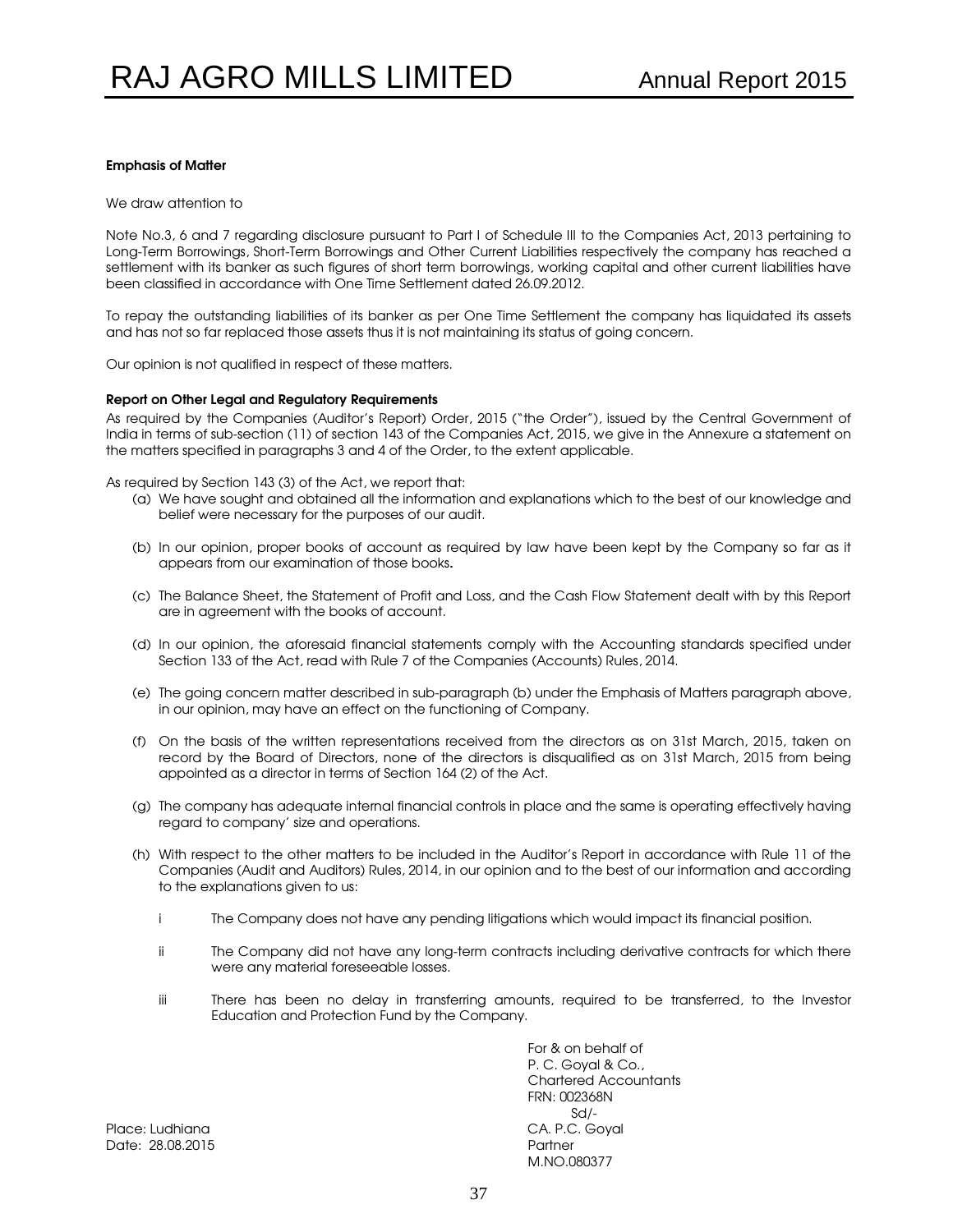**Emphasis of Matter**

We draw attention to

Note No.3, 6 and 7 regarding disclosure pursuant to Part I of Schedule III to the Companies Act, 2013 pertaining to Long-Term Borrowings, Short-Term Borrowings and Other Current Liabilities respectively the company has reached a settlement with its banker as such figures of short term borrowings, working capital and other current liabilities have been classified in accordance with One Time Settlement dated 26.09.2012.

To repay the outstanding liabilities of its banker as per One Time Settlement the company has liquidated its assets and has not so far replaced those assets thus it is not maintaining its status of going concern.

Our opinion is not qualified in respect of these matters.

**Report on Other Legal and Regulatory Requirements**

As required by the Companies (Auditor's Report) Order, 2015 ("the Order"), issued by the Central Government of India in terms of sub-section (11) of section 143 of the Companies Act, 2015, we give in the Annexure a statement on the matters specified in paragraphs 3 and 4 of the Order, to the extent applicable.

As required by Section 143 (3) of the Act, we report that:

(a) We have sought and obtained all the information and explanations which to the best of our knowledge and belief were necessary for the purposes of our audit.

(b) In our opinion, proper books of account as required by law have been kept by the Company so far as it appears from our examination of those books.

(c) The Balance Sheet, the Statement of Profit and Loss, and the Cash Flow Statement dealt with by this Report are in agreement with the books of account.

(d) In our opinion, the aforesaid financial statements comply with the Accounting standards specified under Section 133 of the Act, read with Rule 7 of the Companies (Accounts) Rules, 2014.

(e) The going concern matter described in sub-paragraph (b) under the Emphasis of Matters paragraph above, in our opinion, may have an effect on the functioning of Company.

(f) On the basis of the written representations received from the directors as on 31st March, 2015, taken on record by the Board of Directors, none of the directors is disqualified as on 31st March, 2015 from being appointed as a director in terms of Section 164 (2) of the Act.

(g) The company has adequate internal financial controls in place and the same is operating effectively having regard to company' size and operations.

(h) With respect to the other matters to be included in the Auditor's Report in accordance with Rule 11 of the Companies (Audit and Auditors) Rules, 2014, in our opinion and to the best of our information and according to the explanations given to us:

i The Company does not have any pending litigations which would impact its financial position.

ii The Company did not have any long-term contracts including derivative contracts for which there were any material foreseeable losses.

iii There has been no delay in transferring amounts, required to be transferred, to the Investor Education and Protection Fund by the Company.

For & on behalf of
P. C. Goyal & Co.,
Chartered Accountants
FRN: 002368N
Sd/-
CA. P.C. Goyal
Partner
M.NO.080377

Place: Ludhiana
Date: 28.08.2015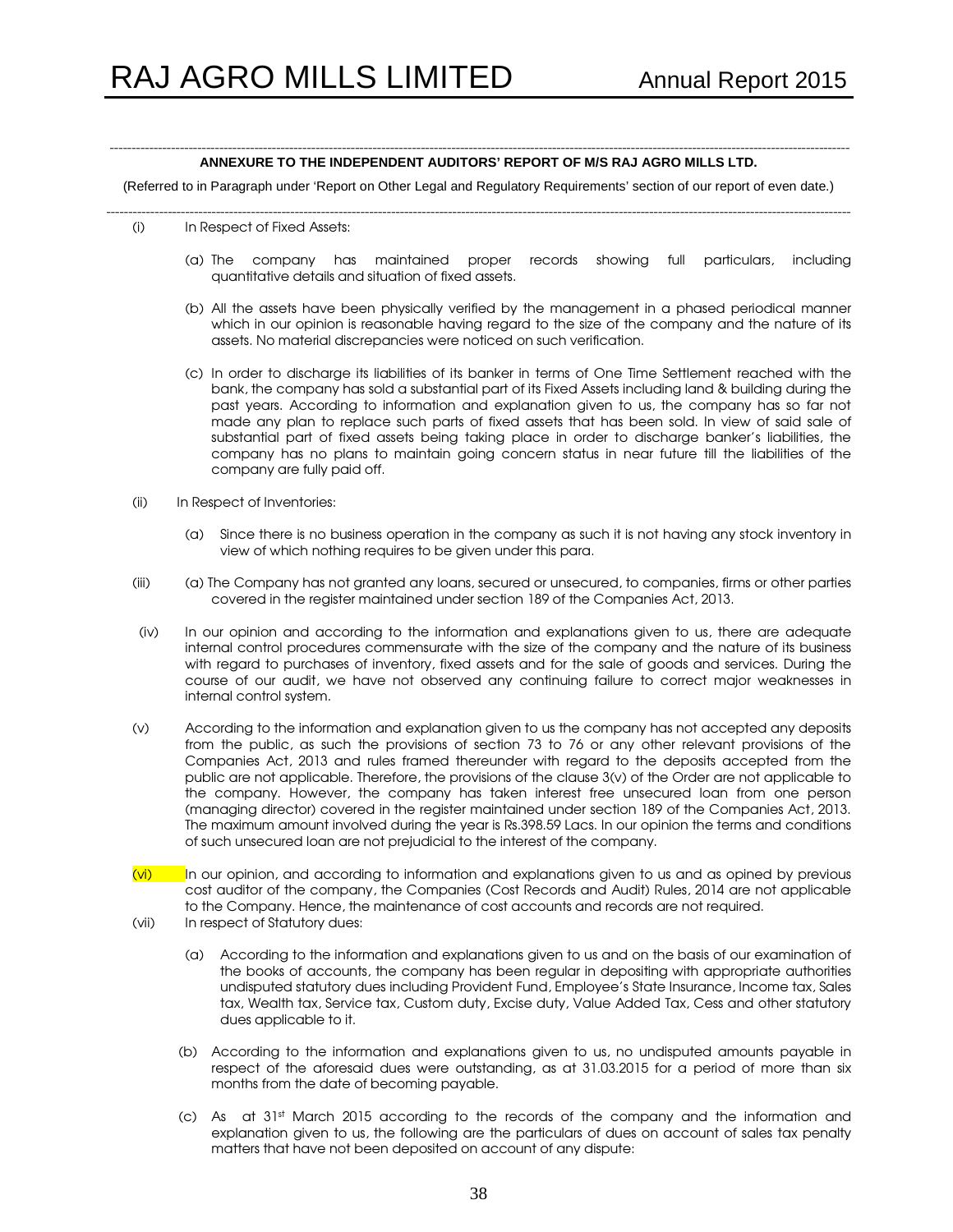**ANNEXURE TO THE INDEPENDENT AUDITORS' REPORT OF M/S RAJ AGRO MILLS LTD.**

(Referred to in Paragraph under 'Report on Other Legal and Regulatory Requirements' section of our report of even date.)

(i) In Respect of Fixed Assets:

(a) The company has maintained proper records showing full particulars, including quantitative details and situation of fixed assets.

(b) All the assets have been physically verified by the management in a phased periodical manner which in our opinion is reasonable having regard to the size of the company and the nature of its assets. No material discrepancies were noticed on such verification.

(c) In order to discharge its liabilities of its banker in terms of One Time Settlement reached with the bank, the company has sold a substantial part of its Fixed Assets including land & building during the past years. According to information and explanation given to us, the company has so far not made any plan to replace such parts of fixed assets that has been sold. In view of said sale of substantial part of fixed assets being taking place in order to discharge banker's liabilities, the company has no plans to maintain going concern status in near future till the liabilities of the company are fully paid off.

(ii) In Respect of Inventories:

(a) Since there is no business operation in the company as such it is not having any stock inventory in view of which nothing requires to be given under this para.

(iii) (a) The Company has not granted any loans, secured or unsecured, to companies, firms or other parties covered in the register maintained under section 189 of the Companies Act, 2013.

(iv) In our opinion and according to the information and explanations given to us, there are adequate internal control procedures commensurate with the size of the company and the nature of its business with regard to purchases of inventory, fixed assets and for the sale of goods and services. During the course of our audit, we have not observed any continuing failure to correct major weaknesses in internal control system.

(v) According to the information and explanation given to us the company has not accepted any deposits from the public, as such the provisions of section 73 to 76 or any other relevant provisions of the Companies Act, 2013 and rules framed thereunder with regard to the deposits accepted from the public are not applicable. Therefore, the provisions of the clause 3(v) of the Order are not applicable to the company. However, the company has taken interest free unsecured loan from one person (managing director) covered in the register maintained under section 189 of the Companies Act, 2013. The maximum amount involved during the year is Rs.398.59 Lacs. In our opinion the terms and conditions of such unsecured loan are not prejudicial to the interest of the company.

(vi) In our opinion, and according to information and explanations given to us and as opined by previous cost auditor of the company, the Companies (Cost Records and Audit) Rules, 2014 are not applicable to the Company. Hence, the maintenance of cost accounts and records are not required.

(vii) In respect of Statutory dues:

(a) According to the information and explanations given to us and on the basis of our examination of the books of accounts, the company has been regular in depositing with appropriate authorities undisputed statutory dues including Provident Fund, Employee's State Insurance, Income tax, Sales tax, Wealth tax, Service tax, Custom duty, Excise duty, Value Added Tax, Cess and other statutory dues applicable to it.

(b) According to the information and explanations given to us, no undisputed amounts payable in respect of the aforesaid dues were outstanding, as at 31.03.2015 for a period of more than six months from the date of becoming payable.

(c) As at 31st March 2015 according to the records of the company and the information and explanation given to us, the following are the particulars of dues on account of sales tax penalty matters that have not been deposited on account of any dispute: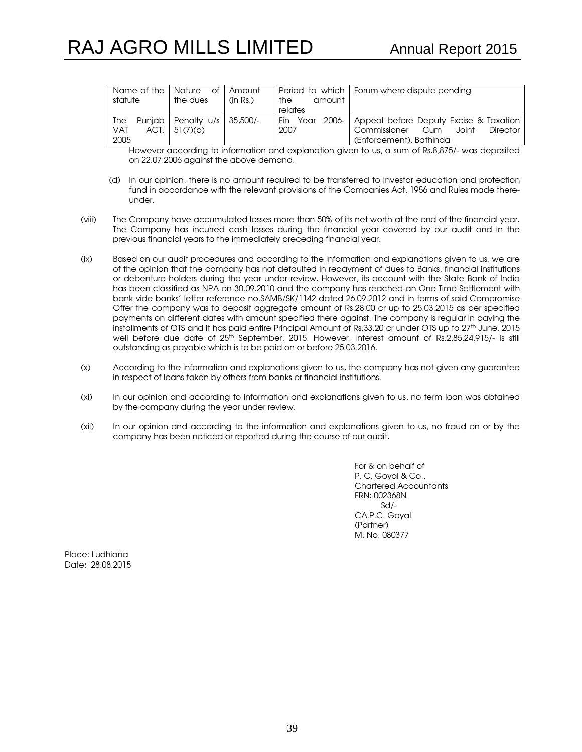| Name of the statute | Nature of the dues | Amount (in Rs.) | Period to which the amount relates | Forum where dispute pending |
|---|---|---|---|---|
| The Punjab VAT ACT, 2005 | Penalty u/s 51(7)(b) | 35,500/- | Fin Year 2006-2007 | Appeal before Deputy Excise & Taxation Commissioner Cum Joint Director (Enforcement), Bathinda |

However according to information and explanation given to us, a sum of Rs.8,875/- was deposited on 22.07.2006 against the above demand.

(d) In our opinion, there is no amount required to be transferred to Investor education and protection fund in accordance with the relevant provisions of the Companies Act, 1956 and Rules made there-under.

(viii) The Company have accumulated losses more than 50% of its net worth at the end of the financial year. The Company has incurred cash losses during the financial year covered by our audit and in the previous financial years to the immediately preceding financial year.

(ix) Based on our audit procedures and according to the information and explanations given to us, we are of the opinion that the company has not defaulted in repayment of dues to Banks, financial institutions or debenture holders during the year under review. However, its account with the State Bank of India has been classified as NPA on 30.09.2010 and the company has reached an One Time Settlement with bank vide banks' letter reference no.SAMB/SK/1142 dated 26.09.2012 and in terms of said Compromise Offer the company was to deposit aggregate amount of Rs.28.00 cr up to 25.03.2015 as per specified payments on different dates with amount specified there against. The company is regular in paying the installments of OTS and it has paid entire Principal Amount of Rs.33.20 cr under OTS up to 27th June, 2015 well before due date of 25th September, 2015. However, Interest amount of Rs.2,85,24,915/- is still outstanding as payable which is to be paid on or before 25.03.2016.

(x) According to the information and explanations given to us, the company has not given any guarantee in respect of loans taken by others from banks or financial institutions.

(xi) In our opinion and according to information and explanations given to us, no term loan was obtained by the company during the year under review.

(xii) In our opinion and according to the information and explanations given to us, no fraud on or by the company has been noticed or reported during the course of our audit.

For & on behalf of
P. C. Goyal & Co.,
Chartered Accountants
FRN: 002368N
Sd/-
CA.P.C. Goyal
(Partner)
M. No. 080377

Place: Ludhiana
Date: 28.08.2015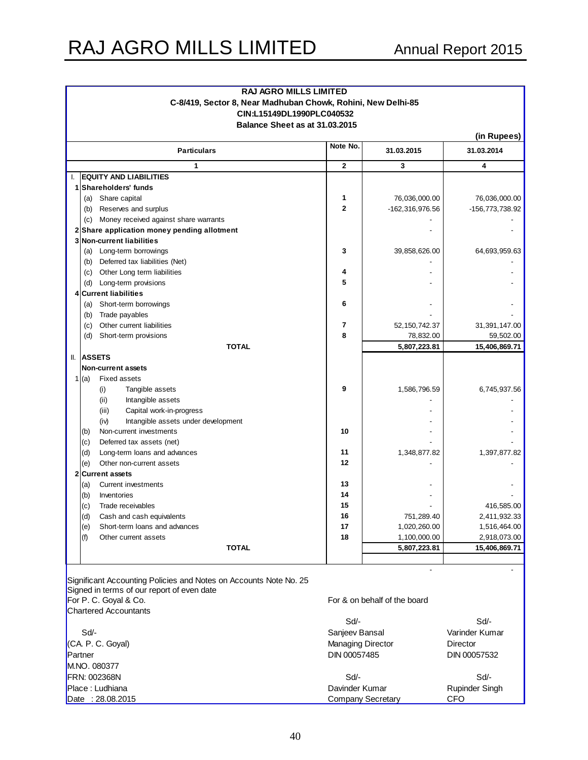**RAJ AGRO MILLS LIMITED**
**C-8/419, Sector 8, Near Madhuban Chowk, Rohini, New Delhi-85**
**CIN:L15149DL1990PLC040532**
**Balance Sheet as at 31.03.2015**

**(in Rupees)**

| | Particulars | Note No. | 31.03.2015 | 31.03.2014 |
|---|---|---|---|---|
| | 1 | 2 | 3 | 4 |
| I. | **EQUITY AND LIABILITIES** | | | |
| 1 | **Shareholders' funds** | | | |
| | (a) Share capital | 1 | 76,036,000.00 | 76,036,000.00 |
| | (b) Reserves and surplus | 2 | -162,316,976.56 | -156,773,738.92 |
| | (c) Money received against share warrants | | - | - |
| 2 | **Share application money pending allotment** | | - | - |
| 3 | **Non-current liabilities** | | | |
| | (a) Long-term borrowings | 3 | 39,858,626.00 | 64,693,959.63 |
| | (b) Deferred tax liabilities (Net) | | - | - |
| | (c) Other Long term liabilities | 4 | - | - |
| | (d) Long-term provisions | 5 | - | - |
| 4 | **Current liabilities** | | | |
| | (a) Short-term borrowings | 6 | - | - |
| | (b) Trade payables | | - | |
| | (c) Other current liabilities | 7 | 52,150,742.37 | 31,391,147.00 |
| | (d) Short-term provisions | 8 | 78,832.00 | 59,502.00 |
| | **TOTAL** | | **5,807,223.81** | **15,406,869.71** |
| II. | **ASSETS** | | | |
| | **Non-current assets** | | | |
| 1 | (a) Fixed assets | | | |
| | (i) Tangible assets | 9 | 1,586,796.59 | 6,745,937.56 |
| | (ii) Intangible assets | | - | - |
| | (iii) Capital work-in-progress | | - | - |
| | (iv) Intangible assets under development | | - | - |
| | (b) Non-current investments | 10 | - | - |
| | (c) Deferred tax assets (net) | | - | - |
| | (d) Long-term loans and advances | 11 | 1,348,877.82 | 1,397,877.82 |
| | (e) Other non-current assets | 12 | - | - |
| 2 | **Current assets** | | | |
| | (a) Current investments | 13 | - | - |
| | (b) Inventories | 14 | - | - |
| | (c) Trade receivables | 15 | - | 416,585.00 |
| | (d) Cash and cash equivalents | 16 | 751,289.40 | 2,411,932.33 |
| | (e) Short-term loans and advances | 17 | 1,020,260.00 | 1,516,464.00 |
| | (f) Other current assets | 18 | 1,100,000.00 | 2,918,073.00 |
| | **TOTAL** | | **5,807,223.81** | **15,406,869.71** |
| | | | - | - |

Significant Accounting Policies and Notes on Accounts Note No. 25
Signed in terms of our report of even date

For P. C. Goyal & Co.
Chartered Accountants

Sd/-
(CA. P. C. Goyal)
Partner
M.NO. 080377
FRN: 002368N
Place : Ludhiana
Date : 28.08.2015

For & on behalf of the board

Sd/-
Sanjeev Bansal
Managing Director
DIN 00057485

Sd/-
Varinder Kumar
Director
DIN 00057532

Sd/-
Davinder Kumar
Company Secretary

Sd/-
Rupinder Singh
CFO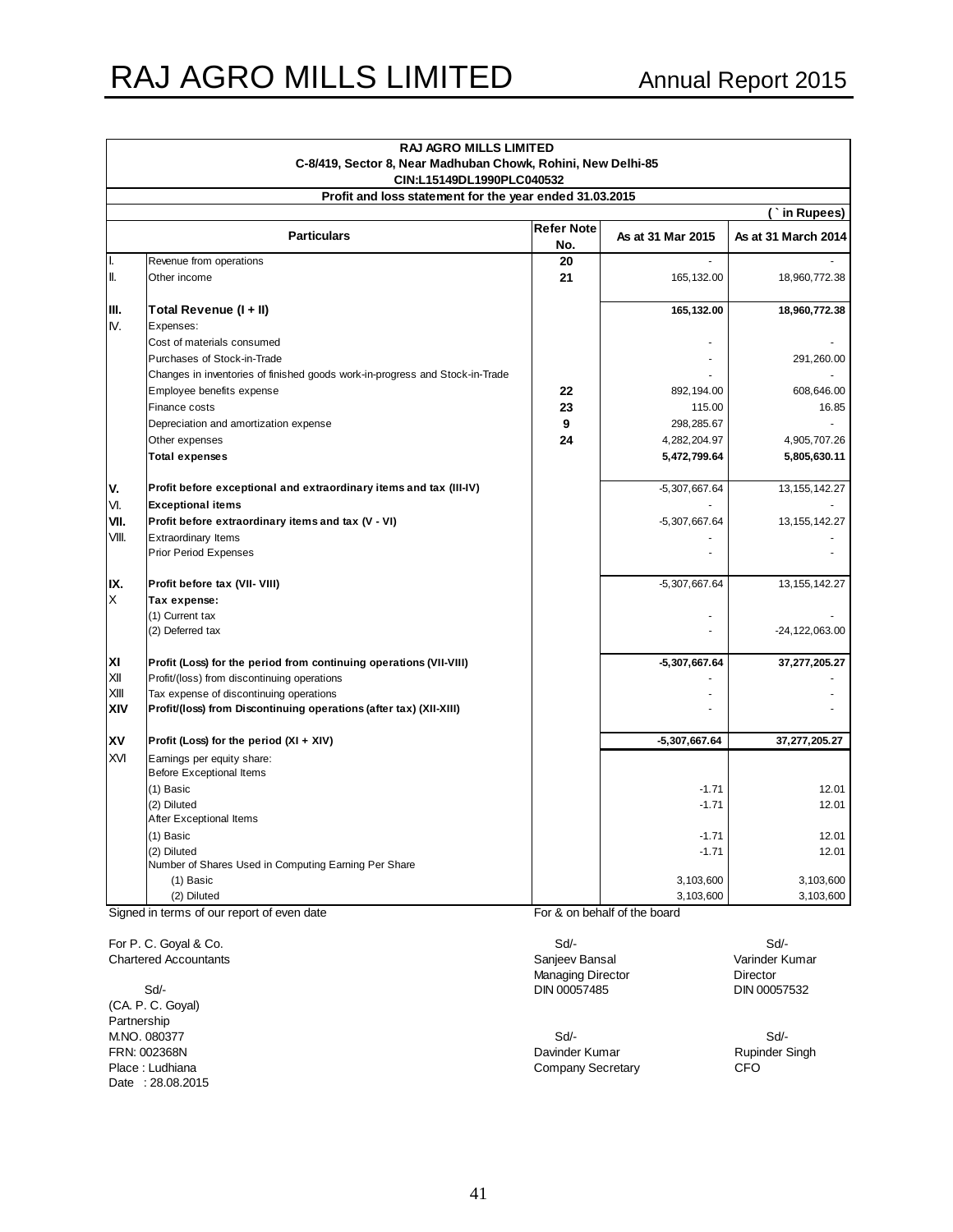**RAJ AGRO MILLS LIMITED**

**C-8/419, Sector 8, Near Madhuban Chowk, Rohini, New Delhi-85**

**CIN:L15149DL1990PLC040532**

**Profit and loss statement for the year ended 31.03.2015**

(` in Rupees)

| | Particulars | Refer Note No. | As at 31 Mar 2015 | As at 31 March 2014 |
|---|---|---|---|---|
| I. | Revenue from operations | 20 | - | - |
| II. | Other income | 21 | 165,132.00 | 18,960,772.38 |
| III. | **Total Revenue (I + II)** | | **165,132.00** | **18,960,772.38** |
| IV. | Expenses: | | | |
| | Cost of materials consumed | | - | - |
| | Purchases of Stock-in-Trade | | - | 291,260.00 |
| | Changes in inventories of finished goods work-in-progress and Stock-in-Trade | | - | - |
| | Employee benefits expense | 22 | 892,194.00 | 608,646.00 |
| | Finance costs | 23 | 115.00 | 16.85 |
| | Depreciation and amortization expense | 9 | 298,285.67 | - |
| | Other expenses | 24 | 4,282,204.97 | 4,905,707.26 |
| | **Total expenses** | | **5,472,799.64** | **5,805,630.11** |
| V. | **Profit before exceptional and extraordinary items and tax (III-IV)** | | -5,307,667.64 | 13,155,142.27 |
| VI. | **Exceptional items** | | - | - |
| VII. | **Profit before extraordinary items and tax (V - VI)** | | -5,307,667.64 | 13,155,142.27 |
| VIII. | Extraordinary Items | | - | - |
| | Prior Period Expenses | | - | - |
| IX. | **Profit before tax (VII- VIII)** | | -5,307,667.64 | 13,155,142.27 |
| X | **Tax expense:** | | | |
| | (1) Current tax | | - | - |
| | (2) Deferred tax | | - | -24,122,063.00 |
| XI | **Profit (Loss) for the period from continuing operations (VII-VIII)** | | **-5,307,667.64** | **37,277,205.27** |
| XII | Profit/(loss) from discontinuing operations | | - | - |
| XIII | Tax expense of discontinuing operations | | - | - |
| XIV | **Profit/(loss) from Discontinuing operations (after tax) (XII-XIII)** | | - | - |
| XV | **Profit (Loss) for the period (XI + XIV)** | | **-5,307,667.64** | **37,277,205.27** |
| XVI | Earnings per equity share: | | | |
| | Before Exceptional Items | | | |
| | (1) Basic | | -1.71 | 12.01 |
| | (2) Diluted | | -1.71 | 12.01 |
| | After Exceptional Items | | | |
| | (1) Basic | | -1.71 | 12.01 |
| | (2) Diluted | | -1.71 | 12.01 |
| | Number of Shares Used in Computing Earning Per Share | | | |
| | (1) Basic | | 3,103,600 | 3,103,600 |
| | (2) Diluted | | 3,103,600 | 3,103,600 |

Signed in terms of our report of even date

For & on behalf of the board

For P. C. Goyal & Co.
Chartered Accountants

Sd/-
(CA. P. C. Goyal)
Partnership
M.NO. 080377
FRN: 002368N
Place : Ludhiana
Date : 28.08.2015

Sd/-
Sanjeev Bansal
Managing Director
DIN 00057485

Sd/-
Varinder Kumar
Director
DIN 00057532

Sd/-
Davinder Kumar
Company Secretary

Sd/-
Rupinder Singh
CFO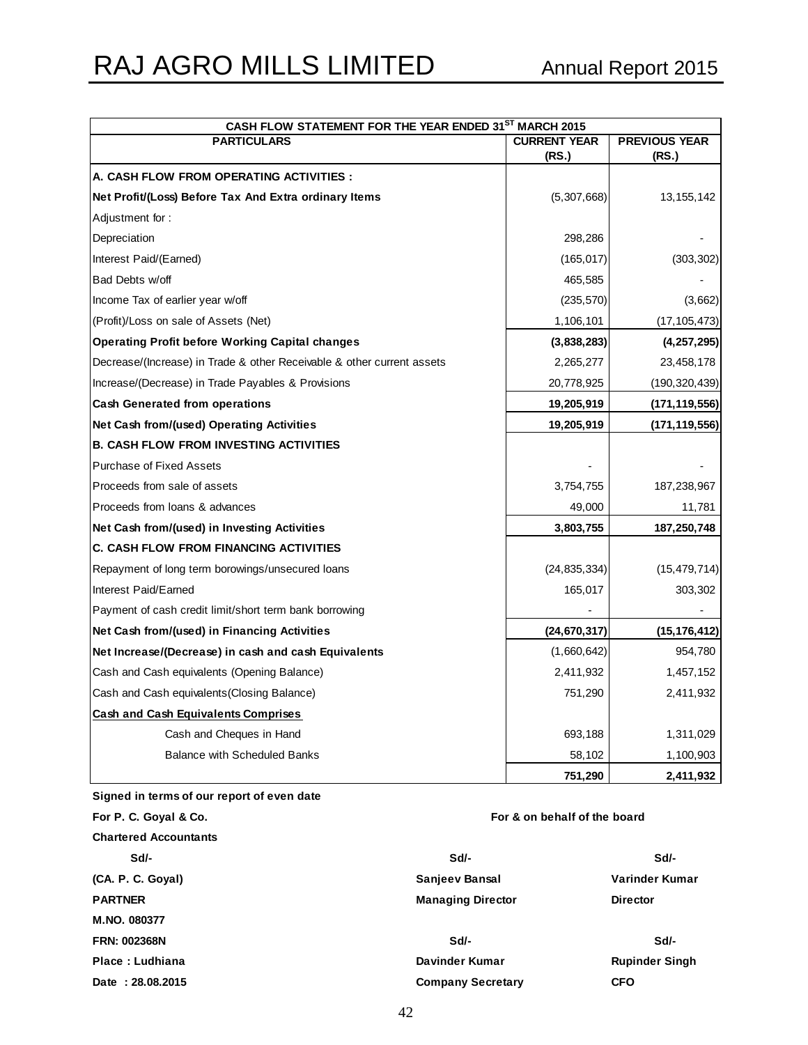# CASH FLOW STATEMENT FOR THE YEAR ENDED 31ST MARCH 2015

| PARTICULARS | CURRENT YEAR (RS.) | PREVIOUS YEAR (RS.) |
|---|---|---|
| **A. CASH FLOW FROM OPERATING ACTIVITIES :** | | |
| **Net Profit/(Loss) Before Tax And Extra ordinary Items** | (5,307,668) | 13,155,142 |
| Adjustment for : | | |
| Depreciation | 298,286 | - |
| Interest Paid/(Earned) | (165,017) | (303,302) |
| Bad Debts w/off | 465,585 | - |
| Income Tax of earlier year w/off | (235,570) | (3,662) |
| (Profit)/Loss on sale of Assets (Net) | 1,106,101 | (17,105,473) |
| **Operating Profit before Working Capital changes** | **(3,838,283)** | **(4,257,295)** |
| Decrease/(Increase) in Trade & other Receivable & other current assets | 2,265,277 | 23,458,178 |
| Increase/(Decrease) in Trade Payables & Provisions | 20,778,925 | (190,320,439) |
| **Cash Generated from operations** | **19,205,919** | **(171,119,556)** |
| **Net Cash from/(used) Operating Activities** | **19,205,919** | **(171,119,556)** |
| **B. CASH FLOW FROM INVESTING ACTIVITIES** | | |
| Purchase of Fixed Assets | - | - |
| Proceeds from sale of assets | 3,754,755 | 187,238,967 |
| Proceeds from loans & advances | 49,000 | 11,781 |
| **Net Cash from/(used) in Investing Activities** | **3,803,755** | **187,250,748** |
| **C. CASH FLOW FROM FINANCING ACTIVITIES** | | |
| Repayment of long term borowings/unsecured loans | (24,835,334) | (15,479,714) |
| Interest Paid/Earned | 165,017 | 303,302 |
| Payment of cash credit limit/short term bank borrowing | - | - |
| **Net Cash from/(used) in Financing Activities** | **(24,670,317)** | **(15,176,412)** |
| **Net Increase/(Decrease) in cash and cash Equivalents** | (1,660,642) | 954,780 |
| Cash and Cash equivalents (Opening Balance) | 2,411,932 | 1,457,152 |
| Cash and Cash equivalents(Closing Balance) | 751,290 | 2,411,932 |
| **Cash and Cash Equivalents Comprises** | | |
| Cash and Cheques in Hand | 693,188 | 1,311,029 |
| Balance with Scheduled Banks | 58,102 | 1,100,903 |
| | **751,290** | **2,411,932** |

**Signed in terms of our report of even date**

**For P. C. Goyal & Co.**
**Chartered Accountants**

Sd/-
**(CA. P. C. Goyal)**
**PARTNER**
**M.NO. 080377**
**FRN: 002368N**
**Place : Ludhiana**
**Date : 28.08.2015**

**For & on behalf of the board**

| | |
|---|---|
| Sd/- | Sd/- |
| **Sanjeev Bansal** | **Varinder Kumar** |
| **Managing Director** | **Director** |
| Sd/- | Sd/- |
| **Davinder Kumar** | **Rupinder Singh** |
| **Company Secretary** | **CFO** |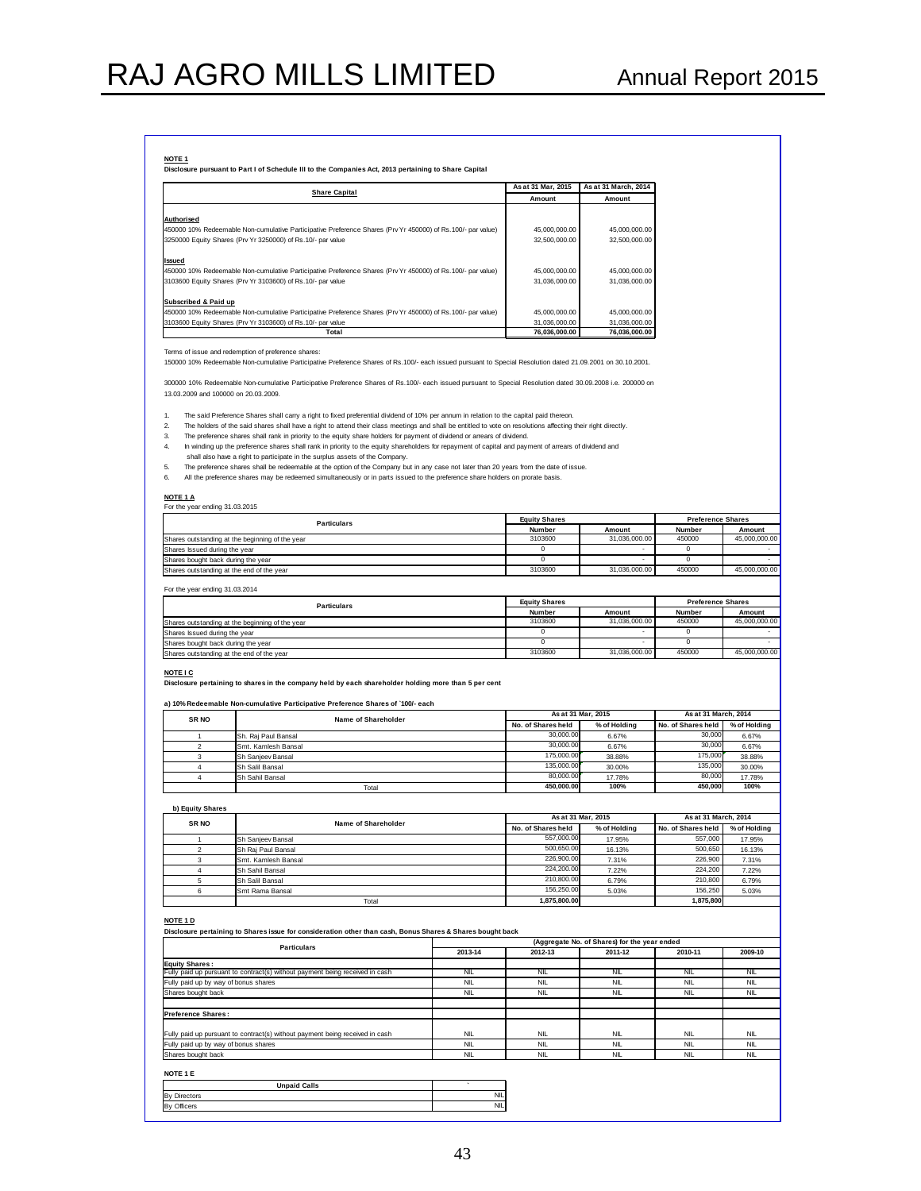**NOTE 1**

**Disclosure pursuant to Part I of Schedule III to the Companies Act, 2013 pertaining to Share Capital**

| Share Capital | As at 31 Mar, 2015 | As at 31 March, 2014 |
|---|---|---|
| | Amount | Amount |
| **Authorised** | | |
| 450000 10% Redeemable Non-cumulative Participative Preference Shares (Prv Yr 450000) of Rs.100/- par value) | 45,000,000.00 | 45,000,000.00 |
| 3250000 Equity Shares (Prv Yr 3250000) of Rs.10/- par value | 32,500,000.00 | 32,500,000.00 |
| **Issued** | | |
| 450000 10% Redeemable Non-cumulative Participative Preference Shares (Prv Yr 450000) of Rs.100/- par value) | 45,000,000.00 | 45,000,000.00 |
| 3103600 Equity Shares (Prv Yr 3103600) of Rs.10/- par value | 31,036,000.00 | 31,036,000.00 |
| **Subscribed & Paid up** | | |
| 450000 10% Redeemable Non-cumulative Participative Preference Shares (Prv Yr 450000) of Rs.100/- par value) | 45,000,000.00 | 45,000,000.00 |
| 3103600 Equity Shares (Prv Yr 3103600) of Rs.10/- par value | 31,036,000.00 | 31,036,000.00 |
| **Total** | **76,036,000.00** | **76,036,000.00** |

Terms of issue and redemption of preference shares:

150000 10% Redeemable Non-cumulative Participative Preference Shares of Rs.100/- each issued pursuant to Special Resolution dated 21.09.2001 on 30.10.2001.

300000 10% Redeemable Non-cumulative Participative Preference Shares of Rs.100/- each issued pursuant to Special Resolution dated 30.09.2008 i.e. 200000 on 13.03.2009 and 100000 on 20.03.2009.

1. The said Preference Shares shall carry a right to fixed preferential dividend of 10% per annum in relation to the capital paid thereon.
2. The holders of the said shares shall have a right to attend their class meetings and shall be entitled to vote on resolutions affecting their right directly.
3. The preference shares shall rank in priority to the equity share holders for payment of dividend or arrears of dividend.
4. In winding up the preference shares shall rank in priority to the equity shareholders for repayment of capital and payment of arrears of dividend and shall also have a right to participate in the surplus assets of the Company.
5. The preference shares shall be redeemable at the option of the Company but in any case not later than 20 years from the date of issue.
6. All the preference shares may be redeemed simultaneously or in parts issued to the preference share holders on prorate basis.

**NOTE 1 A**

For the year ending 31.03.2015

| Particulars | Equity Shares | | Preference Shares | |
|---|---|---|---|---|
| | Number | Amount | Number | Amount |
| Shares outstanding at the beginning of the year | 3103600 | 31,036,000.00 | 450000 | 45,000,000.00 |
| Shares Issued during the year | 0 | - | 0 | - |
| Shares bought back during the year | 0 | - | 0 | - |
| Shares outstanding at the end of the year | 3103600 | 31,036,000.00 | 450000 | 45,000,000.00 |

For the year ending 31.03.2014

| Particulars | Equity Shares | | Preference Shares | |
|---|---|---|---|---|
| | Number | Amount | Number | Amount |
| Shares outstanding at the beginning of the year | 3103600 | 31,036,000.00 | 450000 | 45,000,000.00 |
| Shares Issued during the year | 0 | - | 0 | - |
| Shares bought back during the year | 0 | - | 0 | - |
| Shares outstanding at the end of the year | 3103600 | 31,036,000.00 | 450000 | 45,000,000.00 |

**NOTE I C**

**Disclosure pertaining to shares in the company held by each shareholder holding more than 5 per cent**

**a) 10% Redeemable Non-cumulative Participative Preference Shares of `100/- each**

| SR NO | Name of Shareholder | As at 31 Mar, 2015 | | As at 31 March, 2014 | |
|---|---|---|---|---|---|
| | | No. of Shares held | % of Holding | No. of Shares held | % of Holding |
| 1 | Sh. Raj Paul Bansal | 30,000.00 | 6.67% | 30,000 | 6.67% |
| 2 | Smt. Kamlesh Bansal | 30,000.00 | 6.67% | 30,000 | 6.67% |
| 3 | Sh Sanjeev Bansal | 175,000.00 | 38.88% | 175,000 | 38.88% |
| 4 | Sh Salil Bansal | 135,000.00 | 30.00% | 135,000 | 30.00% |
| 4 | Sh Sahil Bansal | 80,000.00 | 17.78% | 80,000 | 17.78% |
| | Total | **450,000.00** | **100%** | **450,000** | **100%** |

**b) Equity Shares**

| SR NO | Name of Shareholder | As at 31 Mar, 2015 | | As at 31 March, 2014 | |
|---|---|---|---|---|---|
| | | No. of Shares held | % of Holding | No. of Shares held | % of Holding |
| 1 | Sh Sanjeev Bansal | 557,000.00 | 17.95% | 557,000 | 17.95% |
| 2 | Sh Raj Paul Bansal | 500,650.00 | 16.13% | 500,650 | 16.13% |
| 3 | Smt. Kamlesh Bansal | 226,900.00 | 7.31% | 226,900 | 7.31% |
| 4 | Sh Sahil Bansal | 224,200.00 | 7.22% | 224,200 | 7.22% |
| 5 | Sh Salil Bansal | 210,800.00 | 6.79% | 210,800 | 6.79% |
| 6 | Smt Rama Bansal | 156,250.00 | 5.03% | 156,250 | 5.03% |
| | Total | **1,875,800.00** | | **1,875,800** | |

**NOTE 1 D**

**Disclosure pertaining to Shares issue for consideration other than cash, Bonus Shares & Shares bought back**

| Particulars | (Aggregate No. of Shares) for the year ended | | | | |
|---|---|---|---|---|---|
| | 2013-14 | 2012-13 | 2011-12 | 2010-11 | 2009-10 |
| **Equity Shares :** | | | | | |
| Fully paid up pursuant to contract(s) without payment being received in cash | NIL | NIL | NIL | NIL | NIL |
| Fully paid up by way of bonus shares | NIL | NIL | NIL | NIL | NIL |
| Shares bought back | NIL | NIL | NIL | NIL | NIL |
| **Preference Shares :** | | | | | |
| Fully paid up pursuant to contract(s) without payment being received in cash | NIL | NIL | NIL | NIL | NIL |
| Fully paid up by way of bonus shares | NIL | NIL | NIL | NIL | NIL |
| Shares bought back | NIL | NIL | NIL | NIL | NIL |

**NOTE 1 E**

| Unpaid Calls | ` |
|---|---|
| By Directors | NIL |
| By Officers | NIL |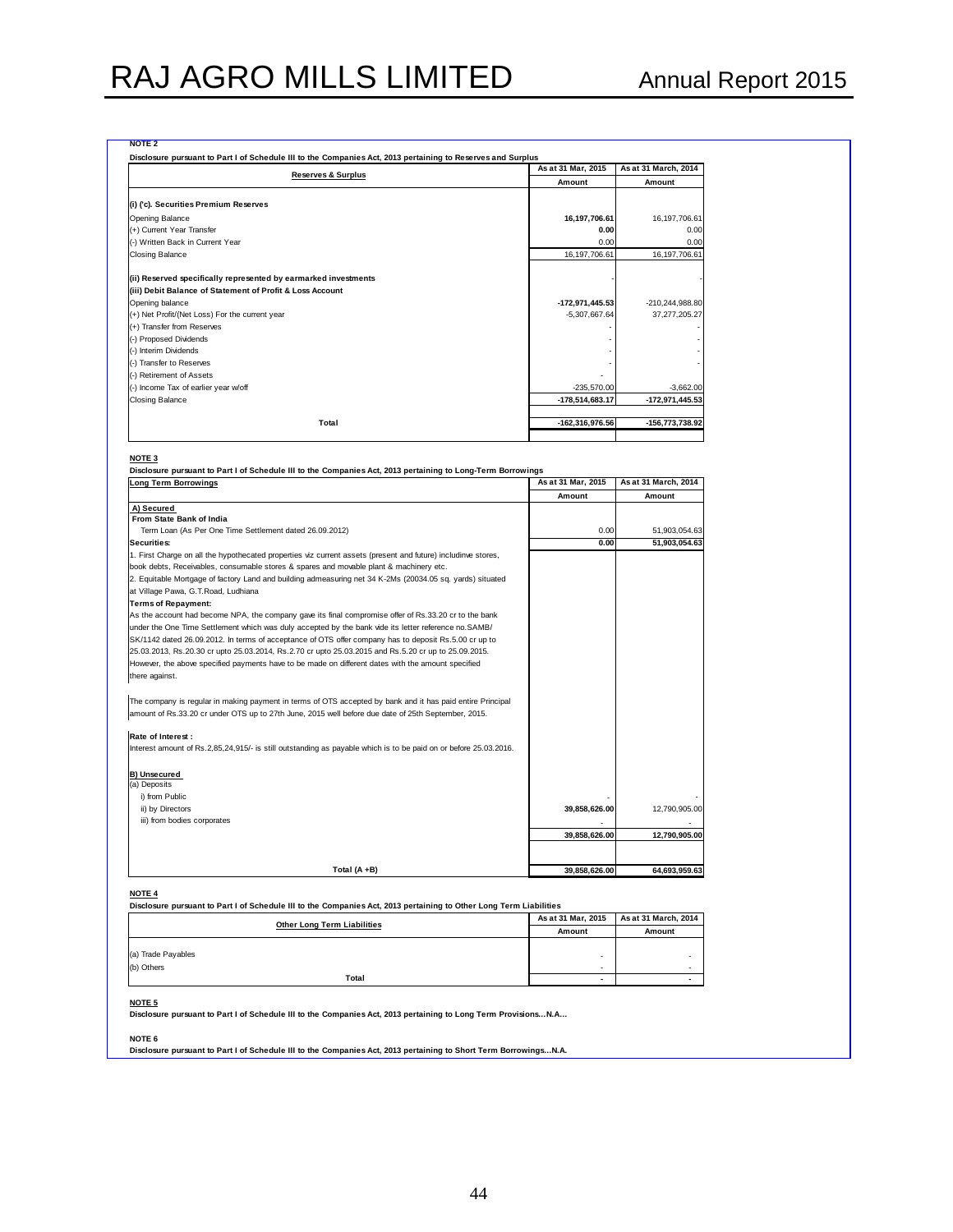**NOTE 2**

**Disclosure pursuant to Part I of Schedule III to the Companies Act, 2013 pertaining to Reserves and Surplus**

| Reserves & Surplus | As at 31 Mar, 2015 | As at 31 March, 2014 |
|---|---|---|
| | Amount | Amount |
| **(i) ('c). Securities Premium Reserves** | | |
| Opening Balance | **16,197,706.61** | 16,197,706.61 |
| (+) Current Year Transfer | **0.00** | 0.00 |
| (-) Written Back in Current Year | 0.00 | 0.00 |
| Closing Balance | 16,197,706.61 | 16,197,706.61 |
| **(ii) Reserved specifically represented by earmarked investments** | - | - |
| **(iii) Debit Balance of Statement of Profit & Loss Account** | | |
| Opening balance | **-172,971,445.53** | -210,244,988.80 |
| (+) Net Profit/(Net Loss) For the current year | -5,307,667.64 | 37,277,205.27 |
| (+) Transfer from Reserves | - | - |
| (-) Proposed Dividends | - | - |
| (-) Interim Dividends | - | - |
| (-) Transfer to Reserves | - | - |
| (-) Retirement of Assets | - | |
| (-) Income Tax of earlier year w/off | -235,570.00 | -3,662.00 |
| Closing Balance | **-178,514,683.17** | **-172,971,445.53** |
| **Total** | **-162,316,976.56** | **-156,773,738.92** |

**NOTE 3**

**Disclosure pursuant to Part I of Schedule III to the Companies Act, 2013 pertaining to Long-Term Borrowings**

| Long Term Borrowings | As at 31 Mar, 2015 | As at 31 March, 2014 |
|---|---|---|
| | Amount | Amount |
| **A) Secured** | | |
| **From State Bank of India** | | |
| Term Loan (As Per One Time Settlement dated 26.09.2012) | 0.00 | 51,903,054.63 |
| **Securities:** | **0.00** | **51,903,054.63** |
| 1. First Charge on all the hypothecated properties viz current assets (present and future) includinve stores, book debts, Receivables, consumable stores & spares and movable plant & machinery etc. | | |
| 2. Equitable Mortgage of factory Land and building admeasuring net 34 K-2Ms (20034.05 sq. yards) situated at Village Pawa, G.T.Road, Ludhiana | | |
| **Terms of Repayment:** | | |
| As the account had become NPA, the company gave its final compromise offer of Rs.33.20 cr to the bank under the One Time Settlement which was duly accepted by the bank vide its letter reference no.SAMB/ SK/1142 dated 26.09.2012. In terms of acceptance of OTS offer company has to deposit Rs.5.00 cr up to 25.03.2013, Rs.20.30 cr upto 25.03.2014, Rs.2.70 cr upto 25.03.2015 and Rs.5.20 cr up to 25.09.2015. However, the above specified payments have to be made on different dates with the amount specified there against. | | |
| The company is regular in making payment in terms of OTS accepted by bank and it has paid entire Principal amount of Rs.33.20 cr under OTS up to 27th June, 2015 well before due date of 25th September, 2015. | | |
| **Rate of Interest :** | | |
| Interest amount of Rs.2,85,24,915/- is still outstanding as payable which is to be paid on or before 25.03.2016. | | |
| **B) Unsecured** | | |
| (a) Deposits | | |
| i) from Public | - | - |
| ii) by Directors | **39,858,626.00** | 12,790,905.00 |
| iii) from bodies corporates | - | - |
| | **39,858,626.00** | **12,790,905.00** |
| **Total (A +B)** | **39,858,626.00** | **64,693,959.63** |

**NOTE 4**

**Disclosure pursuant to Part I of Schedule III to the Companies Act, 2013 pertaining to Other Long Term Liabilities**

| Other Long Term Liabilities | As at 31 Mar, 2015 | As at 31 March, 2014 |
|---|---|---|
| | Amount | Amount |
| (a) Trade Payables | - | - |
| (b) Others | - | - |
| **Total** | - | - |

**NOTE 5**

**Disclosure pursuant to Part I of Schedule III to the Companies Act, 2013 pertaining to Long Term Provisions...N.A...**

**NOTE 6**

**Disclosure pursuant to Part I of Schedule III to the Companies Act, 2013 pertaining to Short Term Borrowings...N.A.**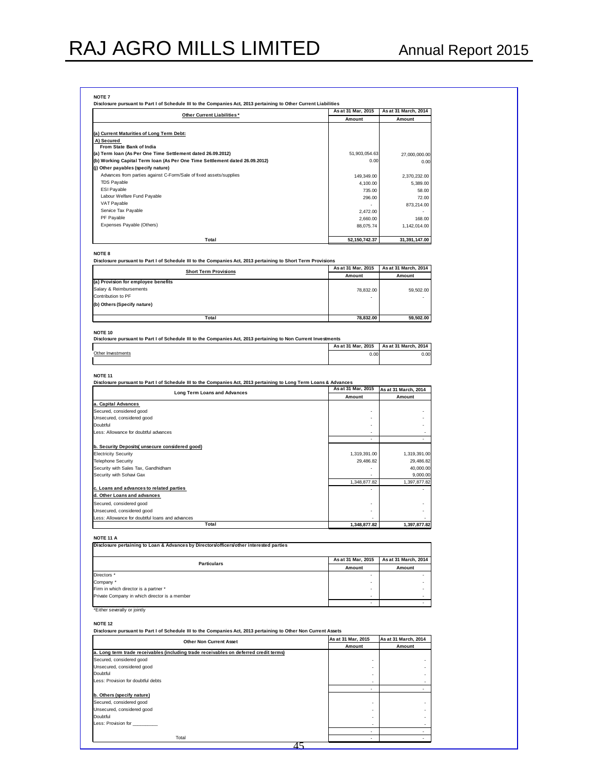**NOTE 7**

**Disclosure pursuant to Part I of Schedule III to the Companies Act, 2013 pertaining to Other Current Liabilities**

| Other Current Liabilities * | As at 31 Mar, 2015 | As at 31 March, 2014 |
|---|---|---|
| | Amount | Amount |
| **(a) Current Maturities of Long Term Debt:** | | |
| **A) Secured** | | |
| **From State Bank of India** | | |
| **(a) Term loan (As Per One Time Settlement dated 26.09.2012)** | 51,903,054.63 | 27,000,000.00 |
| **(b) Working Capital Term loan (As Per One Time Settlement dated 26.09.2012)** | 0.00 | 0.00 |
| **(j) Other payables (specify nature)** | | |
| Advances from parties against C-Form/Sale of fixed assets/supplies | 149,349.00 | 2,370,232.00 |
| TDS Payable | 4,100.00 | 5,389.00 |
| ESI Payable | 735.00 | 58.00 |
| Labour Welfare Fund Payable | 296.00 | 72.00 |
| VAT Payable | - | 873,214.00 |
| Service Tax Payable | 2,472.00 | - |
| PF Payable | 2,660.00 | 168.00 |
| Expenses Payable (Others) | 88,075.74 | 1,142,014.00 |
| **Total** | **52,150,742.37** | **31,391,147.00** |

**NOTE 8**

**Disclosure pursuant to Part I of Schedule III to the Companies Act, 2013 pertaining to Short Term Provisions**

| Short Term Provisions | As at 31 Mar, 2015 | As at 31 March, 2014 |
|---|---|---|
| | Amount | Amount |
| **(a) Provision for employee benefits** | | |
| Salary & Reimbursements | 78,832.00 | 59,502.00 |
| Contribution to PF | - | - |
| **(b) Others (Specify nature)** | | |
| **Total** | **78,832.00** | **59,502.00** |

**NOTE 10**

**Disclosure pursuant to Part I of Schedule III to the Companies Act, 2013 pertaining to Non Current Investments**

| | As at 31 Mar, 2015 | As at 31 March, 2014 |
|---|---|---|
| Other Investments | 0.00 | 0.00 |

**NOTE 11**

**Disclosure pursuant to Part I of Schedule III to the Companies Act, 2013 pertaining to Long Term Loans & Advances**

| Long Term Loans and Advances | As at 31 Mar, 2015 | As at 31 March, 2014 |
|---|---|---|
| | Amount | Amount |
| **a. Capital Advances** | | |
| Secured, considered good | - | - |
| Unsecured, considered good | - | - |
| Doubtful | - | - |
| Less: Allowance for doubtful advances | - | - |
| | - | - |
| **b. Security Deposits( unsecure considered good)** | | |
| Electricity Security | 1,319,391.00 | 1,319,391.00 |
| Telephone Security | 29,486.82 | 29,486.82 |
| Security with Sales Tax, Gandhidham | - | 40,000.00 |
| Security with Sohavi Gax | - | 9,000.00 |
| | 1,348,877.82 | 1,397,877.82 |
| **c. Loans and advances to related parties** | - | - |
| **d. Other Loans and advances** | | |
| Secured, considered good | - | - |
| Unsecured, considered good | - | - |
| Less: Allowance for doubtful loans and advances | - | - |
| **Total** | **1,348,877.82** | **1,397,877.82** |

**NOTE 11 A**

**Disclosure pertaining to Loan & Advances by Directors/officers/other interested parties**

| Particulars | As at 31 Mar, 2015 | As at 31 March, 2014 |
|---|---|---|
| | Amount | Amount |
| Directors * | - | - |
| Company * | - | - |
| Firm in which director is a partner * | - | - |
| Private Company in which director is a member | - | - |
| | - | - |

*Either severally or jointly

**NOTE 12**

**Disclosure pursuant to Part I of Schedule III to the Companies Act, 2013 pertaining to Other Non Current Assets**

| Other Non Current Asset | As at 31 Mar, 2015 | As at 31 March, 2014 |
|---|---|---|
| | Amount | Amount |
| **a. Long term trade receivables (including trade receivables on deferred credit terms)** | | |
| Secured, considered good | - | - |
| Unsecured, considered good | - | - |
| Doubtful | - | - |
| Less: Provision for doubtful debts | - | - |
| | - | - |
| **b. Others (specify nature)** | | |
| Secured, considered good | - | - |
| Unsecured, considered good | - | - |
| Doubtful | - | - |
| Less: Provision for _________ | - | - |
| | - | - |
| Total | - | - |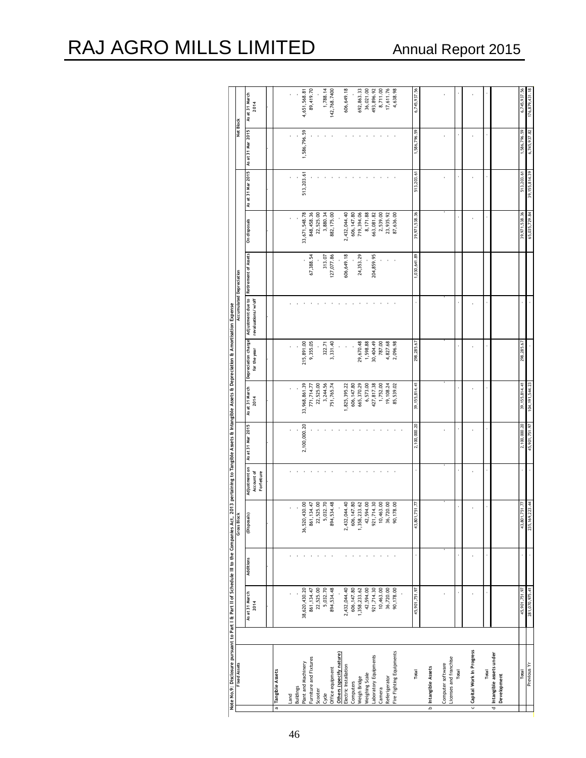Note No.9: Disclosure pursuant to Part I & Part II of Schedule III to the Companies Act, 2013 pertaining to Tangible Assets & Intangible Assets & Depreciation & Amortisation Expense

| Fixed Assets | Gross Block | | | | | Accumulated Depreciation | | | | | | Net Block | |
|---|---|---|---|---|---|---|---|---|---|---|---|---|---|
| | As at 31 March 2014 | Additions | (Disposals) | Adjustment on Account of Forfeiture | As at 31 Mar 2015 | As at 31 March 2014 | Depreciation charge for the year | Adjustment due to revaluations/w/off | Retirement of Assets | On disposals | As at 31 Mar 2015 | As at 31 Mar 2015 | As at 31 March 2014 |
| **a Tangible Assets** | | | | | | | | | | | | | |
| Land | - | - | - | - | - | - | - | - | | - | - | - | - |
| Buildings | - | - | - | - | - | - | - | - | | - | - | - | - |
| Plant and Machinery | 38,620,430.20 | - | 36,520,430.00 | - | 2,100,000.20 | 33,968,861.39 | 215,891.00 | - | - | 33,671,548.78 | 513,203.61 | 1,586,796.59 | 4,651,568.81 |
| Furniture and Fixtures | 861,134.47 | - | 861,134.47 | - | - | 771,714.77 | 9,355.05 | - | 67,388.54 | 848,458.36 | - | - | 89,419.70 |
| Scooter | 22,525.00 | - | 22,525.00 | - | - | 22,525.00 | - | - | - | 22,525.00 | - | - | - |
| Cycle | 5,032.70 | - | 5,032.70 | - | - | 3,244.56 | 322.71 | - | 313.07 | 3,880.34 | - | - | 1,788.14 |
| Office equipment | 894,534.48 | - | 894,534.48 | - | - | 751,765.74 | 3,331.40 | - | 127,077.86 | 882,175.00 | - | - | 142,768.7400 |
| **Others (specify nature)** | | | | | | | | | | | | | |
| Electric Installation | 2,432,044.40 | - | 2,432,044.40 | - | - | 1,825,395.22 | - | - | 606,649.18 | 2,432,044.40 | - | - | 606,649.18 |
| Computers | 606,147.80 | - | 606,147.80 | - | - | 606,147.80 | - | - | - | 606,147.80 | - | - | - |
| Weigh Bridge | 1,358,233.62 | - | 1,358,233.62 | - | - | 665,370.29 | 29,670.48 | - | 24,353.29 | 719,394.06 | - | - | 692,863.33 |
| Weighing Scale | 42,594.00 | - | 42,594.00 | - | - | 6,573.00 | 1,598.88 | - | - | 8,171.88 | - | - | 36,021.00 |
| Laboratory Equipments | 921,714.30 | - | 921,714.30 | - | - | 427,817.38 | 30,404.49 | - | 204,859.95 | 663,081.82 | - | - | 493,896.92 |
| Camera | 10,463.00 | - | 10,463.00 | - | - | 1,752.00 | 787.00 | - | - | 2,539.00 | - | - | 8,711.00 |
| Referigerator | 36,720.00 | - | 36,720.00 | - | - | 19,108.24 | 4,827.68 | - | - | 23,935.92 | - | - | 17,611.76 |
| Fire Fighting Equipments | 90,178.00 | - | 90,178.00 | - | - | 85,539.02 | 2,096.98 | - | - | 87,636.00 | - | - | 4,638.98 |
| Total | 45,901,751.97 | - | 43,801,751.77 | - | 2,100,000.20 | 39,155,814.41 | 298,285.67 | - | 1,030,641.89 | 39,971,538.36 | 513,203.61 | 1,586,796.59 | 6,745,937.56 |
| **b Intangible Assets** | | | | | | | | | | | | | |
| Computer software | - | | - | | - | - | - | | | - | - | - | - |
| Licenses and franchise | | | | | | | | | | | | | |
| Total | - | - | - | - | - | - | - | - | | - | - | - | - |
| **c Capital Work In Progress** | - | - | - | - | - | - | - | - | | - | - | - | - |
| Total | - | - | - | - | - | - | - | - | | - | - | - | - |
| **d Intangible assets under Development** | | | | | | | | | | | | | |
| Total | 45,901,751.97 | - | 43,801,751.77 | - | 2,100,000.20 | 39,155,814.41 | 298,285.67 | - | | 39,971,538.36 | 513,203.61 | 1,586,796.59 | 6,745,937.56 |
| Previous Yr | 281,070,975.41 | - | 235,169,223.44 | - | 45,901,751.97 | 104,191,544.23 | | - | | 65,035,729.84 | 39,155,814.39 | 6,745,937.82 | 176,879,431.18 |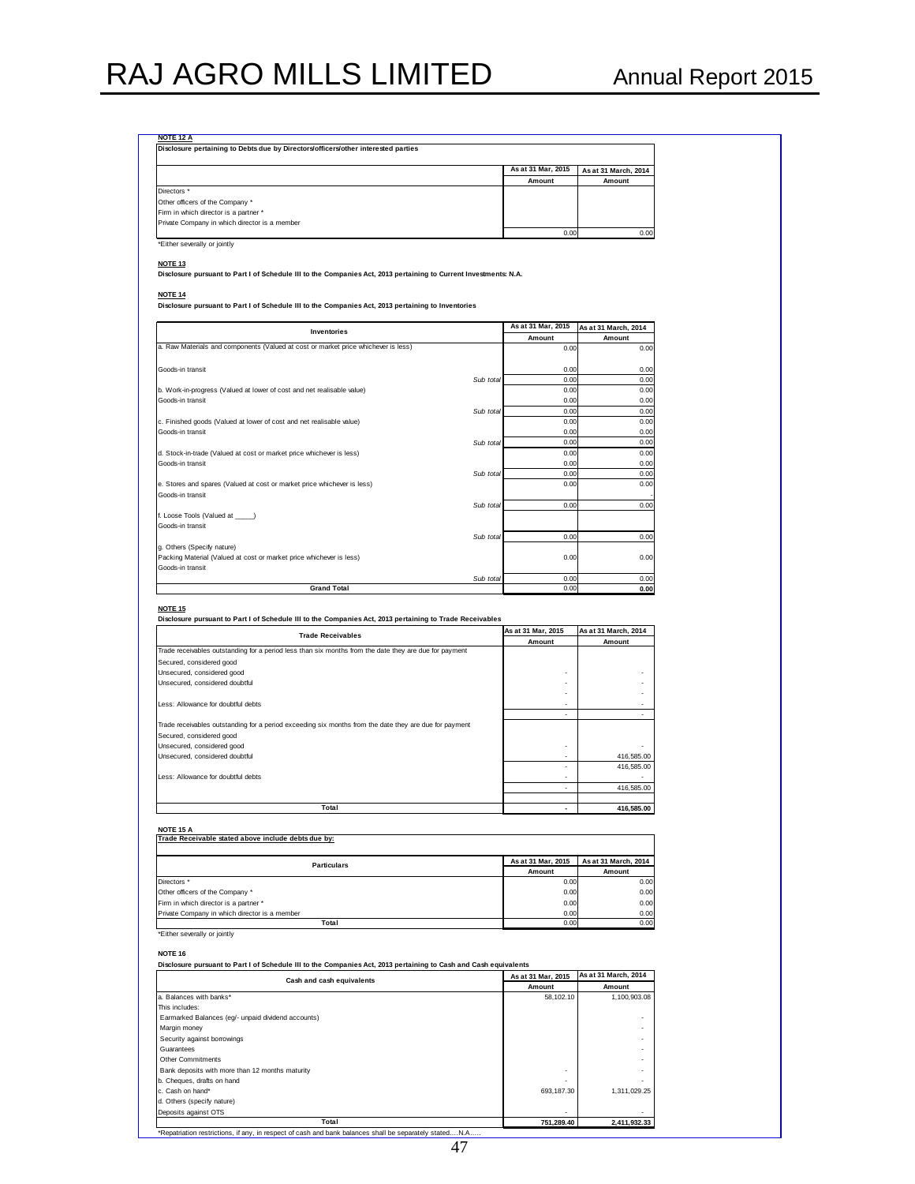**NOTE 12 A**

**Disclosure pertaining to Debts due by Directors/officers/other interested parties**

| | As at 31 Mar, 2015 | As at 31 March, 2014 |
|---|---|---|
| | Amount | Amount |
| Directors * | | |
| Other officers of the Company * | | |
| Firm in which director is a partner * | | |
| Private Company in which director is a member | | |
| | 0.00 | 0.00 |

*Either severally or jointly

**NOTE 13**

**Disclosure pursuant to Part I of Schedule III to the Companies Act, 2013 pertaining to Current Investments: N.A.**

**NOTE 14**

**Disclosure pursuant to Part I of Schedule III to the Companies Act, 2013 pertaining to Inventories**

| Inventories | | As at 31 Mar, 2015 | As at 31 March, 2014 |
|---|---|---|---|
| | | Amount | Amount |
| a. Raw Materials and components (Valued at cost or market price whichever is less) | | 0.00 | 0.00 |
| Goods-in transit | | 0.00 | 0.00 |
| | *Sub total* | 0.00 | 0.00 |
| b. Work-in-progress (Valued at lower of cost and net realisable value) | | 0.00 | 0.00 |
| Goods-in transit | | 0.00 | 0.00 |
| | *Sub total* | 0.00 | 0.00 |
| c. Finished goods (Valued at lower of cost and net realisable value) | | 0.00 | 0.00 |
| Goods-in transit | | 0.00 | 0.00 |
| | *Sub total* | 0.00 | 0.00 |
| d. Stock-in-trade (Valued at cost or market price whichever is less) | | 0.00 | 0.00 |
| Goods-in transit | | 0.00 | 0.00 |
| | *Sub total* | 0.00 | 0.00 |
| e. Stores and spares (Valued at cost or market price whichever is less) | | 0.00 | 0.00 |
| Goods-in transit | | | - |
| | *Sub total* | 0.00 | 0.00 |
| f. Loose Tools (Valued at _____) | | | |
| Goods-in transit | | | |
| | *Sub total* | 0.00 | 0.00 |
| g. Others (Specify nature) | | | |
| Packing Material (Valued at cost or market price whichever is less) | | 0.00 | 0.00 |
| Goods-in transit | | | |
| | *Sub total* | 0.00 | 0.00 |
| **Grand Total** | | 0.00 | **0.00** |

**NOTE 15**

**Disclosure pursuant to Part I of Schedule III to the Companies Act, 2013 pertaining to Trade Receivables**

| Trade Receivables | As at 31 Mar, 2015 | As at 31 March, 2014 |
|---|---|---|
| | Amount | Amount |
| Trade receivables outstanding for a period less than six months from the date they are due for payment | | |
| Secured, considered good | | |
| Unsecured, considered good | - | - |
| Unsecured, considered doubtful | - | - |
| | - | - |
| Less: Allowance for doubtful debts | - | - |
| | - | - |
| Trade receivables outstanding for a period exceeding six months from the date they are due for payment | | |
| Secured, considered good | | |
| Unsecured, considered good | - | - |
| Unsecured, considered doubtful | - | 416,585.00 |
| | - | 416,585.00 |
| Less: Allowance for doubtful debts | - | - |
| | - | 416,585.00 |
| **Total** | **-** | **416,585.00** |

**NOTE 15 A**

**Trade Receivable stated above include debts due by:**

| Particulars | As at 31 Mar, 2015 | As at 31 March, 2014 |
|---|---|---|
| | Amount | Amount |
| Directors * | 0.00 | 0.00 |
| Other officers of the Company * | 0.00 | 0.00 |
| Firm in which director is a partner * | 0.00 | 0.00 |
| Private Company in which director is a member | 0.00 | 0.00 |
| **Total** | 0.00 | 0.00 |

*Either severally or jointly

**NOTE 16**

**Disclosure pursuant to Part I of Schedule III to the Companies Act, 2013 pertaining to Cash and Cash equivalents**

| Cash and cash equivalents | As at 31 Mar, 2015 | As at 31 March, 2014 |
|---|---|---|
| | Amount | Amount |
| a. Balances with banks* | 58,102.10 | 1,100,903.08 |
| This includes: | | |
| Earmarked Balances (eg/- unpaid dividend accounts) | | - |
| Margin money | | - |
| Security against borrowings | | - |
| Guarantees | | - |
| Other Commitments | | - |
| Bank deposits with more than 12 months maturity | - | - |
| b. Cheques, drafts on hand | - | - |
| c. Cash on hand* | 693,187.30 | 1,311,029.25 |
| d. Others (specify nature) | | |
| Deposits against OTS | - | - |
| **Total** | **751,289.40** | **2,411,932.33** |

*Repatriation restrictions, if any, in respect of cash and bank balances shall be separately stated.....N.A.....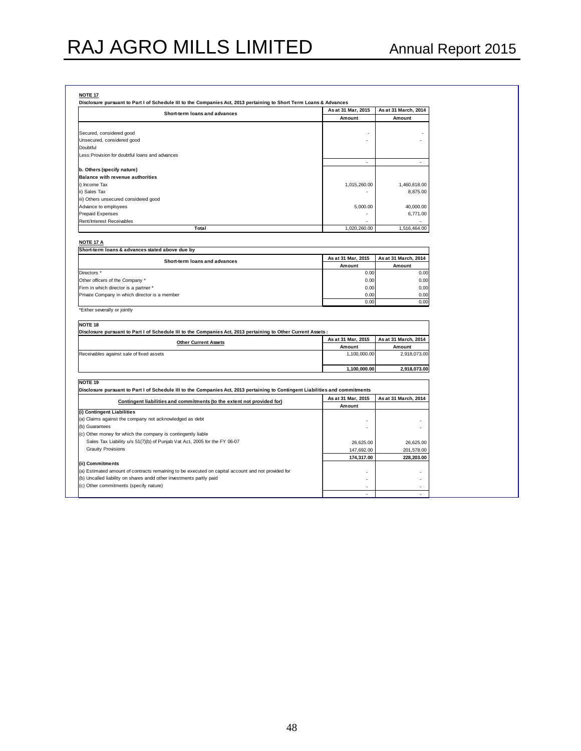**NOTE 17**

**Disclosure pursuant to Part I of Schedule III to the Companies Act, 2013 pertaining to Short Term Loans & Advances**

| Short-term loans and advances | As at 31 Mar, 2015 | As at 31 March, 2014 |
|---|---|---|
| | Amount | Amount |
| Secured, considered good | - | - |
| Unsecured, considered good | - | - |
| Doubtful | | |
| Less:Provision for doubtful loans and advances | | |
| | - | - |
| **b. Others (specify nature)** | | |
| **Balance with revenue authorities** | | |
| i) Income Tax | 1,015,260.00 | 1,460,818.00 |
| ii) Sales Tax | - | 8,875.00 |
| iii) Others unsecured considered good | | |
| Advance to employees | 5,000.00 | 40,000.00 |
| Prepaid Expenses | - | 6,771.00 |
| Rent/Interest Receivables | - | - |
| **Total** | 1,020,260.00 | 1,516,464.00 |

**NOTE 17 A**

**Short-term loans & advances stated above due by**

| Short-term loans and advances | As at 31 Mar, 2015 | As at 31 March, 2014 |
|---|---|---|
| | Amount | Amount |
| Directors * | 0.00 | 0.00 |
| Other officers of the Company * | 0.00 | 0.00 |
| Firm in which director is a partner * | 0.00 | 0.00 |
| Private Company in which director is a member | 0.00 | 0.00 |
| | 0.00 | 0.00 |

*Either severally or jointly

**NOTE 18**

**Disclosure pursuant to Part I of Schedule III to the Companies Act, 2013 pertaining to Other Current Assets :**

| Other Current Assets | As at 31 Mar, 2015 | As at 31 March, 2014 |
|---|---|---|
| | Amount | Amount |
| Receivables against sale of fixed assets | 1,100,000.00 | 2,918,073.00 |
| | **1,100,000.00** | **2,918,073.00** |

**NOTE 19**

**Disclosure pursuant to Part I of Schedule III to the Companies Act, 2013 pertaining to Contingent Liabilities and commitments**

| Contingent liabilities and commitments (to the extent not provided for) | As at 31 Mar, 2015 | As at 31 March, 2014 |
|---|---|---|
| | Amount | |
| **(i) Contingent Liabilities** | | |
| (a) Claims against the company not acknowledged as debt | - | - |
| (b) Guarantees | - | - |
| (c) Other money for which the company is contingently liable | | |
| Sales Tax Liability u/s 51(7)(b) of Punjab Vat Act, 2005 for the FY 06-07 | 26,625.00 | 26,625.00 |
| Grauity Provisions | 147,692.00 | 201,578.00 |
| | **174,317.00** | **228,203.00** |
| **(ii) Commitments** | | |
| (a) Estimated amount of contracts remaining to be executed on capital account and not provided for | - | - |
| (b) Uncalled liability on shares andd other investments partly paid | - | - |
| (c) Other commitments (specify nature) | - | - |
| | - | - |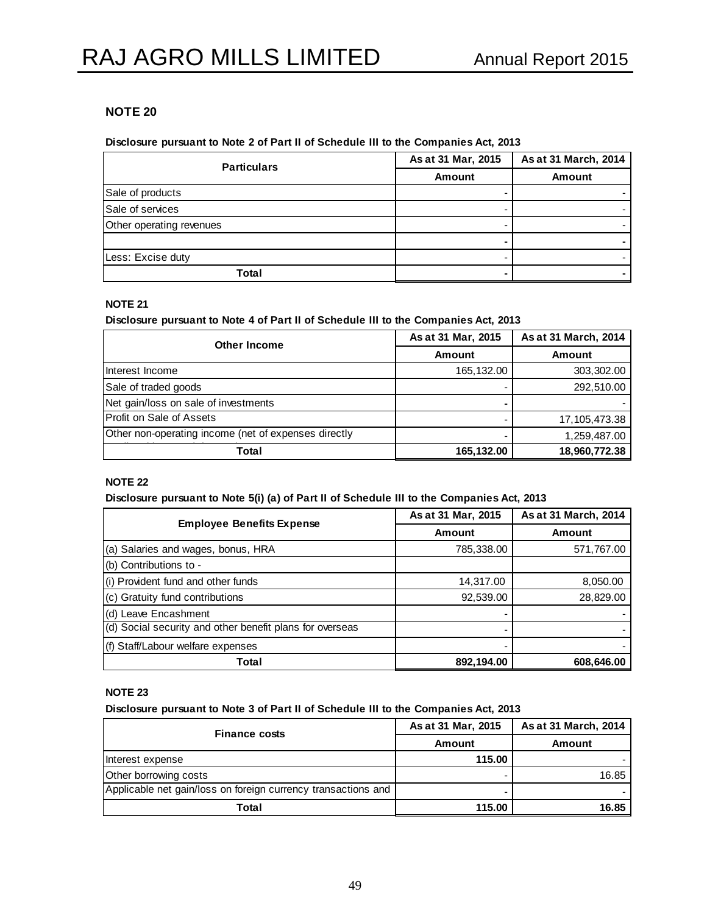### NOTE 20

**Disclosure pursuant to Note 2 of Part II of Schedule III to the Companies Act, 2013**

| Particulars | As at 31 Mar, 2015 | As at 31 March, 2014 |
|---|---|---|
| | Amount | Amount |
| Sale of products | - | - |
| Sale of services | - | - |
| Other operating revenues | - | - |
| | **-** | **-** |
| Less: Excise duty | - | - |
| **Total** | **-** | **-** |

### NOTE 21

**Disclosure pursuant to Note 4 of Part II of Schedule III to the Companies Act, 2013**

| Other Income | As at 31 Mar, 2015 | As at 31 March, 2014 |
|---|---|---|
| | Amount | Amount |
| Interest Income | 165,132.00 | 303,302.00 |
| Sale of traded goods | - | 292,510.00 |
| Net gain/loss on sale of investments | **-** | - |
| Profit on Sale of Assets | - | 17,105,473.38 |
| Other non-operating income (net of expenses directly | - | 1,259,487.00 |
| **Total** | **165,132.00** | **18,960,772.38** |

### NOTE 22

**Disclosure pursuant to Note 5(i) (a) of Part II of Schedule III to the Companies Act, 2013**

| Employee Benefits Expense | As at 31 Mar, 2015 | As at 31 March, 2014 |
|---|---|---|
| | Amount | Amount |
| (a) Salaries and wages, bonus, HRA | 785,338.00 | 571,767.00 |
| (b) Contributions to - | | |
| (i) Provident fund and other funds | 14,317.00 | 8,050.00 |
| (c) Gratuity fund contributions | 92,539.00 | 28,829.00 |
| (d) Leave Encashment | - | - |
| (d) Social security and other benefit plans for overseas | - | - |
| (f) Staff/Labour welfare expenses | - | - |
| **Total** | **892,194.00** | **608,646.00** |

### NOTE 23

**Disclosure pursuant to Note 3 of Part II of Schedule III to the Companies Act, 2013**

| Finance costs | As at 31 Mar, 2015 | As at 31 March, 2014 |
|---|---|---|
| | Amount | Amount |
| Interest expense | **115.00** | - |
| Other borrowing costs | - | 16.85 |
| Applicable net gain/loss on foreign currency transactions and | - | - |
| **Total** | **115.00** | **16.85** |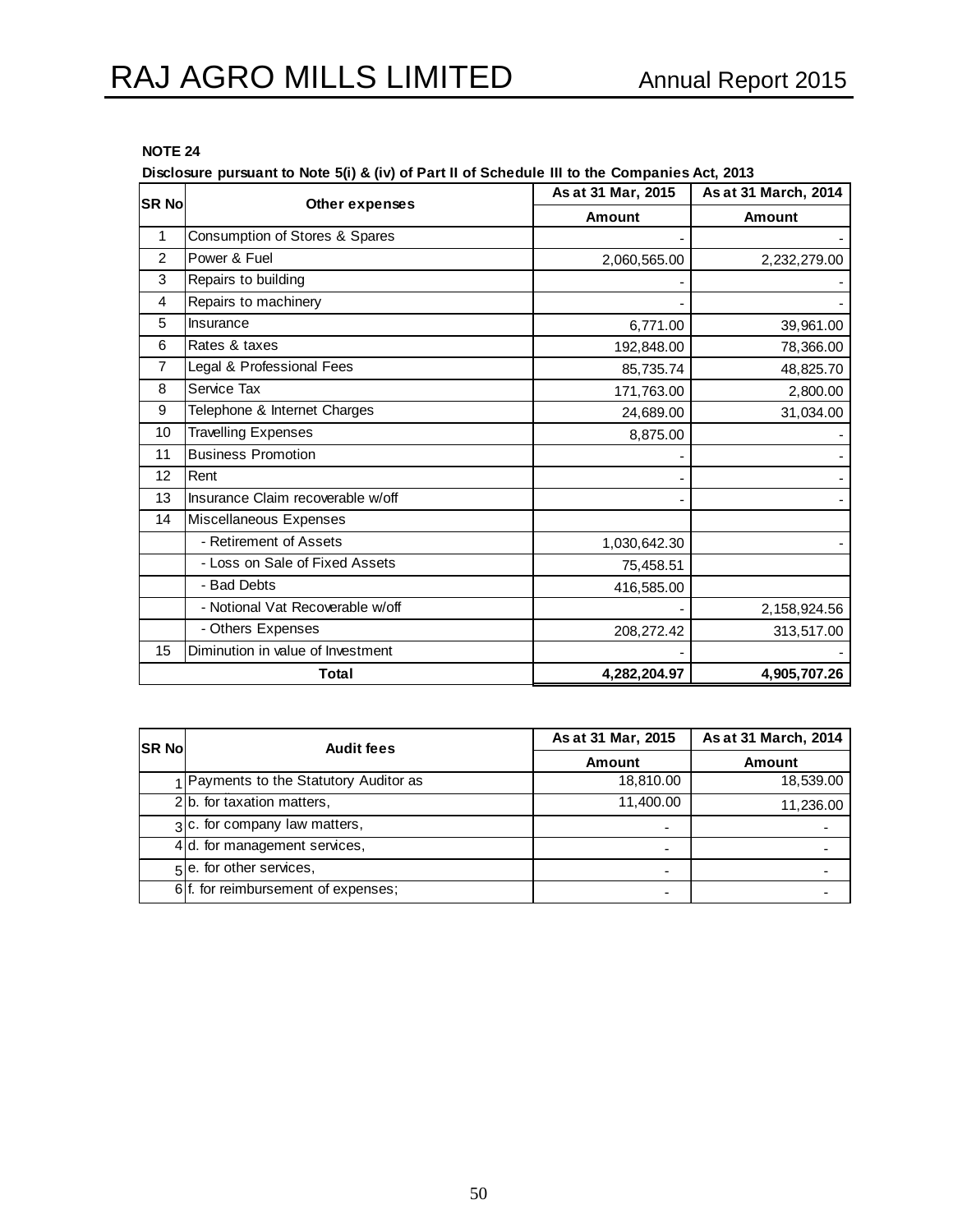**NOTE 24**

**Disclosure pursuant to Note 5(i) & (iv) of Part II of Schedule III to the Companies Act, 2013**

| SR No | Other expenses | As at 31 Mar, 2015 | As at 31 March, 2014 |
|---|---|---|---|
| | | Amount | Amount |
| 1 | Consumption of Stores & Spares | - | - |
| 2 | Power & Fuel | 2,060,565.00 | 2,232,279.00 |
| 3 | Repairs to building | - | - |
| 4 | Repairs to machinery | - | - |
| 5 | Insurance | 6,771.00 | 39,961.00 |
| 6 | Rates & taxes | 192,848.00 | 78,366.00 |
| 7 | Legal & Professional Fees | 85,735.74 | 48,825.70 |
| 8 | Service Tax | 171,763.00 | 2,800.00 |
| 9 | Telephone & Internet Charges | 24,689.00 | 31,034.00 |
| 10 | Travelling Expenses | 8,875.00 | - |
| 11 | Business Promotion | - | - |
| 12 | Rent | - | - |
| 13 | Insurance Claim recoverable w/off | - | - |
| 14 | Miscellaneous Expenses | | |
| | - Retirement of Assets | 1,030,642.30 | - |
| | - Loss on Sale of Fixed Assets | 75,458.51 | |
| | - Bad Debts | 416,585.00 | |
| | - Notional Vat Recoverable w/off | - | 2,158,924.56 |
| | - Others Expenses | 208,272.42 | 313,517.00 |
| 15 | Diminution in value of Investment | - | - |
| | **Total** | **4,282,204.97** | **4,905,707.26** |

| SR No | Audit fees | As at 31 Mar, 2015 | As at 31 March, 2014 |
|---|---|---|---|
| | | Amount | Amount |
| 1 | Payments to the Statutory Auditor as | 18,810.00 | 18,539.00 |
| 2 | b. for taxation matters, | 11,400.00 | 11,236.00 |
| 3 | c. for company law matters, | - | - |
| 4 | d. for management services, | - | - |
| 5 | e. for other services, | - | - |
| 6 | f. for reimbursement of expenses; | - | - |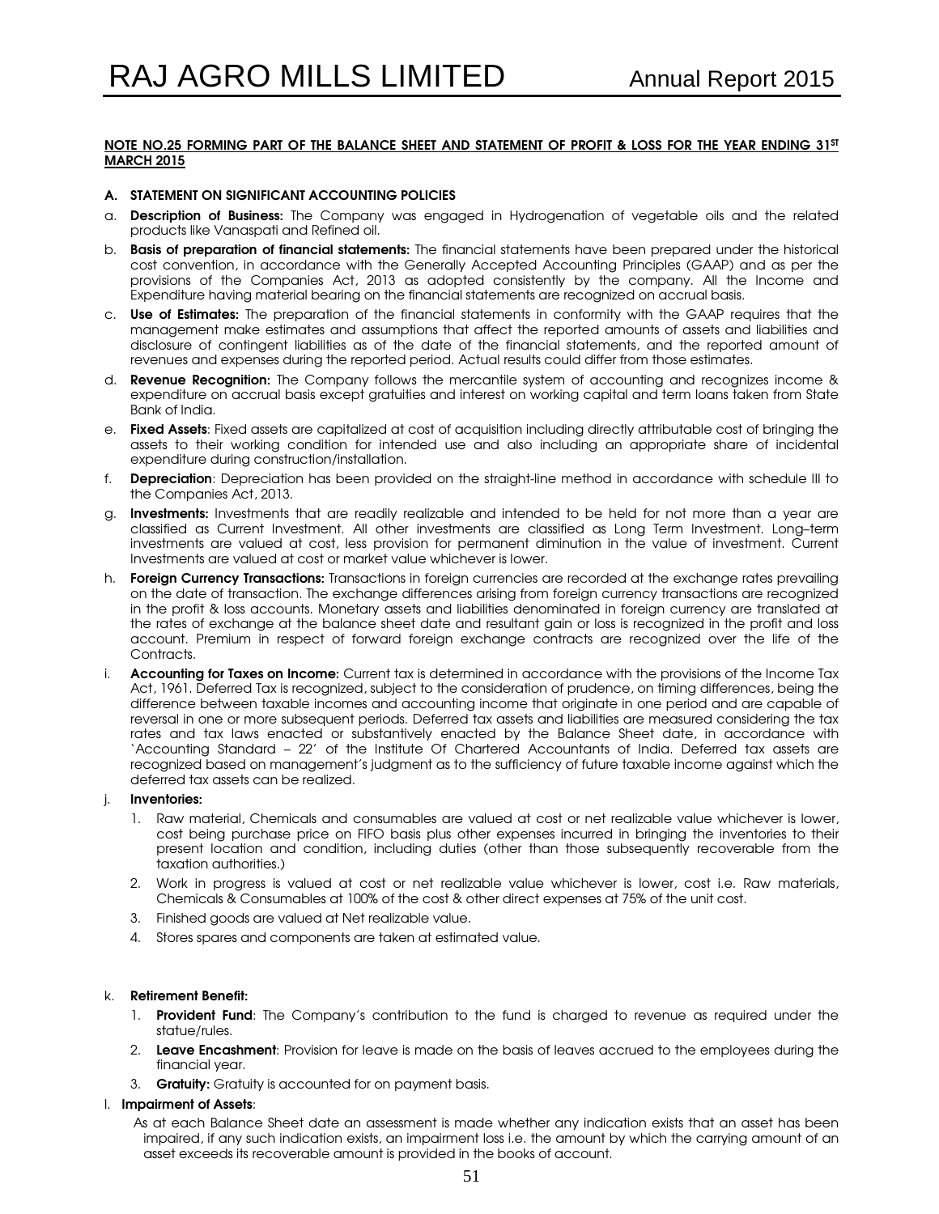**NOTE NO.25 FORMING PART OF THE BALANCE SHEET AND STATEMENT OF PROFIT & LOSS FOR THE YEAR ENDING 31ST MARCH 2015**

**A. STATEMENT ON SIGNIFICANT ACCOUNTING POLICIES**

a. **Description of Business:** The Company was engaged in Hydrogenation of vegetable oils and the related products like Vanaspati and Refined oil.

b. **Basis of preparation of financial statements:** The financial statements have been prepared under the historical cost convention, in accordance with the Generally Accepted Accounting Principles (GAAP) and as per the provisions of the Companies Act, 2013 as adopted consistently by the company. All the Income and Expenditure having material bearing on the financial statements are recognized on accrual basis.

c. **Use of Estimates:** The preparation of the financial statements in conformity with the GAAP requires that the management make estimates and assumptions that affect the reported amounts of assets and liabilities and disclosure of contingent liabilities as of the date of the financial statements, and the reported amount of revenues and expenses during the reported period. Actual results could differ from those estimates.

d. **Revenue Recognition:** The Company follows the mercantile system of accounting and recognizes income & expenditure on accrual basis except gratuities and interest on working capital and term loans taken from State Bank of India.

e. **Fixed Assets**: Fixed assets are capitalized at cost of acquisition including directly attributable cost of bringing the assets to their working condition for intended use and also including an appropriate share of incidental expenditure during construction/installation.

f. **Depreciation**: Depreciation has been provided on the straight-line method in accordance with schedule III to the Companies Act, 2013.

g. **Investments:** Investments that are readily realizable and intended to be held for not more than a year are classified as Current Investment. All other investments are classified as Long Term Investment. Long–term investments are valued at cost, less provision for permanent diminution in the value of investment. Current Investments are valued at cost or market value whichever is lower.

h. **Foreign Currency Transactions:** Transactions in foreign currencies are recorded at the exchange rates prevailing on the date of transaction. The exchange differences arising from foreign currency transactions are recognized in the profit & loss accounts. Monetary assets and liabilities denominated in foreign currency are translated at the rates of exchange at the balance sheet date and resultant gain or loss is recognized in the profit and loss account. Premium in respect of forward foreign exchange contracts are recognized over the life of the Contracts.

i. **Accounting for Taxes on Income:** Current tax is determined in accordance with the provisions of the Income Tax Act, 1961. Deferred Tax is recognized, subject to the consideration of prudence, on timing differences, being the difference between taxable incomes and accounting income that originate in one period and are capable of reversal in one or more subsequent periods. Deferred tax assets and liabilities are measured considering the tax rates and tax laws enacted or substantively enacted by the Balance Sheet date, in accordance with 'Accounting Standard – 22' of the Institute Of Chartered Accountants of India. Deferred tax assets are recognized based on management's judgment as to the sufficiency of future taxable income against which the deferred tax assets can be realized.

j. **Inventories:**

1. Raw material, Chemicals and consumables are valued at cost or net realizable value whichever is lower, cost being purchase price on FIFO basis plus other expenses incurred in bringing the inventories to their present location and condition, including duties (other than those subsequently recoverable from the taxation authorities.)
2. Work in progress is valued at cost or net realizable value whichever is lower, cost i.e. Raw materials, Chemicals & Consumables at 100% of the cost & other direct expenses at 75% of the unit cost.
3. Finished goods are valued at Net realizable value.
4. Stores spares and components are taken at estimated value.

k. **Retirement Benefit:**

1. **Provident Fund**: The Company's contribution to the fund is charged to revenue as required under the statue/rules.
2. **Leave Encashment**: Provision for leave is made on the basis of leaves accrued to the employees during the financial year.
3. **Gratuity:** Gratuity is accounted for on payment basis.

l. **Impairment of Assets**:

As at each Balance Sheet date an assessment is made whether any indication exists that an asset has been impaired, if any such indication exists, an impairment loss i.e. the amount by which the carrying amount of an asset exceeds its recoverable amount is provided in the books of account.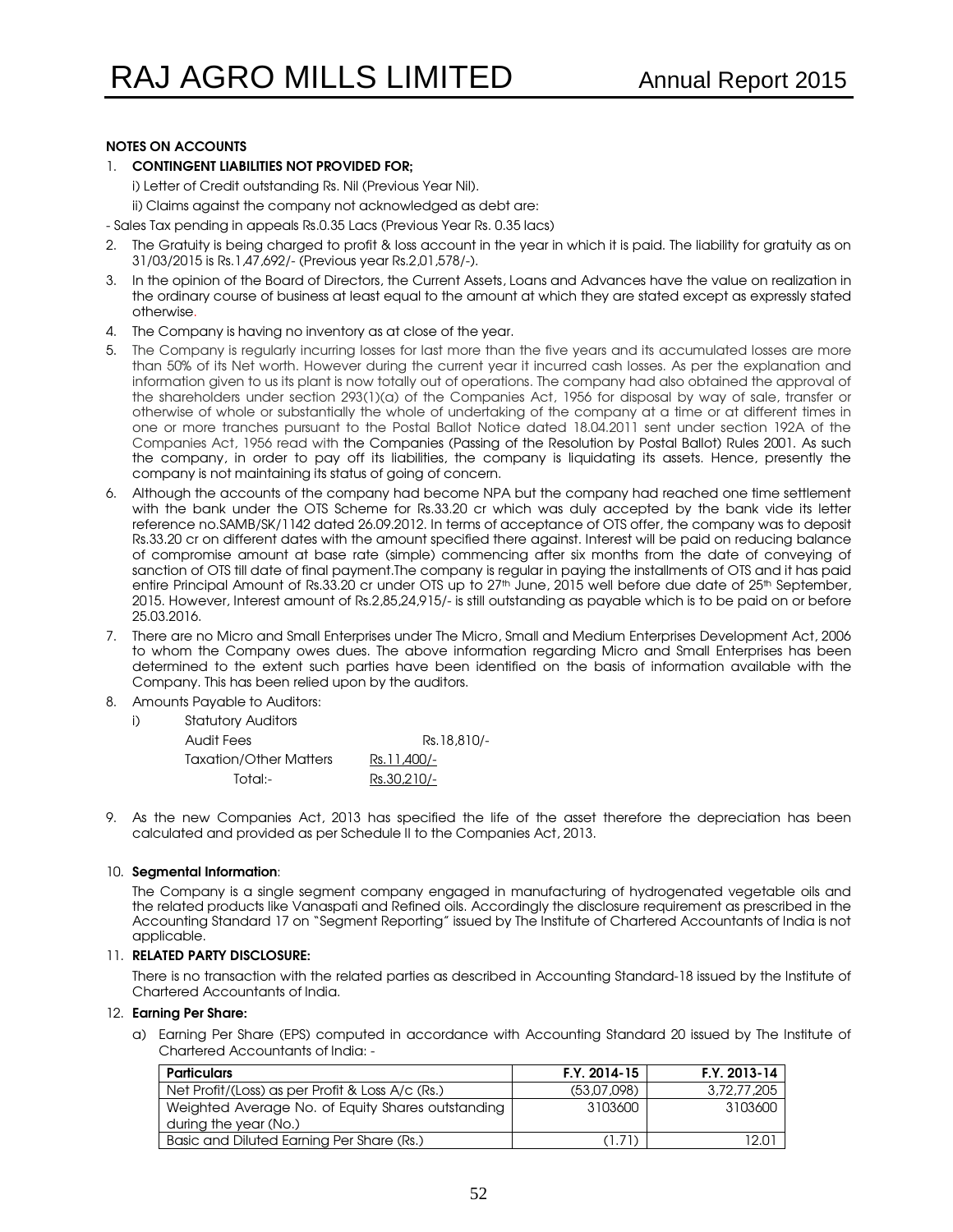**NOTES ON ACCOUNTS**

1. **CONTINGENT LIABILITIES NOT PROVIDED FOR;**

   i) Letter of Credit outstanding Rs. Nil (Previous Year Nil).

   ii) Claims against the company not acknowledged as debt are:

- Sales Tax pending in appeals Rs.0.35 Lacs (Previous Year Rs. 0.35 lacs)

2. The Gratuity is being charged to profit & loss account in the year in which it is paid. The liability for gratuity as on 31/03/2015 is Rs.1,47,692/- (Previous year Rs.2,01,578/-).
3. In the opinion of the Board of Directors, the Current Assets, Loans and Advances have the value on realization in the ordinary course of business at least equal to the amount at which they are stated except as expressly stated otherwise.
4. The Company is having no inventory as at close of the year.
5. The Company is regularly incurring losses for last more than the five years and its accumulated losses are more than 50% of its Net worth. However during the current year it incurred cash losses. As per the explanation and information given to us its plant is now totally out of operations. The company had also obtained the approval of the shareholders under section 293(1)(a) of the Companies Act, 1956 for disposal by way of sale, transfer or otherwise of whole or substantially the whole of undertaking of the company at a time or at different times in one or more tranches pursuant to the Postal Ballot Notice dated 18.04.2011 sent under section 192A of the Companies Act, 1956 read with the Companies (Passing of the Resolution by Postal Ballot) Rules 2001. As such the company, in order to pay off its liabilities, the company is liquidating its assets. Hence, presently the company is not maintaining its status of going of concern.
6. Although the accounts of the company had become NPA but the company had reached one time settlement with the bank under the OTS Scheme for Rs.33.20 cr which was duly accepted by the bank vide its letter reference no.SAMB/SK/1142 dated 26.09.2012. In terms of acceptance of OTS offer, the company was to deposit Rs.33.20 cr on different dates with the amount specified there against. Interest will be paid on reducing balance of compromise amount at base rate (simple) commencing after six months from the date of conveying of sanction of OTS till date of final payment.The company is regular in paying the installments of OTS and it has paid entire Principal Amount of Rs.33.20 cr under OTS up to 27th June, 2015 well before due date of 25th September, 2015. However, Interest amount of Rs.2,85,24,915/- is still outstanding as payable which is to be paid on or before 25.03.2016.
7. There are no Micro and Small Enterprises under The Micro, Small and Medium Enterprises Development Act, 2006 to whom the Company owes dues. The above information regarding Micro and Small Enterprises has been determined to the extent such parties have been identified on the basis of information available with the Company. This has been relied upon by the auditors.
8. Amounts Payable to Auditors:

   i) Statutory Auditors

   | | |
   |---|---|
   | Audit Fees | Rs.18,810/- |
   | Taxation/Other Matters | Rs.11,400/- |
   | Total:- | Rs.30,210/- |

9. As the new Companies Act, 2013 has specified the life of the asset therefore the depreciation has been calculated and provided as per Schedule II to the Companies Act, 2013.

10. **Segmental Information**:

    The Company is a single segment company engaged in manufacturing of hydrogenated vegetable oils and the related products like Vanaspati and Refined oils. Accordingly the disclosure requirement as prescribed in the Accounting Standard 17 on "Segment Reporting" issued by The Institute of Chartered Accountants of India is not applicable.

11. **RELATED PARTY DISCLOSURE:**

    There is no transaction with the related parties as described in Accounting Standard-18 issued by the Institute of Chartered Accountants of India.

12. **Earning Per Share:**

    a) Earning Per Share (EPS) computed in accordance with Accounting Standard 20 issued by The Institute of Chartered Accountants of India: -

| Particulars | F.Y. 2014-15 | F.Y. 2013-14 |
|---|---|---|
| Net Profit/(Loss) as per Profit & Loss A/c (Rs.) | (53,07,098) | 3,72,77,205 |
| Weighted Average No. of Equity Shares outstanding during the year (No.) | 3103600 | 3103600 |
| Basic and Diluted Earning Per Share (Rs.) | (1.71) | 12.01 |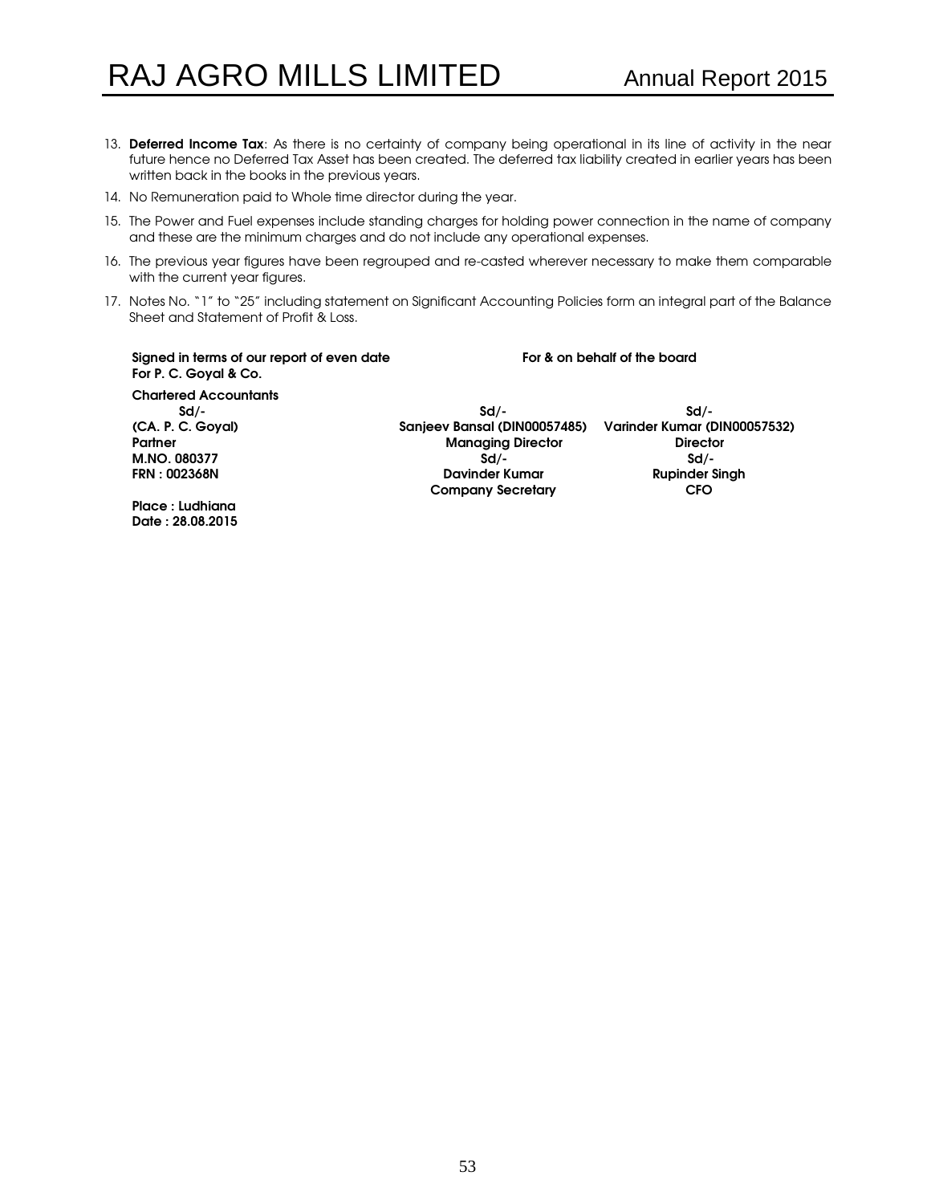13. **Deferred Income Tax**: As there is no certainty of company being operational in its line of activity in the near future hence no Deferred Tax Asset has been created. The deferred tax liability created in earlier years has been written back in the books in the previous years.
14. No Remuneration paid to Whole time director during the year.
15. The Power and Fuel expenses include standing charges for holding power connection in the name of company and these are the minimum charges and do not include any operational expenses.
16. The previous year figures have been regrouped and re-casted wherever necessary to make them comparable with the current year figures.
17. Notes No. "1" to "25" including statement on Significant Accounting Policies form an integral part of the Balance Sheet and Statement of Profit & Loss.

| | | |
|---|---|---|
| **Signed in terms of our report of even date** | **For & on behalf of the board** | |
| **For P. C. Goyal & Co.** | | |
| **Chartered Accountants** | | |
| **Sd/-** | **Sd/-** | **Sd/-** |
| **(CA. P. C. Goyal)** | **Sanjeev Bansal (DIN00057485)** | **Varinder Kumar (DIN00057532)** |
| **Partner** | **Managing Director** | **Director** |
| **M.NO. 080377** | **Sd/-** | **Sd/-** |
| **FRN : 002368N** | **Davinder Kumar** | **Rupinder Singh** |
| | **Company Secretary** | **CFO** |

**Place : Ludhiana**
**Date : 28.08.2015**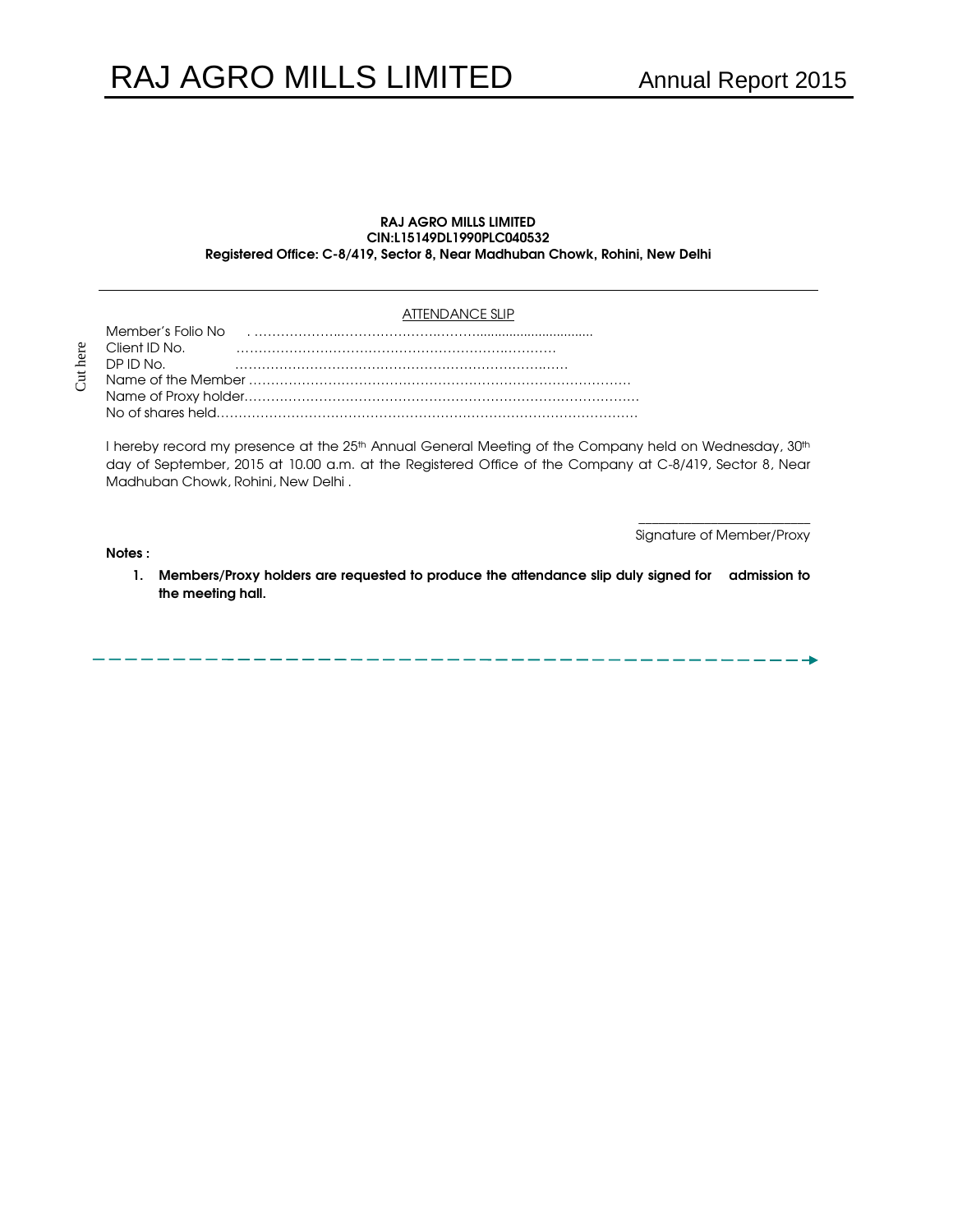**RAJ AGRO MILLS LIMITED**
**CIN:L15149DL1990PLC040532**
**Registered Office: C-8/419, Sector 8, Near Madhuban Chowk, Rohini, New Delhi**

---

ATTENDANCE SLIP

Cut here

Member's Folio No . ………………..………………….………...............................
Client ID No. ………………………………………………………….…………
DP ID No. …………………………………………………………….……
Name of the Member …………………………………………………………………………
Name of Proxy holder……………………………………………………………………………
No of shares held…………………………………………………………………………………

I hereby record my presence at the 25th Annual General Meeting of the Company held on Wednesday, 30th day of September, 2015 at 10.00 a.m. at the Registered Office of the Company at C-8/419, Sector 8, Near Madhuban Chowk, Rohini, New Delhi .

\_\_\_\_\_\_\_\_\_\_\_\_\_\_\_\_\_\_\_\_\_\_\_\_
Signature of Member/Proxy

**Notes :**

1. **Members/Proxy holders are requested to produce the attendance slip duly signed for admission to the meeting hall.**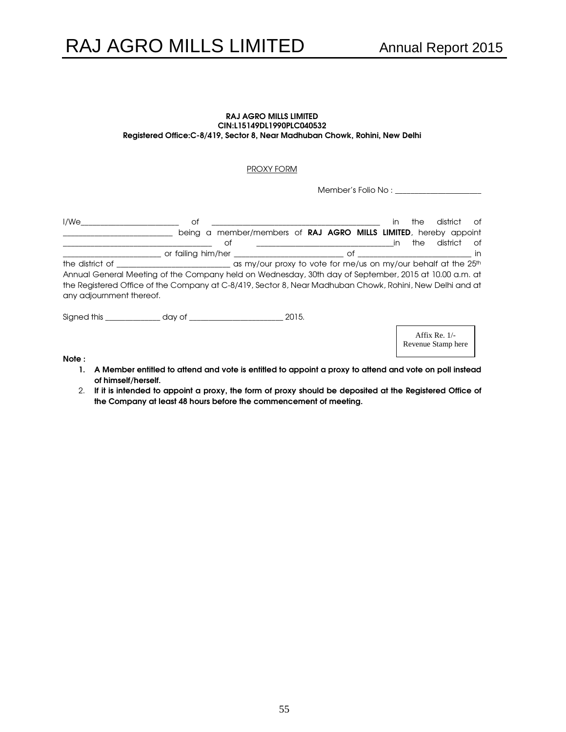**RAJ AGRO MILLS LIMITED**
**CIN:L15149DL1990PLC040532**
**Registered Office:C-8/419, Sector 8, Near Madhuban Chowk, Rohini, New Delhi**

PROXY FORM

Member's Folio No : ______________________

I/We__________________________ of ____________________________________________ in the district of ____________________________ being a member/members of **RAJ AGRO MILLS LIMITED**, hereby appoint ______________________________________ of ____________________________________in the district of __________________________ or failing him/her ____________________________ of ______________________________ in the district of _____________________________ as my/our proxy to vote for me/us on my/our behalf at the 25th Annual General Meeting of the Company held on Wednesday, 30th day of September, 2015 at 10.00 a.m. at the Registered Office of the Company at C-8/419, Sector 8, Near Madhuban Chowk, Rohini, New Delhi and at any adjournment thereof.

Signed this _______________ day of _________________________ 2015.

Affix Re. 1/-
Revenue Stamp here

**Note :**

1. **A Member entitled to attend and vote is entitled to appoint a proxy to attend and vote on poll instead of himself/herself.**
2. **If it is intended to appoint a proxy, the form of proxy should be deposited at the Registered Office of the Company at least 48 hours before the commencement of meeting.**